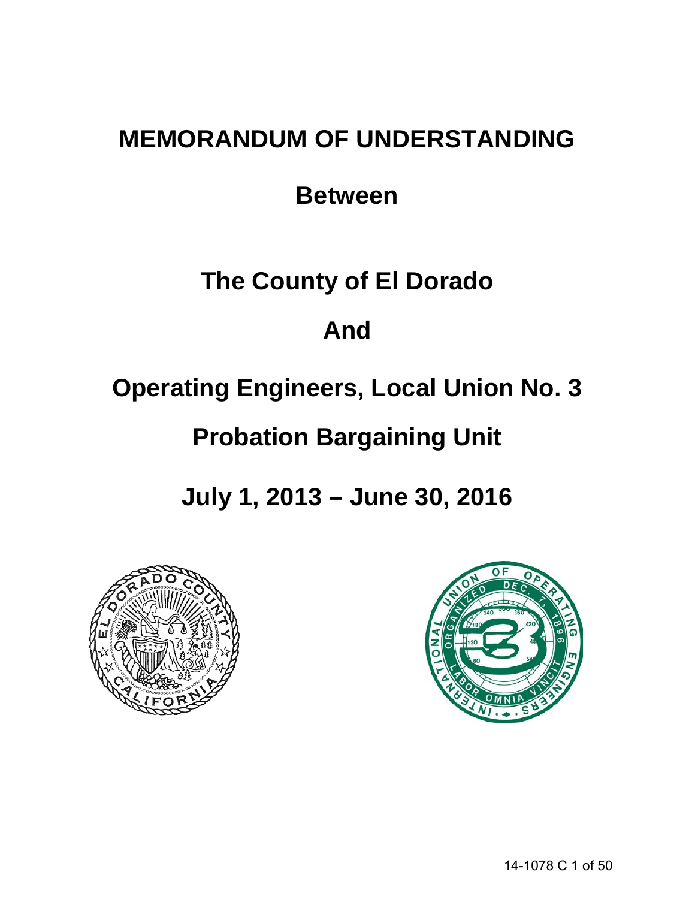# MEMORANDUM OF UNDERSTANDING

## Between

## The County of El Dorado

## And

## Operating Engineers, Local Union No. 3

## Probation Bargaining Unit

## July 1, 2013 – June 30, 2016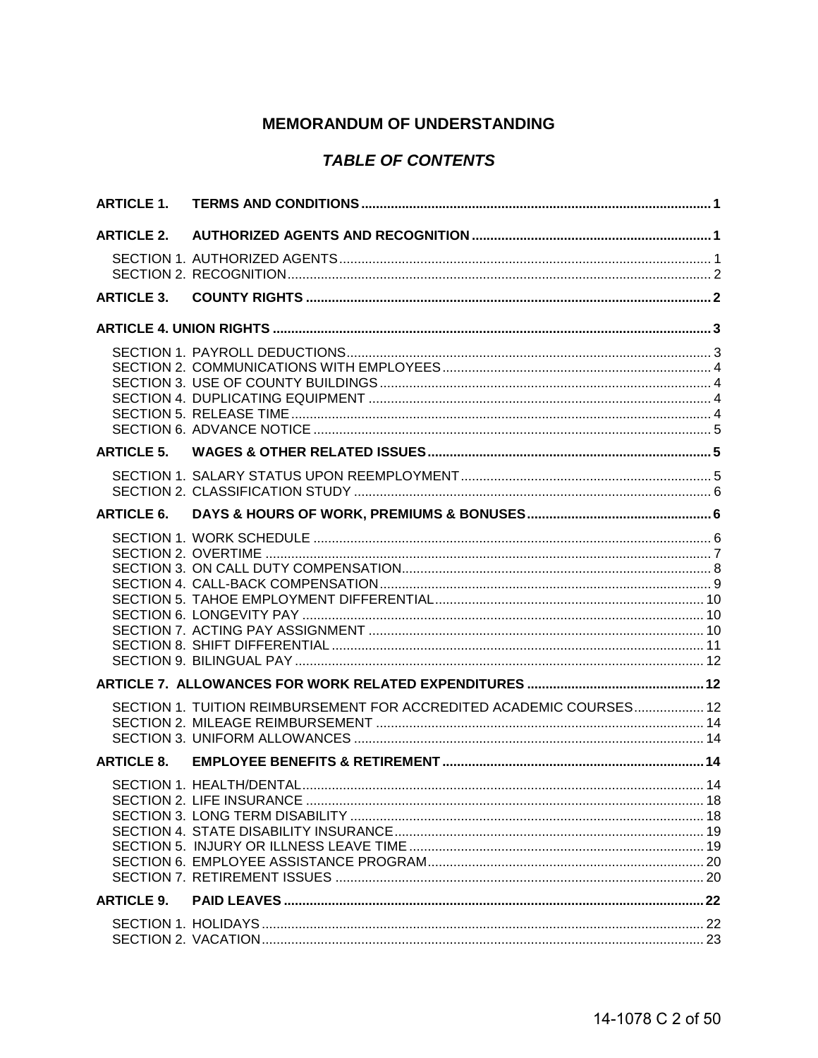# MEMORANDUM OF UNDERSTANDING

## *TABLE OF CONTENTS*

**ARTICLE 1. TERMS AND CONDITIONS** .......... **1**

**ARTICLE 2. AUTHORIZED AGENTS AND RECOGNITION** .......... **1**

SECTION 1. AUTHORIZED AGENTS .......... 1
SECTION 2. RECOGNITION .......... 2

**ARTICLE 3. COUNTY RIGHTS** .......... **2**

**ARTICLE 4. UNION RIGHTS** .......... **3**

SECTION 1. PAYROLL DEDUCTIONS .......... 3
SECTION 2. COMMUNICATIONS WITH EMPLOYEES .......... 4
SECTION 3. USE OF COUNTY BUILDINGS .......... 4
SECTION 4. DUPLICATING EQUIPMENT .......... 4
SECTION 5. RELEASE TIME .......... 4
SECTION 6. ADVANCE NOTICE .......... 5

**ARTICLE 5. WAGES & OTHER RELATED ISSUES** .......... **5**

SECTION 1. SALARY STATUS UPON REEMPLOYMENT .......... 5
SECTION 2. CLASSIFICATION STUDY .......... 6

**ARTICLE 6. DAYS & HOURS OF WORK, PREMIUMS & BONUSES** .......... **6**

SECTION 1. WORK SCHEDULE .......... 6
SECTION 2. OVERTIME .......... 7
SECTION 3. ON CALL DUTY COMPENSATION .......... 8
SECTION 4. CALL-BACK COMPENSATION .......... 9
SECTION 5. TAHOE EMPLOYMENT DIFFERENTIAL .......... 10
SECTION 6. LONGEVITY PAY .......... 10
SECTION 7. ACTING PAY ASSIGNMENT .......... 10
SECTION 8. SHIFT DIFFERENTIAL .......... 11
SECTION 9. BILINGUAL PAY .......... 12

**ARTICLE 7. ALLOWANCES FOR WORK RELATED EXPENDITURES** .......... **12**

SECTION 1. TUITION REIMBURSEMENT FOR ACCREDITED ACADEMIC COURSES .......... 12
SECTION 2. MILEAGE REIMBURSEMENT .......... 14
SECTION 3. UNIFORM ALLOWANCES .......... 14

**ARTICLE 8. EMPLOYEE BENEFITS & RETIREMENT** .......... **14**

SECTION 1. HEALTH/DENTAL .......... 14
SECTION 2. LIFE INSURANCE .......... 18
SECTION 3. LONG TERM DISABILITY .......... 18
SECTION 4. STATE DISABILITY INSURANCE .......... 19
SECTION 5. INJURY OR ILLNESS LEAVE TIME .......... 19
SECTION 6. EMPLOYEE ASSISTANCE PROGRAM .......... 20
SECTION 7. RETIREMENT ISSUES .......... 20

**ARTICLE 9. PAID LEAVES** .......... **22**

SECTION 1. HOLIDAYS .......... 22
SECTION 2. VACATION .......... 23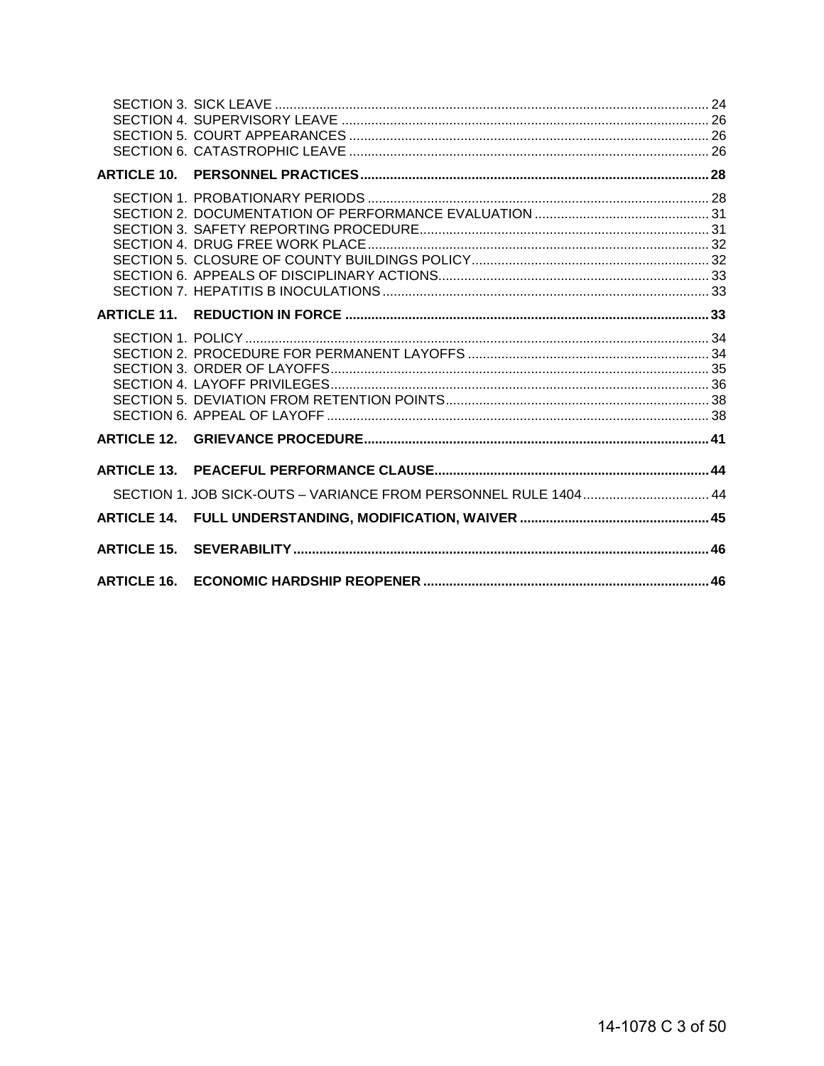SECTION 3. SICK LEAVE ..... 24
SECTION 4. SUPERVISORY LEAVE ..... 26
SECTION 5. COURT APPEARANCES ..... 26
SECTION 6. CATASTROPHIC LEAVE ..... 26

**ARTICLE 10. PERSONNEL PRACTICES ..... 28**

SECTION 1. PROBATIONARY PERIODS ..... 28
SECTION 2. DOCUMENTATION OF PERFORMANCE EVALUATION ..... 31
SECTION 3. SAFETY REPORTING PROCEDURE ..... 31
SECTION 4. DRUG FREE WORK PLACE ..... 32
SECTION 5. CLOSURE OF COUNTY BUILDINGS POLICY ..... 32
SECTION 6. APPEALS OF DISCIPLINARY ACTIONS ..... 33
SECTION 7. HEPATITIS B INOCULATIONS ..... 33

**ARTICLE 11. REDUCTION IN FORCE ..... 33**

SECTION 1. POLICY ..... 34
SECTION 2. PROCEDURE FOR PERMANENT LAYOFFS ..... 34
SECTION 3. ORDER OF LAYOFFS ..... 35
SECTION 4. LAYOFF PRIVILEGES ..... 36
SECTION 5. DEVIATION FROM RETENTION POINTS ..... 38
SECTION 6. APPEAL OF LAYOFF ..... 38

**ARTICLE 12. GRIEVANCE PROCEDURE ..... 41**

**ARTICLE 13. PEACEFUL PERFORMANCE CLAUSE ..... 44**

SECTION 1. JOB SICK-OUTS – VARIANCE FROM PERSONNEL RULE 1404 ..... 44

**ARTICLE 14. FULL UNDERSTANDING, MODIFICATION, WAIVER ..... 45**

**ARTICLE 15. SEVERABILITY ..... 46**

**ARTICLE 16. ECONOMIC HARDSHIP REOPENER ..... 46**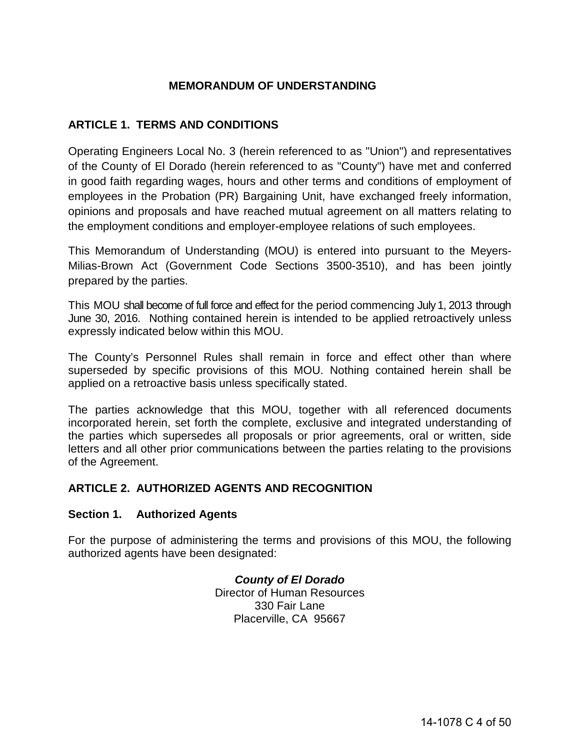# MEMORANDUM OF UNDERSTANDING

## ARTICLE 1. TERMS AND CONDITIONS

Operating Engineers Local No. 3 (herein referenced to as "Union") and representatives of the County of El Dorado (herein referenced to as "County") have met and conferred in good faith regarding wages, hours and other terms and conditions of employment of employees in the Probation (PR) Bargaining Unit, have exchanged freely information, opinions and proposals and have reached mutual agreement on all matters relating to the employment conditions and employer-employee relations of such employees.

This Memorandum of Understanding (MOU) is entered into pursuant to the Meyers-Milias-Brown Act (Government Code Sections 3500-3510), and has been jointly prepared by the parties.

This MOU shall become of full force and effect for the period commencing July 1, 2013 through June 30, 2016. Nothing contained herein is intended to be applied retroactively unless expressly indicated below within this MOU.

The County's Personnel Rules shall remain in force and effect other than where superseded by specific provisions of this MOU. Nothing contained herein shall be applied on a retroactive basis unless specifically stated.

The parties acknowledge that this MOU, together with all referenced documents incorporated herein, set forth the complete, exclusive and integrated understanding of the parties which supersedes all proposals or prior agreements, oral or written, side letters and all other prior communications between the parties relating to the provisions of the Agreement.

## ARTICLE 2. AUTHORIZED AGENTS AND RECOGNITION

### Section 1. Authorized Agents

For the purpose of administering the terms and provisions of this MOU, the following authorized agents have been designated:

***County of El Dorado***
Director of Human Resources
330 Fair Lane
Placerville, CA 95667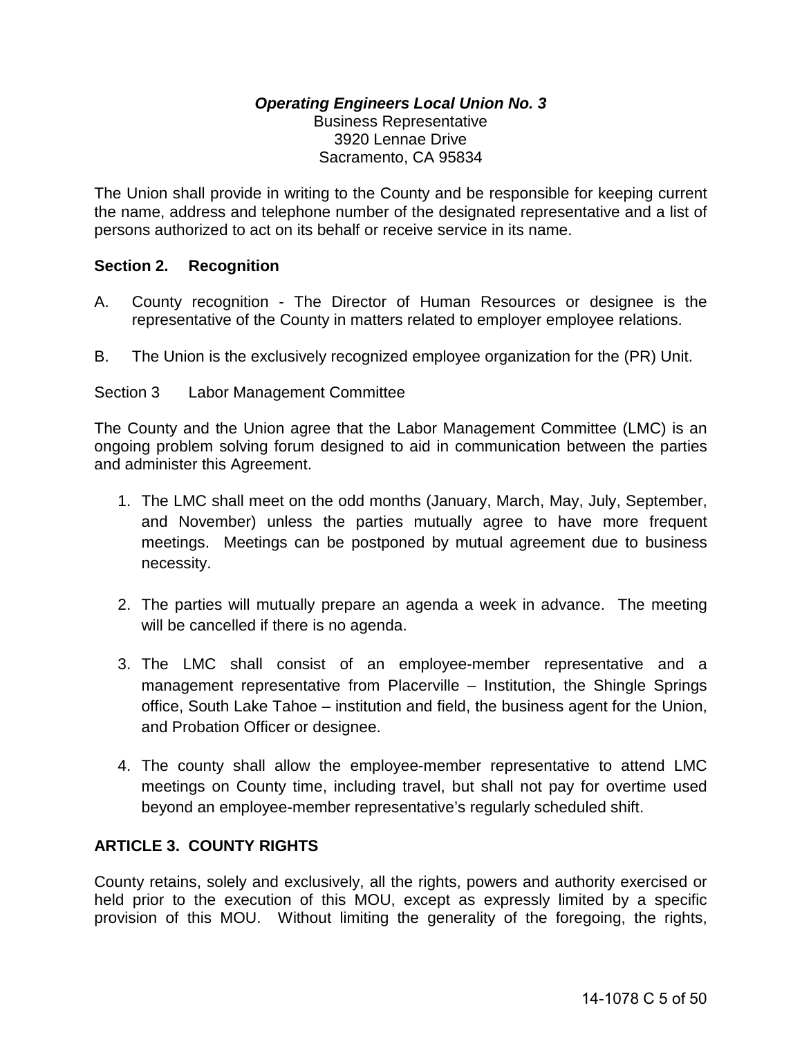***Operating Engineers Local Union No. 3***
Business Representative
3920 Lennae Drive
Sacramento, CA 95834

The Union shall provide in writing to the County and be responsible for keeping current the name, address and telephone number of the designated representative and a list of persons authorized to act on its behalf or receive service in its name.

**Section 2. Recognition**

A. County recognition - The Director of Human Resources or designee is the representative of the County in matters related to employer employee relations.

B. The Union is the exclusively recognized employee organization for the (PR) Unit.

Section 3 Labor Management Committee

The County and the Union agree that the Labor Management Committee (LMC) is an ongoing problem solving forum designed to aid in communication between the parties and administer this Agreement.

1. The LMC shall meet on the odd months (January, March, May, July, September, and November) unless the parties mutually agree to have more frequent meetings. Meetings can be postponed by mutual agreement due to business necessity.

2. The parties will mutually prepare an agenda a week in advance. The meeting will be cancelled if there is no agenda.

3. The LMC shall consist of an employee-member representative and a management representative from Placerville – Institution, the Shingle Springs office, South Lake Tahoe – institution and field, the business agent for the Union, and Probation Officer or designee.

4. The county shall allow the employee-member representative to attend LMC meetings on County time, including travel, but shall not pay for overtime used beyond an employee-member representative's regularly scheduled shift.

## ARTICLE 3. COUNTY RIGHTS

County retains, solely and exclusively, all the rights, powers and authority exercised or held prior to the execution of this MOU, except as expressly limited by a specific provision of this MOU. Without limiting the generality of the foregoing, the rights,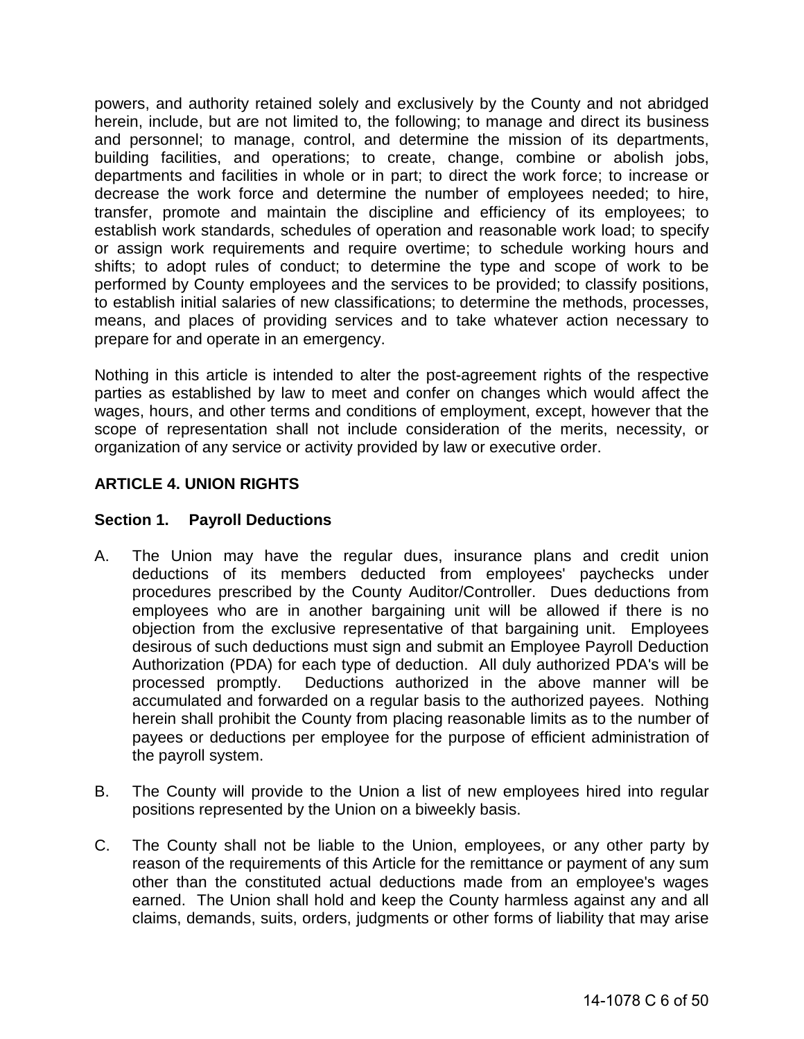powers, and authority retained solely and exclusively by the County and not abridged herein, include, but are not limited to, the following; to manage and direct its business and personnel; to manage, control, and determine the mission of its departments, building facilities, and operations; to create, change, combine or abolish jobs, departments and facilities in whole or in part; to direct the work force; to increase or decrease the work force and determine the number of employees needed; to hire, transfer, promote and maintain the discipline and efficiency of its employees; to establish work standards, schedules of operation and reasonable work load; to specify or assign work requirements and require overtime; to schedule working hours and shifts; to adopt rules of conduct; to determine the type and scope of work to be performed by County employees and the services to be provided; to classify positions, to establish initial salaries of new classifications; to determine the methods, processes, means, and places of providing services and to take whatever action necessary to prepare for and operate in an emergency.

Nothing in this article is intended to alter the post-agreement rights of the respective parties as established by law to meet and confer on changes which would affect the wages, hours, and other terms and conditions of employment, except, however that the scope of representation shall not include consideration of the merits, necessity, or organization of any service or activity provided by law or executive order.

## ARTICLE 4. UNION RIGHTS

### Section 1. Payroll Deductions

A. The Union may have the regular dues, insurance plans and credit union deductions of its members deducted from employees' paychecks under procedures prescribed by the County Auditor/Controller. Dues deductions from employees who are in another bargaining unit will be allowed if there is no objection from the exclusive representative of that bargaining unit. Employees desirous of such deductions must sign and submit an Employee Payroll Deduction Authorization (PDA) for each type of deduction. All duly authorized PDA's will be processed promptly. Deductions authorized in the above manner will be accumulated and forwarded on a regular basis to the authorized payees. Nothing herein shall prohibit the County from placing reasonable limits as to the number of payees or deductions per employee for the purpose of efficient administration of the payroll system.

B. The County will provide to the Union a list of new employees hired into regular positions represented by the Union on a biweekly basis.

C. The County shall not be liable to the Union, employees, or any other party by reason of the requirements of this Article for the remittance or payment of any sum other than the constituted actual deductions made from an employee's wages earned. The Union shall hold and keep the County harmless against any and all claims, demands, suits, orders, judgments or other forms of liability that may arise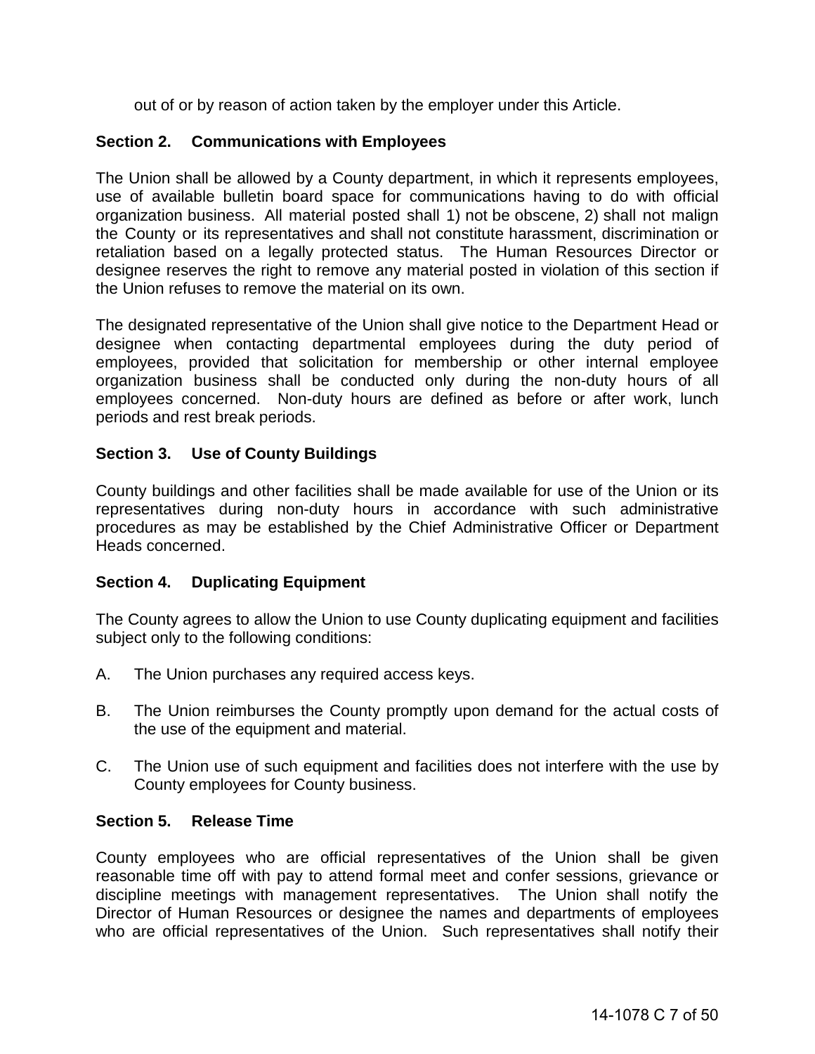out of or by reason of action taken by the employer under this Article.

**Section 2. Communications with Employees**

The Union shall be allowed by a County department, in which it represents employees, use of available bulletin board space for communications having to do with official organization business. All material posted shall 1) not be obscene, 2) shall not malign the County or its representatives and shall not constitute harassment, discrimination or retaliation based on a legally protected status. The Human Resources Director or designee reserves the right to remove any material posted in violation of this section if the Union refuses to remove the material on its own.

The designated representative of the Union shall give notice to the Department Head or designee when contacting departmental employees during the duty period of employees, provided that solicitation for membership or other internal employee organization business shall be conducted only during the non-duty hours of all employees concerned. Non-duty hours are defined as before or after work, lunch periods and rest break periods.

**Section 3. Use of County Buildings**

County buildings and other facilities shall be made available for use of the Union or its representatives during non-duty hours in accordance with such administrative procedures as may be established by the Chief Administrative Officer or Department Heads concerned.

**Section 4. Duplicating Equipment**

The County agrees to allow the Union to use County duplicating equipment and facilities subject only to the following conditions:

A. The Union purchases any required access keys.

B. The Union reimburses the County promptly upon demand for the actual costs of the use of the equipment and material.

C. The Union use of such equipment and facilities does not interfere with the use by County employees for County business.

**Section 5. Release Time**

County employees who are official representatives of the Union shall be given reasonable time off with pay to attend formal meet and confer sessions, grievance or discipline meetings with management representatives. The Union shall notify the Director of Human Resources or designee the names and departments of employees who are official representatives of the Union. Such representatives shall notify their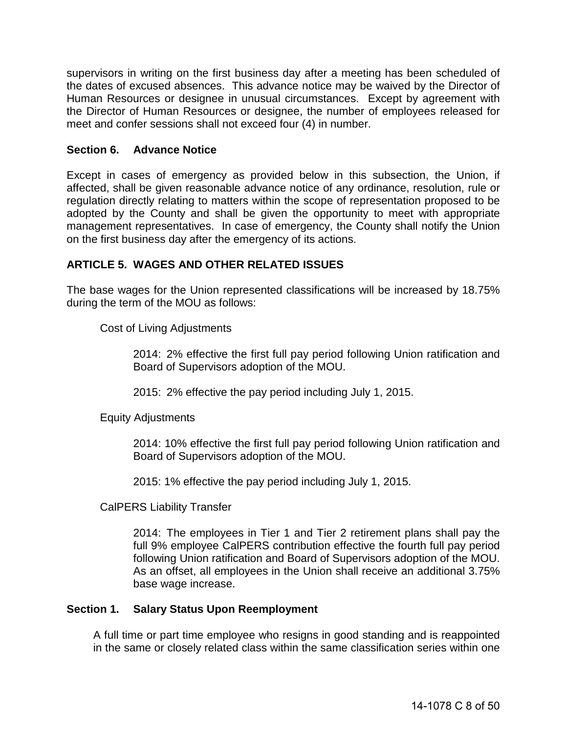supervisors in writing on the first business day after a meeting has been scheduled of the dates of excused absences. This advance notice may be waived by the Director of Human Resources or designee in unusual circumstances. Except by agreement with the Director of Human Resources or designee, the number of employees released for meet and confer sessions shall not exceed four (4) in number.

### Section 6. Advance Notice

Except in cases of emergency as provided below in this subsection, the Union, if affected, shall be given reasonable advance notice of any ordinance, resolution, rule or regulation directly relating to matters within the scope of representation proposed to be adopted by the County and shall be given the opportunity to meet with appropriate management representatives. In case of emergency, the County shall notify the Union on the first business day after the emergency of its actions.

## ARTICLE 5. WAGES AND OTHER RELATED ISSUES

The base wages for the Union represented classifications will be increased by 18.75% during the term of the MOU as follows:

Cost of Living Adjustments

> 2014: 2% effective the first full pay period following Union ratification and Board of Supervisors adoption of the MOU.
>
> 2015: 2% effective the pay period including July 1, 2015.

Equity Adjustments

> 2014: 10% effective the first full pay period following Union ratification and Board of Supervisors adoption of the MOU.
>
> 2015: 1% effective the pay period including July 1, 2015.

CalPERS Liability Transfer

> 2014: The employees in Tier 1 and Tier 2 retirement plans shall pay the full 9% employee CalPERS contribution effective the fourth full pay period following Union ratification and Board of Supervisors adoption of the MOU. As an offset, all employees in the Union shall receive an additional 3.75% base wage increase.

### Section 1. Salary Status Upon Reemployment

A full time or part time employee who resigns in good standing and is reappointed in the same or closely related class within the same classification series within one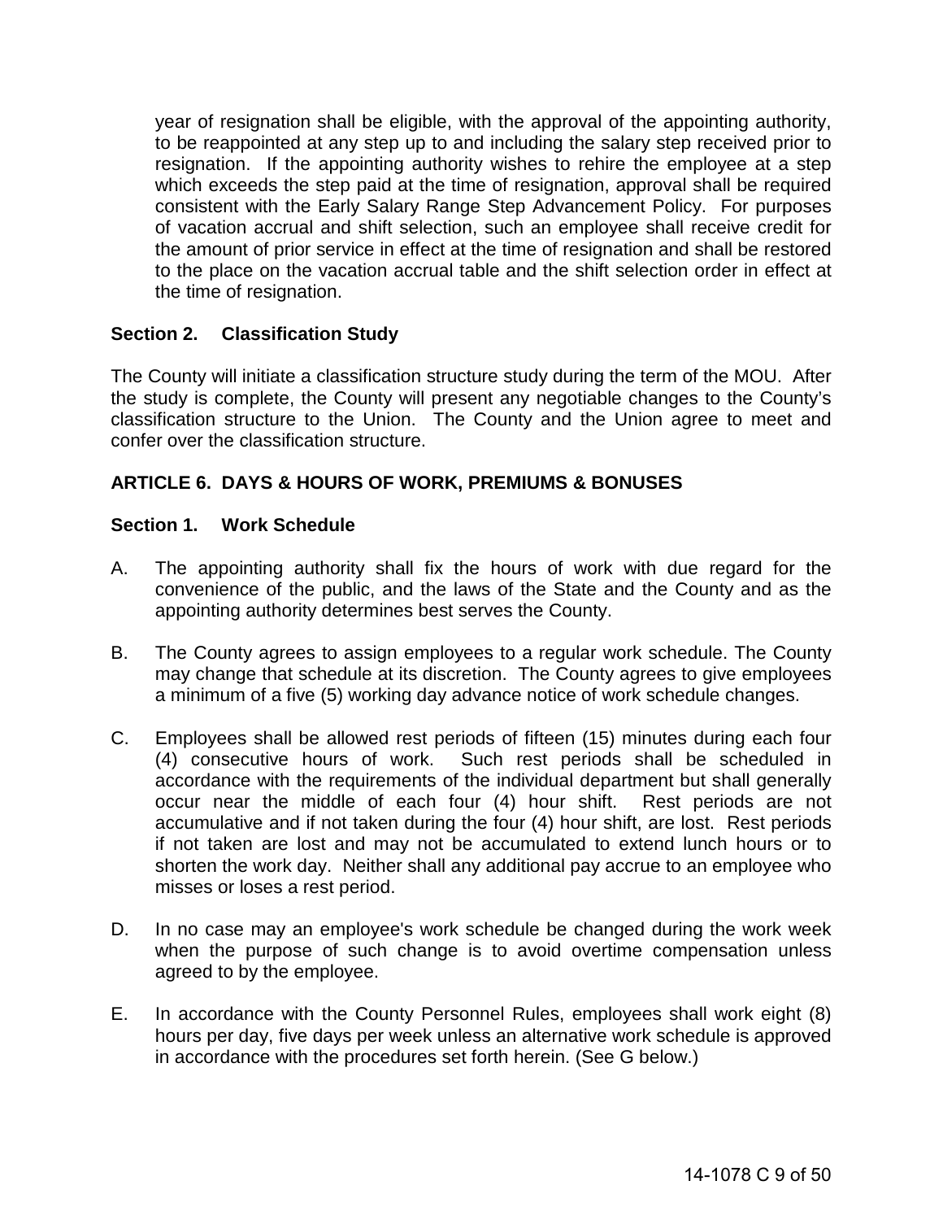year of resignation shall be eligible, with the approval of the appointing authority, to be reappointed at any step up to and including the salary step received prior to resignation. If the appointing authority wishes to rehire the employee at a step which exceeds the step paid at the time of resignation, approval shall be required consistent with the Early Salary Range Step Advancement Policy. For purposes of vacation accrual and shift selection, such an employee shall receive credit for the amount of prior service in effect at the time of resignation and shall be restored to the place on the vacation accrual table and the shift selection order in effect at the time of resignation.

### Section 2. Classification Study

The County will initiate a classification structure study during the term of the MOU. After the study is complete, the County will present any negotiable changes to the County's classification structure to the Union. The County and the Union agree to meet and confer over the classification structure.

## ARTICLE 6. DAYS & HOURS OF WORK, PREMIUMS & BONUSES

### Section 1. Work Schedule

A. The appointing authority shall fix the hours of work with due regard for the convenience of the public, and the laws of the State and the County and as the appointing authority determines best serves the County.

B. The County agrees to assign employees to a regular work schedule. The County may change that schedule at its discretion. The County agrees to give employees a minimum of a five (5) working day advance notice of work schedule changes.

C. Employees shall be allowed rest periods of fifteen (15) minutes during each four (4) consecutive hours of work. Such rest periods shall be scheduled in accordance with the requirements of the individual department but shall generally occur near the middle of each four (4) hour shift. Rest periods are not accumulative and if not taken during the four (4) hour shift, are lost. Rest periods if not taken are lost and may not be accumulated to extend lunch hours or to shorten the work day. Neither shall any additional pay accrue to an employee who misses or loses a rest period.

D. In no case may an employee's work schedule be changed during the work week when the purpose of such change is to avoid overtime compensation unless agreed to by the employee.

E. In accordance with the County Personnel Rules, employees shall work eight (8) hours per day, five days per week unless an alternative work schedule is approved in accordance with the procedures set forth herein. (See G below.)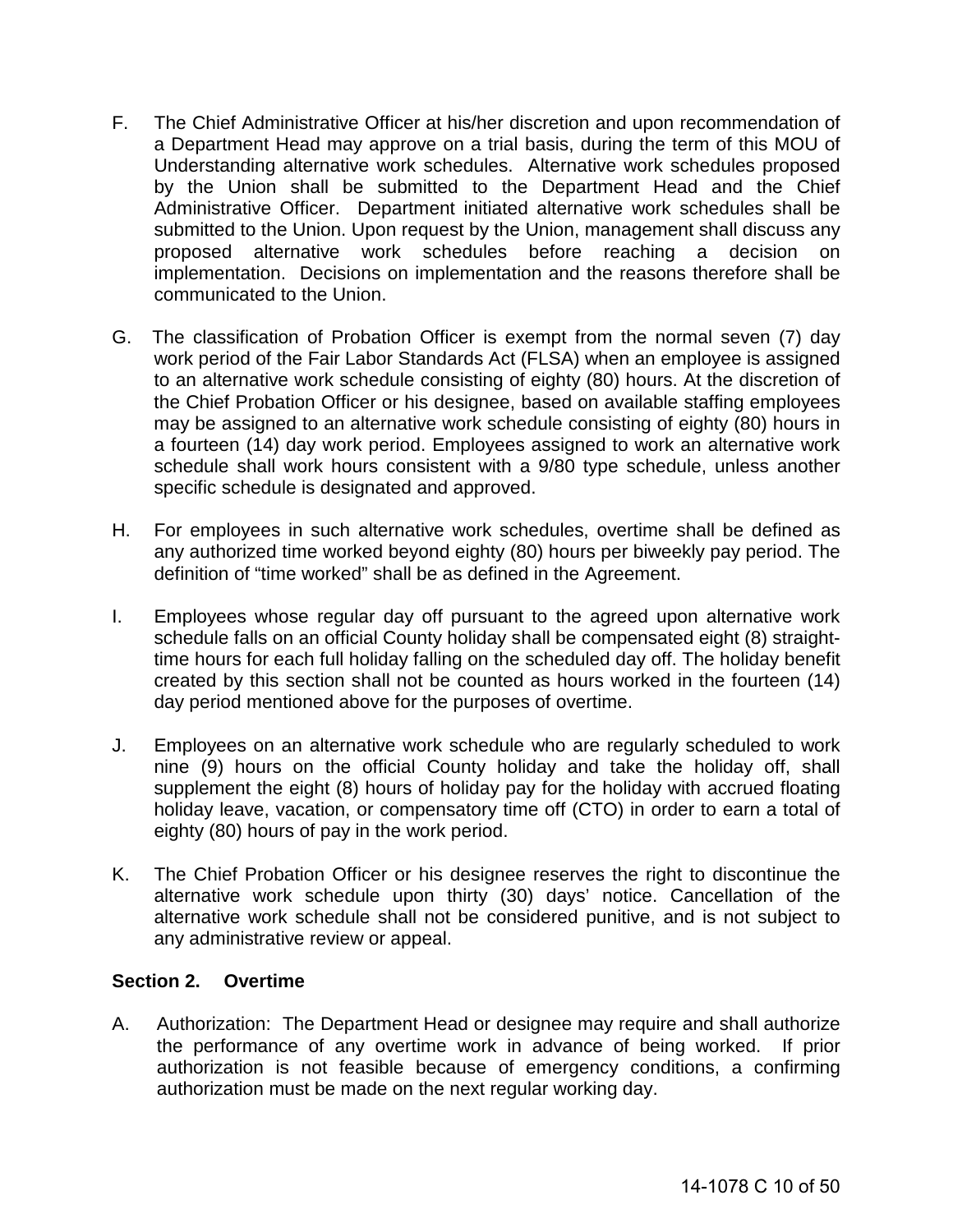F. The Chief Administrative Officer at his/her discretion and upon recommendation of a Department Head may approve on a trial basis, during the term of this MOU of Understanding alternative work schedules. Alternative work schedules proposed by the Union shall be submitted to the Department Head and the Chief Administrative Officer. Department initiated alternative work schedules shall be submitted to the Union. Upon request by the Union, management shall discuss any proposed alternative work schedules before reaching a decision on implementation. Decisions on implementation and the reasons therefore shall be communicated to the Union.

G. The classification of Probation Officer is exempt from the normal seven (7) day work period of the Fair Labor Standards Act (FLSA) when an employee is assigned to an alternative work schedule consisting of eighty (80) hours. At the discretion of the Chief Probation Officer or his designee, based on available staffing employees may be assigned to an alternative work schedule consisting of eighty (80) hours in a fourteen (14) day work period. Employees assigned to work an alternative work schedule shall work hours consistent with a 9/80 type schedule, unless another specific schedule is designated and approved.

H. For employees in such alternative work schedules, overtime shall be defined as any authorized time worked beyond eighty (80) hours per biweekly pay period. The definition of "time worked" shall be as defined in the Agreement.

I. Employees whose regular day off pursuant to the agreed upon alternative work schedule falls on an official County holiday shall be compensated eight (8) straight-time hours for each full holiday falling on the scheduled day off. The holiday benefit created by this section shall not be counted as hours worked in the fourteen (14) day period mentioned above for the purposes of overtime.

J. Employees on an alternative work schedule who are regularly scheduled to work nine (9) hours on the official County holiday and take the holiday off, shall supplement the eight (8) hours of holiday pay for the holiday with accrued floating holiday leave, vacation, or compensatory time off (CTO) in order to earn a total of eighty (80) hours of pay in the work period.

K. The Chief Probation Officer or his designee reserves the right to discontinue the alternative work schedule upon thirty (30) days' notice. Cancellation of the alternative work schedule shall not be considered punitive, and is not subject to any administrative review or appeal.

**Section 2. Overtime**

A. Authorization: The Department Head or designee may require and shall authorize the performance of any overtime work in advance of being worked. If prior authorization is not feasible because of emergency conditions, a confirming authorization must be made on the next regular working day.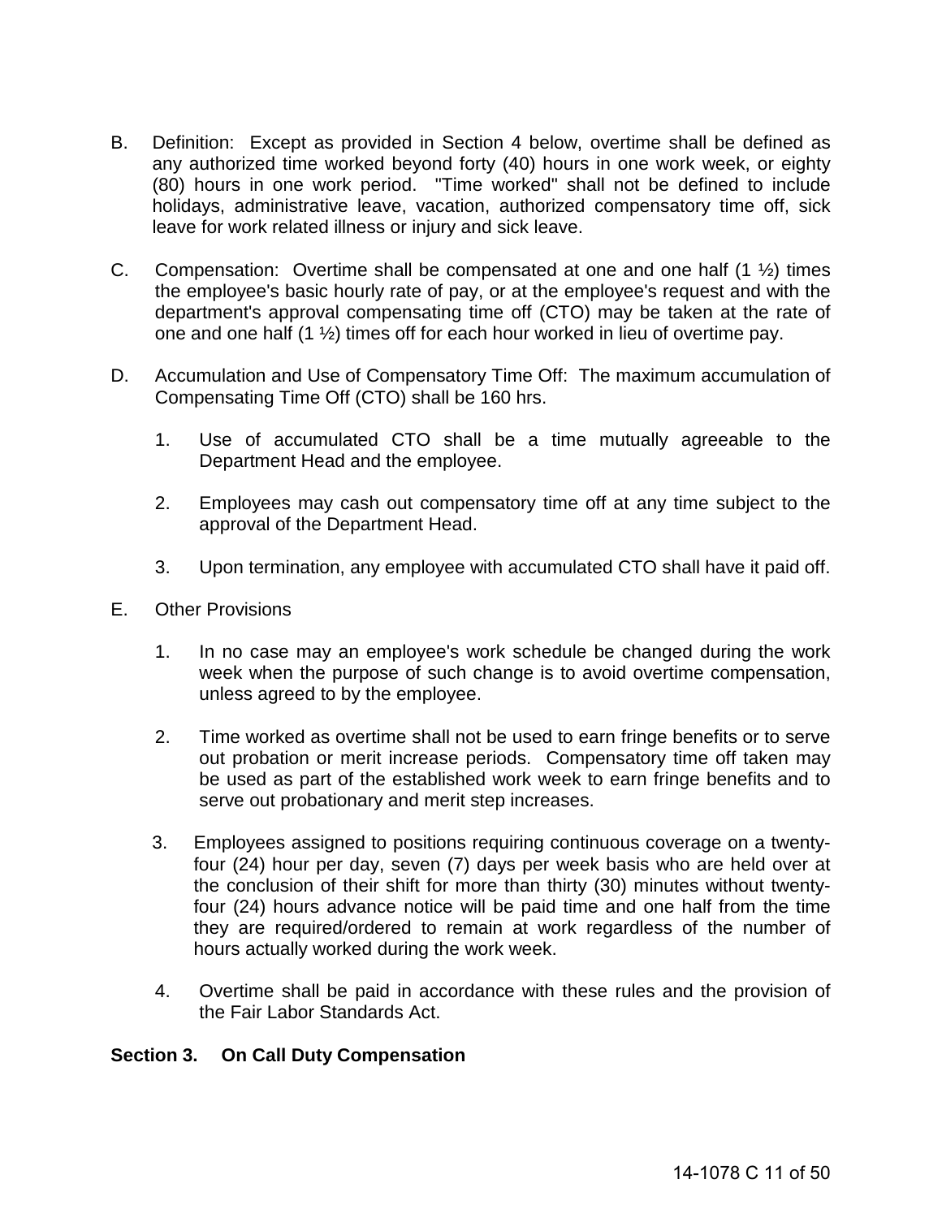B. Definition: Except as provided in Section 4 below, overtime shall be defined as any authorized time worked beyond forty (40) hours in one work week, or eighty (80) hours in one work period. "Time worked" shall not be defined to include holidays, administrative leave, vacation, authorized compensatory time off, sick leave for work related illness or injury and sick leave.

C. Compensation: Overtime shall be compensated at one and one half (1 ½) times the employee's basic hourly rate of pay, or at the employee's request and with the department's approval compensating time off (CTO) may be taken at the rate of one and one half (1 ½) times off for each hour worked in lieu of overtime pay.

D. Accumulation and Use of Compensatory Time Off: The maximum accumulation of Compensating Time Off (CTO) shall be 160 hrs.

   1. Use of accumulated CTO shall be a time mutually agreeable to the Department Head and the employee.

   2. Employees may cash out compensatory time off at any time subject to the approval of the Department Head.

   3. Upon termination, any employee with accumulated CTO shall have it paid off.

E. Other Provisions

   1. In no case may an employee's work schedule be changed during the work week when the purpose of such change is to avoid overtime compensation, unless agreed to by the employee.

   2. Time worked as overtime shall not be used to earn fringe benefits or to serve out probation or merit increase periods. Compensatory time off taken may be used as part of the established work week to earn fringe benefits and to serve out probationary and merit step increases.

   3. Employees assigned to positions requiring continuous coverage on a twenty-four (24) hour per day, seven (7) days per week basis who are held over at the conclusion of their shift for more than thirty (30) minutes without twenty-four (24) hours advance notice will be paid time and one half from the time they are required/ordered to remain at work regardless of the number of hours actually worked during the work week.

   4. Overtime shall be paid in accordance with these rules and the provision of the Fair Labor Standards Act.

**Section 3. On Call Duty Compensation**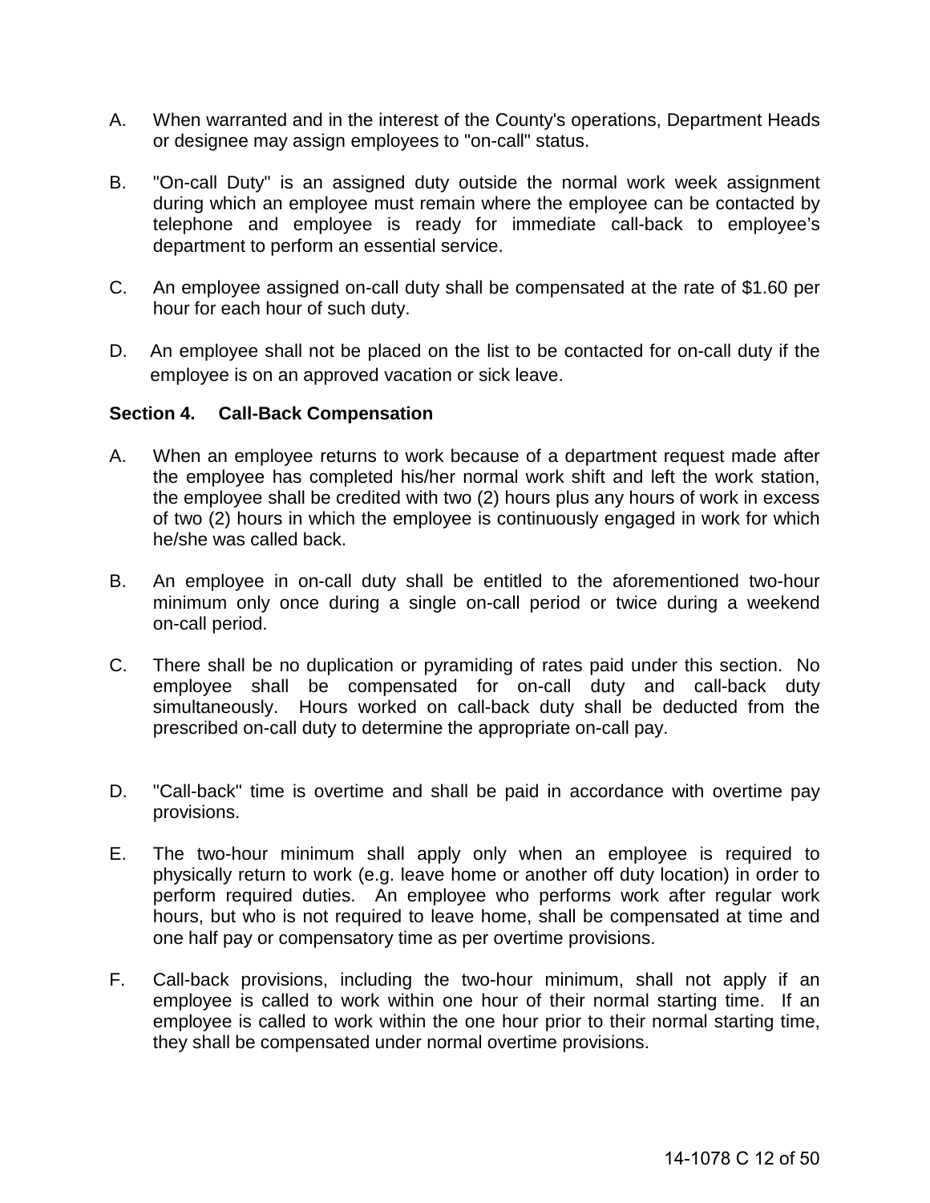A. When warranted and in the interest of the County's operations, Department Heads or designee may assign employees to "on-call" status.

B. "On-call Duty" is an assigned duty outside the normal work week assignment during which an employee must remain where the employee can be contacted by telephone and employee is ready for immediate call-back to employee's department to perform an essential service.

C. An employee assigned on-call duty shall be compensated at the rate of $1.60 per hour for each hour of such duty.

D. An employee shall not be placed on the list to be contacted for on-call duty if the employee is on an approved vacation or sick leave.

**Section 4. Call-Back Compensation**

A. When an employee returns to work because of a department request made after the employee has completed his/her normal work shift and left the work station, the employee shall be credited with two (2) hours plus any hours of work in excess of two (2) hours in which the employee is continuously engaged in work for which he/she was called back.

B. An employee in on-call duty shall be entitled to the aforementioned two-hour minimum only once during a single on-call period or twice during a weekend on-call period.

C. There shall be no duplication or pyramiding of rates paid under this section. No employee shall be compensated for on-call duty and call-back duty simultaneously. Hours worked on call-back duty shall be deducted from the prescribed on-call duty to determine the appropriate on-call pay.

D. "Call-back" time is overtime and shall be paid in accordance with overtime pay provisions.

E. The two-hour minimum shall apply only when an employee is required to physically return to work (e.g. leave home or another off duty location) in order to perform required duties. An employee who performs work after regular work hours, but who is not required to leave home, shall be compensated at time and one half pay or compensatory time as per overtime provisions.

F. Call-back provisions, including the two-hour minimum, shall not apply if an employee is called to work within one hour of their normal starting time. If an employee is called to work within the one hour prior to their normal starting time, they shall be compensated under normal overtime provisions.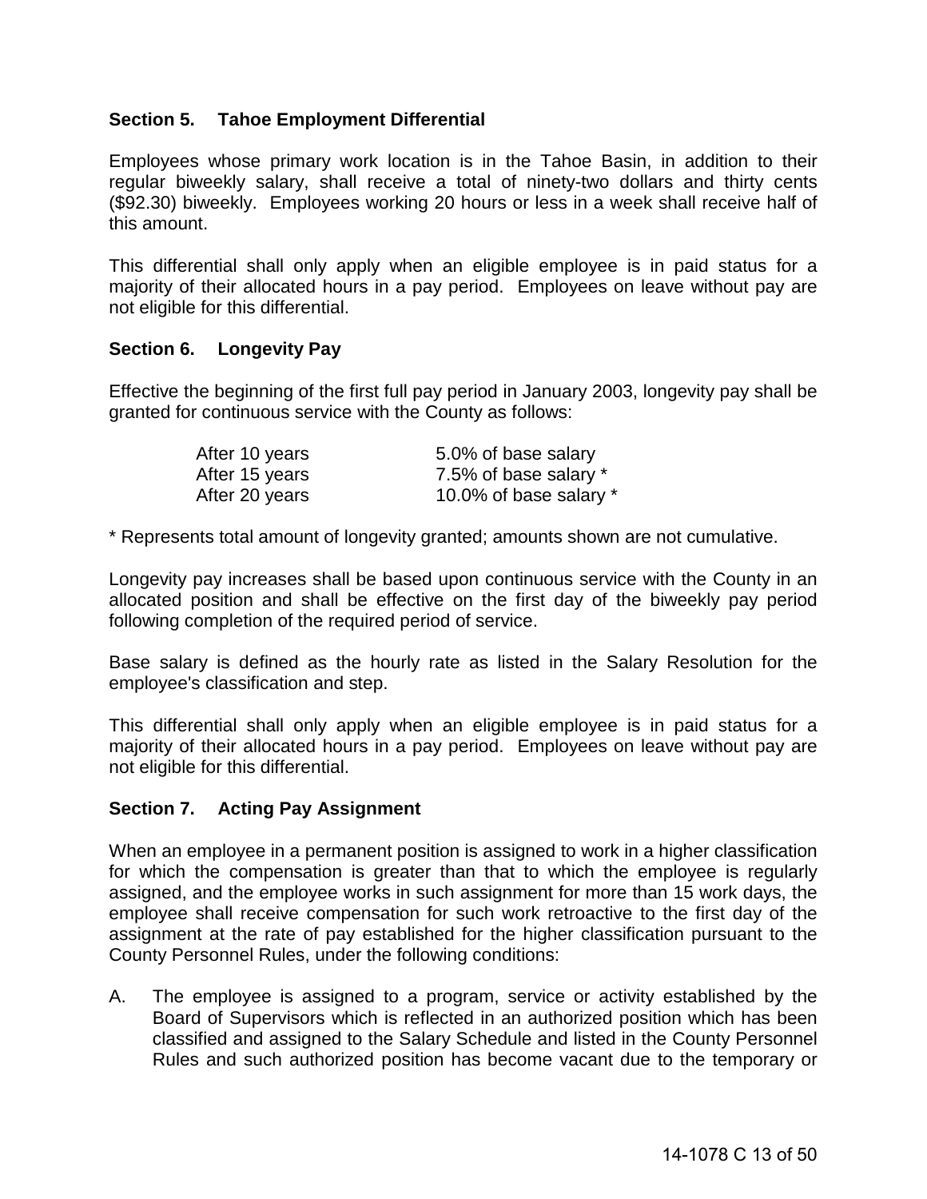### Section 5. Tahoe Employment Differential

Employees whose primary work location is in the Tahoe Basin, in addition to their regular biweekly salary, shall receive a total of ninety-two dollars and thirty cents ($92.30) biweekly. Employees working 20 hours or less in a week shall receive half of this amount.

This differential shall only apply when an eligible employee is in paid status for a majority of their allocated hours in a pay period. Employees on leave without pay are not eligible for this differential.

### Section 6. Longevity Pay

Effective the beginning of the first full pay period in January 2003, longevity pay shall be granted for continuous service with the County as follows:

| | |
|---|---|
| After 10 years | 5.0% of base salary |
| After 15 years | 7.5% of base salary * |
| After 20 years | 10.0% of base salary * |

* Represents total amount of longevity granted; amounts shown are not cumulative.

Longevity pay increases shall be based upon continuous service with the County in an allocated position and shall be effective on the first day of the biweekly pay period following completion of the required period of service.

Base salary is defined as the hourly rate as listed in the Salary Resolution for the employee's classification and step.

This differential shall only apply when an eligible employee is in paid status for a majority of their allocated hours in a pay period. Employees on leave without pay are not eligible for this differential.

### Section 7. Acting Pay Assignment

When an employee in a permanent position is assigned to work in a higher classification for which the compensation is greater than that to which the employee is regularly assigned, and the employee works in such assignment for more than 15 work days, the employee shall receive compensation for such work retroactive to the first day of the assignment at the rate of pay established for the higher classification pursuant to the County Personnel Rules, under the following conditions:

A. The employee is assigned to a program, service or activity established by the Board of Supervisors which is reflected in an authorized position which has been classified and assigned to the Salary Schedule and listed in the County Personnel Rules and such authorized position has become vacant due to the temporary or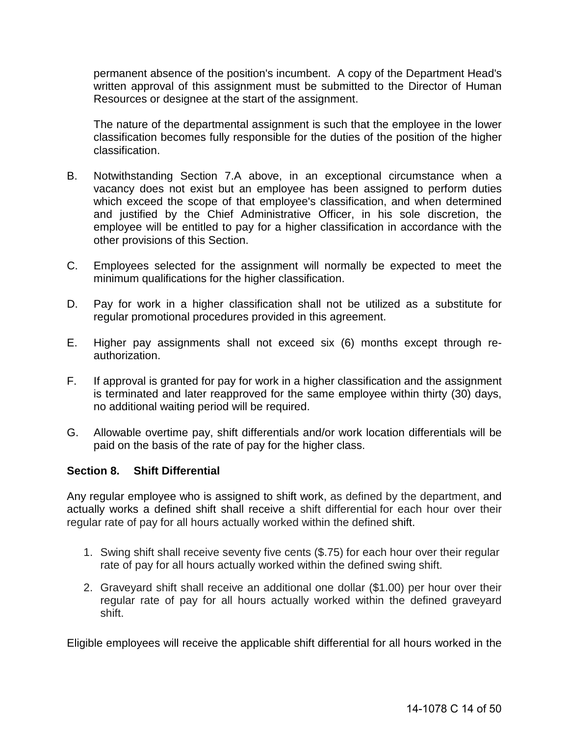permanent absence of the position's incumbent. A copy of the Department Head's written approval of this assignment must be submitted to the Director of Human Resources or designee at the start of the assignment.

The nature of the departmental assignment is such that the employee in the lower classification becomes fully responsible for the duties of the position of the higher classification.

B. Notwithstanding Section 7.A above, in an exceptional circumstance when a vacancy does not exist but an employee has been assigned to perform duties which exceed the scope of that employee's classification, and when determined and justified by the Chief Administrative Officer, in his sole discretion, the employee will be entitled to pay for a higher classification in accordance with the other provisions of this Section.

C. Employees selected for the assignment will normally be expected to meet the minimum qualifications for the higher classification.

D. Pay for work in a higher classification shall not be utilized as a substitute for regular promotional procedures provided in this agreement.

E. Higher pay assignments shall not exceed six (6) months except through re-authorization.

F. If approval is granted for pay for work in a higher classification and the assignment is terminated and later reapproved for the same employee within thirty (30) days, no additional waiting period will be required.

G. Allowable overtime pay, shift differentials and/or work location differentials will be paid on the basis of the rate of pay for the higher class.

**Section 8. Shift Differential**

Any regular employee who is assigned to shift work, as defined by the department, and actually works a defined shift shall receive a shift differential for each hour over their regular rate of pay for all hours actually worked within the defined shift.

1. Swing shift shall receive seventy five cents ($.75) for each hour over their regular rate of pay for all hours actually worked within the defined swing shift.

2. Graveyard shift shall receive an additional one dollar ($1.00) per hour over their regular rate of pay for all hours actually worked within the defined graveyard shift.

Eligible employees will receive the applicable shift differential for all hours worked in the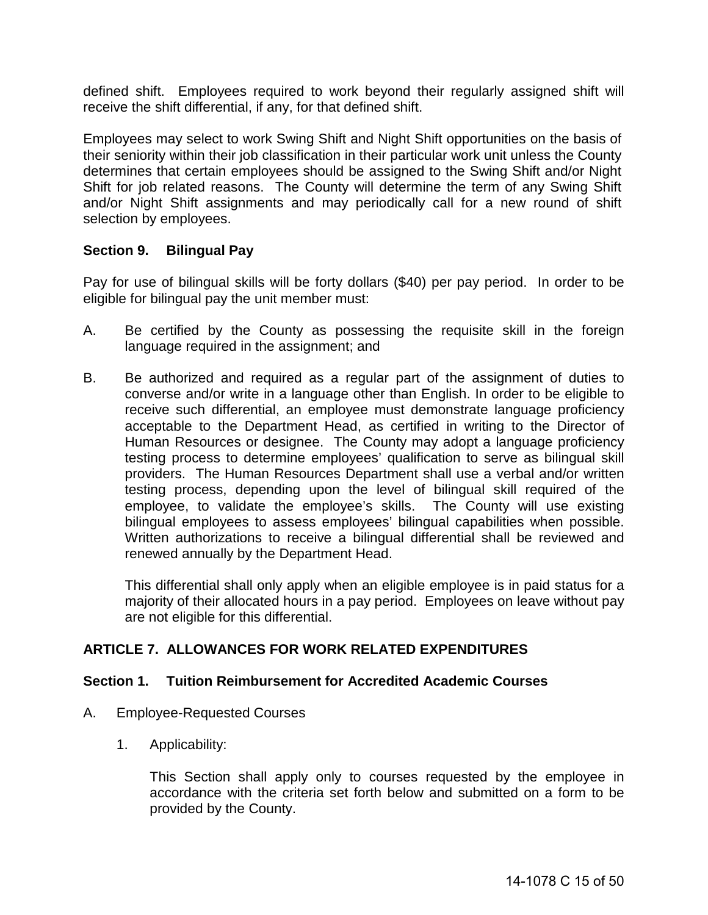defined shift. Employees required to work beyond their regularly assigned shift will receive the shift differential, if any, for that defined shift.

Employees may select to work Swing Shift and Night Shift opportunities on the basis of their seniority within their job classification in their particular work unit unless the County determines that certain employees should be assigned to the Swing Shift and/or Night Shift for job related reasons. The County will determine the term of any Swing Shift and/or Night Shift assignments and may periodically call for a new round of shift selection by employees.

### Section 9. Bilingual Pay

Pay for use of bilingual skills will be forty dollars ($40) per pay period. In order to be eligible for bilingual pay the unit member must:

A. Be certified by the County as possessing the requisite skill in the foreign language required in the assignment; and

B. Be authorized and required as a regular part of the assignment of duties to converse and/or write in a language other than English. In order to be eligible to receive such differential, an employee must demonstrate language proficiency acceptable to the Department Head, as certified in writing to the Director of Human Resources or designee. The County may adopt a language proficiency testing process to determine employees' qualification to serve as bilingual skill providers. The Human Resources Department shall use a verbal and/or written testing process, depending upon the level of bilingual skill required of the employee, to validate the employee's skills. The County will use existing bilingual employees to assess employees' bilingual capabilities when possible. Written authorizations to receive a bilingual differential shall be reviewed and renewed annually by the Department Head.

   This differential shall only apply when an eligible employee is in paid status for a majority of their allocated hours in a pay period. Employees on leave without pay are not eligible for this differential.

## ARTICLE 7. ALLOWANCES FOR WORK RELATED EXPENDITURES

### Section 1. Tuition Reimbursement for Accredited Academic Courses

A. Employee-Requested Courses

   1. Applicability:

      This Section shall apply only to courses requested by the employee in accordance with the criteria set forth below and submitted on a form to be provided by the County.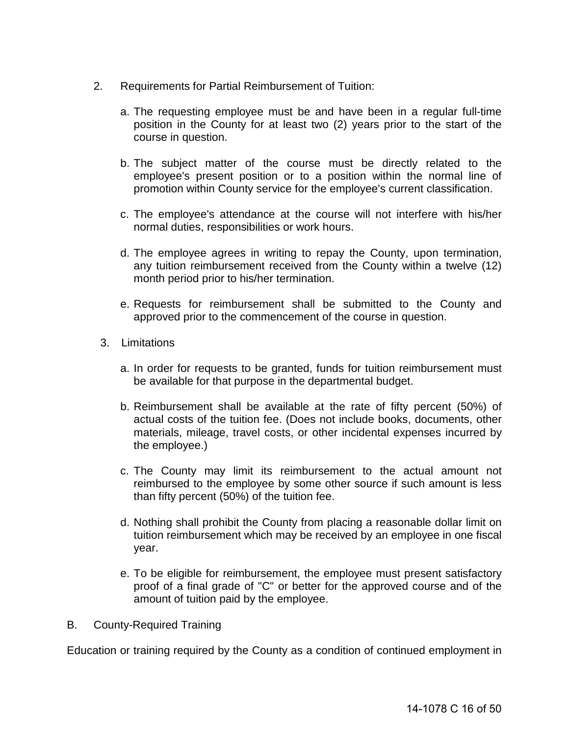2. Requirements for Partial Reimbursement of Tuition:

   a. The requesting employee must be and have been in a regular full-time position in the County for at least two (2) years prior to the start of the course in question.

   b. The subject matter of the course must be directly related to the employee's present position or to a position within the normal line of promotion within County service for the employee's current classification.

   c. The employee's attendance at the course will not interfere with his/her normal duties, responsibilities or work hours.

   d. The employee agrees in writing to repay the County, upon termination, any tuition reimbursement received from the County within a twelve (12) month period prior to his/her termination.

   e. Requests for reimbursement shall be submitted to the County and approved prior to the commencement of the course in question.

3. Limitations

   a. In order for requests to be granted, funds for tuition reimbursement must be available for that purpose in the departmental budget.

   b. Reimbursement shall be available at the rate of fifty percent (50%) of actual costs of the tuition fee. (Does not include books, documents, other materials, mileage, travel costs, or other incidental expenses incurred by the employee.)

   c. The County may limit its reimbursement to the actual amount not reimbursed to the employee by some other source if such amount is less than fifty percent (50%) of the tuition fee.

   d. Nothing shall prohibit the County from placing a reasonable dollar limit on tuition reimbursement which may be received by an employee in one fiscal year.

   e. To be eligible for reimbursement, the employee must present satisfactory proof of a final grade of "C" or better for the approved course and of the amount of tuition paid by the employee.

B. County-Required Training

Education or training required by the County as a condition of continued employment in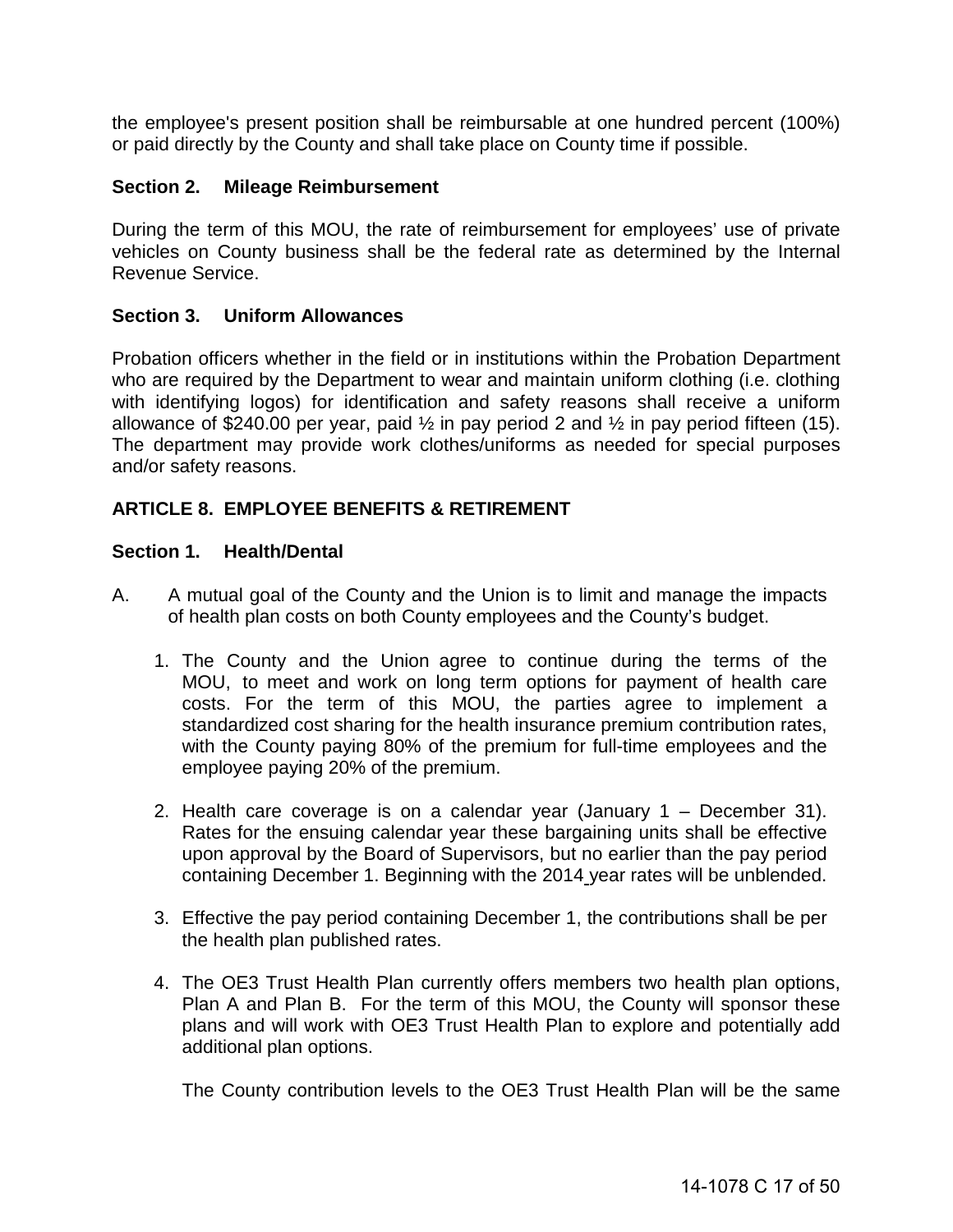the employee's present position shall be reimbursable at one hundred percent (100%) or paid directly by the County and shall take place on County time if possible.

### Section 2. Mileage Reimbursement

During the term of this MOU, the rate of reimbursement for employees' use of private vehicles on County business shall be the federal rate as determined by the Internal Revenue Service.

### Section 3. Uniform Allowances

Probation officers whether in the field or in institutions within the Probation Department who are required by the Department to wear and maintain uniform clothing (i.e. clothing with identifying logos) for identification and safety reasons shall receive a uniform allowance of $240.00 per year, paid ½ in pay period 2 and ½ in pay period fifteen (15). The department may provide work clothes/uniforms as needed for special purposes and/or safety reasons.

## ARTICLE 8. EMPLOYEE BENEFITS & RETIREMENT

### Section 1. Health/Dental

A. A mutual goal of the County and the Union is to limit and manage the impacts of health plan costs on both County employees and the County's budget.

1. The County and the Union agree to continue during the terms of the MOU, to meet and work on long term options for payment of health care costs. For the term of this MOU, the parties agree to implement a standardized cost sharing for the health insurance premium contribution rates, with the County paying 80% of the premium for full-time employees and the employee paying 20% of the premium.

2. Health care coverage is on a calendar year (January 1 – December 31). Rates for the ensuing calendar year these bargaining units shall be effective upon approval by the Board of Supervisors, but no earlier than the pay period containing December 1. Beginning with the 2014 year rates will be unblended.

3. Effective the pay period containing December 1, the contributions shall be per the health plan published rates.

4. The OE3 Trust Health Plan currently offers members two health plan options, Plan A and Plan B. For the term of this MOU, the County will sponsor these plans and will work with OE3 Trust Health Plan to explore and potentially add additional plan options.

   The County contribution levels to the OE3 Trust Health Plan will be the same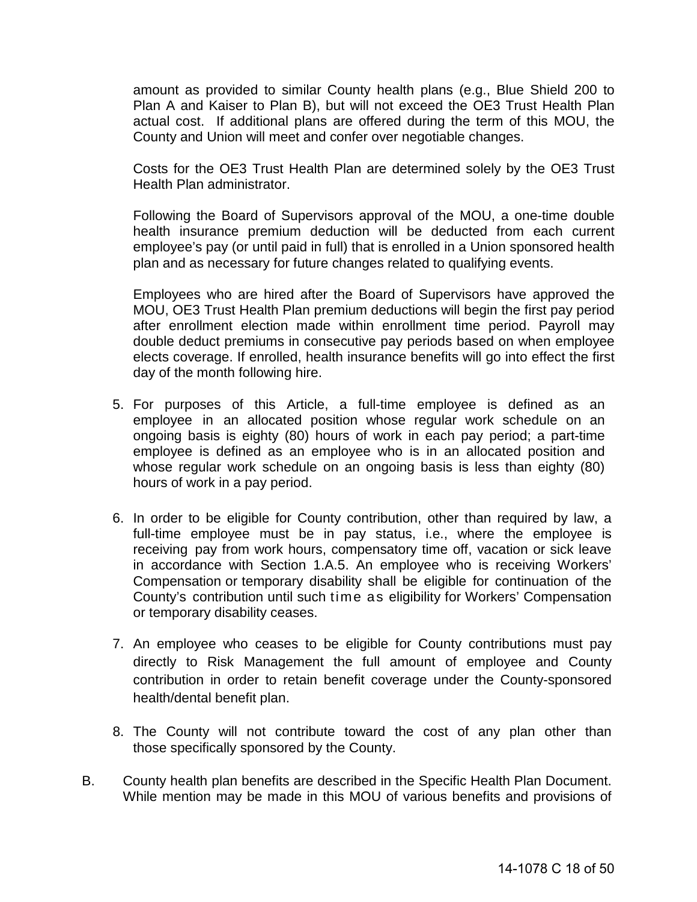amount as provided to similar County health plans (e.g., Blue Shield 200 to Plan A and Kaiser to Plan B), but will not exceed the OE3 Trust Health Plan actual cost. If additional plans are offered during the term of this MOU, the County and Union will meet and confer over negotiable changes.

Costs for the OE3 Trust Health Plan are determined solely by the OE3 Trust Health Plan administrator.

Following the Board of Supervisors approval of the MOU, a one-time double health insurance premium deduction will be deducted from each current employee's pay (or until paid in full) that is enrolled in a Union sponsored health plan and as necessary for future changes related to qualifying events.

Employees who are hired after the Board of Supervisors have approved the MOU, OE3 Trust Health Plan premium deductions will begin the first pay period after enrollment election made within enrollment time period. Payroll may double deduct premiums in consecutive pay periods based on when employee elects coverage. If enrolled, health insurance benefits will go into effect the first day of the month following hire.

5. For purposes of this Article, a full-time employee is defined as an employee in an allocated position whose regular work schedule on an ongoing basis is eighty (80) hours of work in each pay period; a part-time employee is defined as an employee who is in an allocated position and whose regular work schedule on an ongoing basis is less than eighty (80) hours of work in a pay period.

6. In order to be eligible for County contribution, other than required by law, a full-time employee must be in pay status, i.e., where the employee is receiving pay from work hours, compensatory time off, vacation or sick leave in accordance with Section 1.A.5. An employee who is receiving Workers' Compensation or temporary disability shall be eligible for continuation of the County's contribution until such time as eligibility for Workers' Compensation or temporary disability ceases.

7. An employee who ceases to be eligible for County contributions must pay directly to Risk Management the full amount of employee and County contribution in order to retain benefit coverage under the County-sponsored health/dental benefit plan.

8. The County will not contribute toward the cost of any plan other than those specifically sponsored by the County.

B. County health plan benefits are described in the Specific Health Plan Document. While mention may be made in this MOU of various benefits and provisions of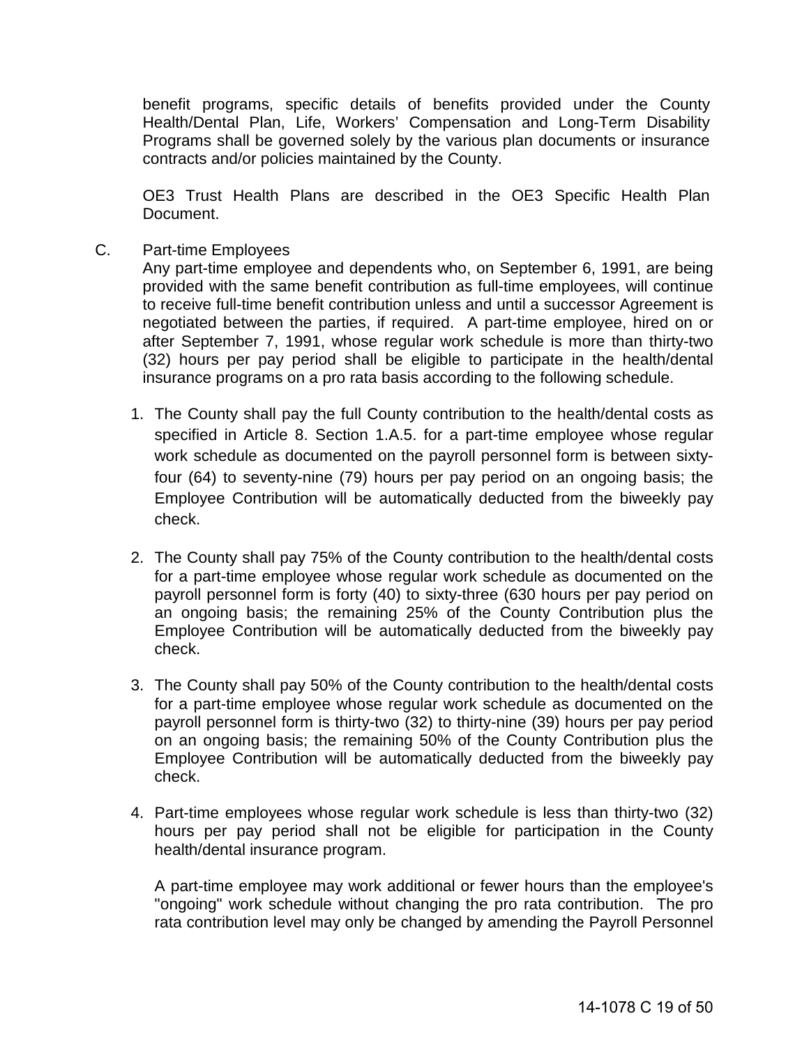benefit programs, specific details of benefits provided under the County Health/Dental Plan, Life, Workers' Compensation and Long-Term Disability Programs shall be governed solely by the various plan documents or insurance contracts and/or policies maintained by the County.

OE3 Trust Health Plans are described in the OE3 Specific Health Plan Document.

C. Part-time Employees

Any part-time employee and dependents who, on September 6, 1991, are being provided with the same benefit contribution as full-time employees, will continue to receive full-time benefit contribution unless and until a successor Agreement is negotiated between the parties, if required. A part-time employee, hired on or after September 7, 1991, whose regular work schedule is more than thirty-two (32) hours per pay period shall be eligible to participate in the health/dental insurance programs on a pro rata basis according to the following schedule.

1. The County shall pay the full County contribution to the health/dental costs as specified in Article 8. Section 1.A.5. for a part-time employee whose regular work schedule as documented on the payroll personnel form is between sixty-four (64) to seventy-nine (79) hours per pay period on an ongoing basis; the Employee Contribution will be automatically deducted from the biweekly pay check.

2. The County shall pay 75% of the County contribution to the health/dental costs for a part-time employee whose regular work schedule as documented on the payroll personnel form is forty (40) to sixty-three (630 hours per pay period on an ongoing basis; the remaining 25% of the County Contribution plus the Employee Contribution will be automatically deducted from the biweekly pay check.

3. The County shall pay 50% of the County contribution to the health/dental costs for a part-time employee whose regular work schedule as documented on the payroll personnel form is thirty-two (32) to thirty-nine (39) hours per pay period on an ongoing basis; the remaining 50% of the County Contribution plus the Employee Contribution will be automatically deducted from the biweekly pay check.

4. Part-time employees whose regular work schedule is less than thirty-two (32) hours per pay period shall not be eligible for participation in the County health/dental insurance program.

   A part-time employee may work additional or fewer hours than the employee's "ongoing" work schedule without changing the pro rata contribution. The pro rata contribution level may only be changed by amending the Payroll Personnel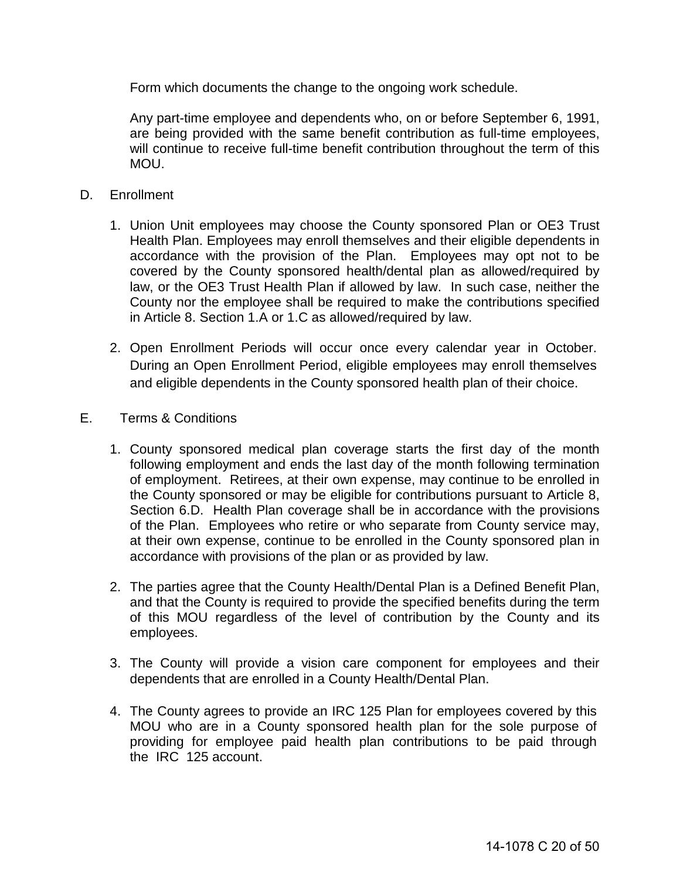Form which documents the change to the ongoing work schedule.

Any part-time employee and dependents who, on or before September 6, 1991, are being provided with the same benefit contribution as full-time employees, will continue to receive full-time benefit contribution throughout the term of this MOU.

D. Enrollment

1. Union Unit employees may choose the County sponsored Plan or OE3 Trust Health Plan. Employees may enroll themselves and their eligible dependents in accordance with the provision of the Plan. Employees may opt not to be covered by the County sponsored health/dental plan as allowed/required by law, or the OE3 Trust Health Plan if allowed by law. In such case, neither the County nor the employee shall be required to make the contributions specified in Article 8. Section 1.A or 1.C as allowed/required by law.

2. Open Enrollment Periods will occur once every calendar year in October. During an Open Enrollment Period, eligible employees may enroll themselves and eligible dependents in the County sponsored health plan of their choice.

E. Terms & Conditions

1. County sponsored medical plan coverage starts the first day of the month following employment and ends the last day of the month following termination of employment. Retirees, at their own expense, may continue to be enrolled in the County sponsored or may be eligible for contributions pursuant to Article 8, Section 6.D. Health Plan coverage shall be in accordance with the provisions of the Plan. Employees who retire or who separate from County service may, at their own expense, continue to be enrolled in the County sponsored plan in accordance with provisions of the plan or as provided by law.

2. The parties agree that the County Health/Dental Plan is a Defined Benefit Plan, and that the County is required to provide the specified benefits during the term of this MOU regardless of the level of contribution by the County and its employees.

3. The County will provide a vision care component for employees and their dependents that are enrolled in a County Health/Dental Plan.

4. The County agrees to provide an IRC 125 Plan for employees covered by this MOU who are in a County sponsored health plan for the sole purpose of providing for employee paid health plan contributions to be paid through the IRC 125 account.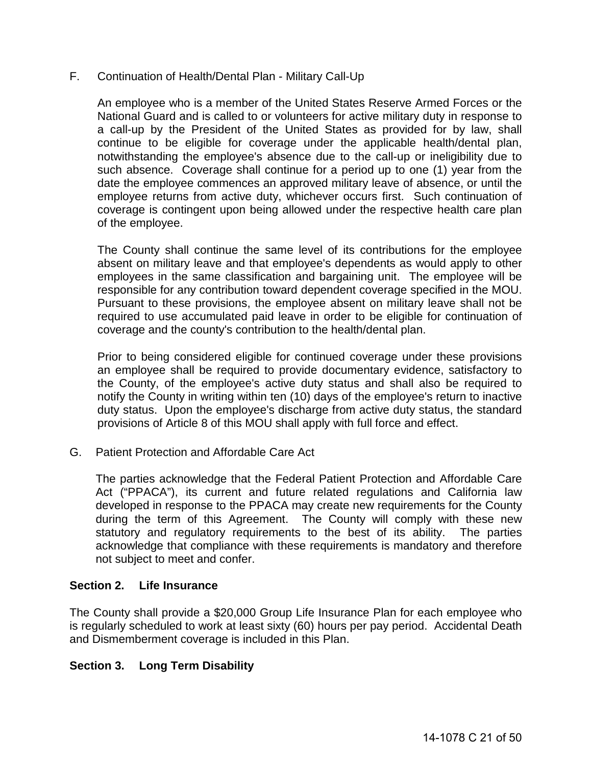F. Continuation of Health/Dental Plan - Military Call-Up

An employee who is a member of the United States Reserve Armed Forces or the National Guard and is called to or volunteers for active military duty in response to a call-up by the President of the United States as provided for by law, shall continue to be eligible for coverage under the applicable health/dental plan, notwithstanding the employee's absence due to the call-up or ineligibility due to such absence. Coverage shall continue for a period up to one (1) year from the date the employee commences an approved military leave of absence, or until the employee returns from active duty, whichever occurs first. Such continuation of coverage is contingent upon being allowed under the respective health care plan of the employee.

The County shall continue the same level of its contributions for the employee absent on military leave and that employee's dependents as would apply to other employees in the same classification and bargaining unit. The employee will be responsible for any contribution toward dependent coverage specified in the MOU. Pursuant to these provisions, the employee absent on military leave shall not be required to use accumulated paid leave in order to be eligible for continuation of coverage and the county's contribution to the health/dental plan.

Prior to being considered eligible for continued coverage under these provisions an employee shall be required to provide documentary evidence, satisfactory to the County, of the employee's active duty status and shall also be required to notify the County in writing within ten (10) days of the employee's return to inactive duty status. Upon the employee's discharge from active duty status, the standard provisions of Article 8 of this MOU shall apply with full force and effect.

G. Patient Protection and Affordable Care Act

The parties acknowledge that the Federal Patient Protection and Affordable Care Act (“PPACA”), its current and future related regulations and California law developed in response to the PPACA may create new requirements for the County during the term of this Agreement. The County will comply with these new statutory and regulatory requirements to the best of its ability. The parties acknowledge that compliance with these requirements is mandatory and therefore not subject to meet and confer.

**Section 2. Life Insurance**

The County shall provide a $20,000 Group Life Insurance Plan for each employee who is regularly scheduled to work at least sixty (60) hours per pay period. Accidental Death and Dismemberment coverage is included in this Plan.

**Section 3. Long Term Disability**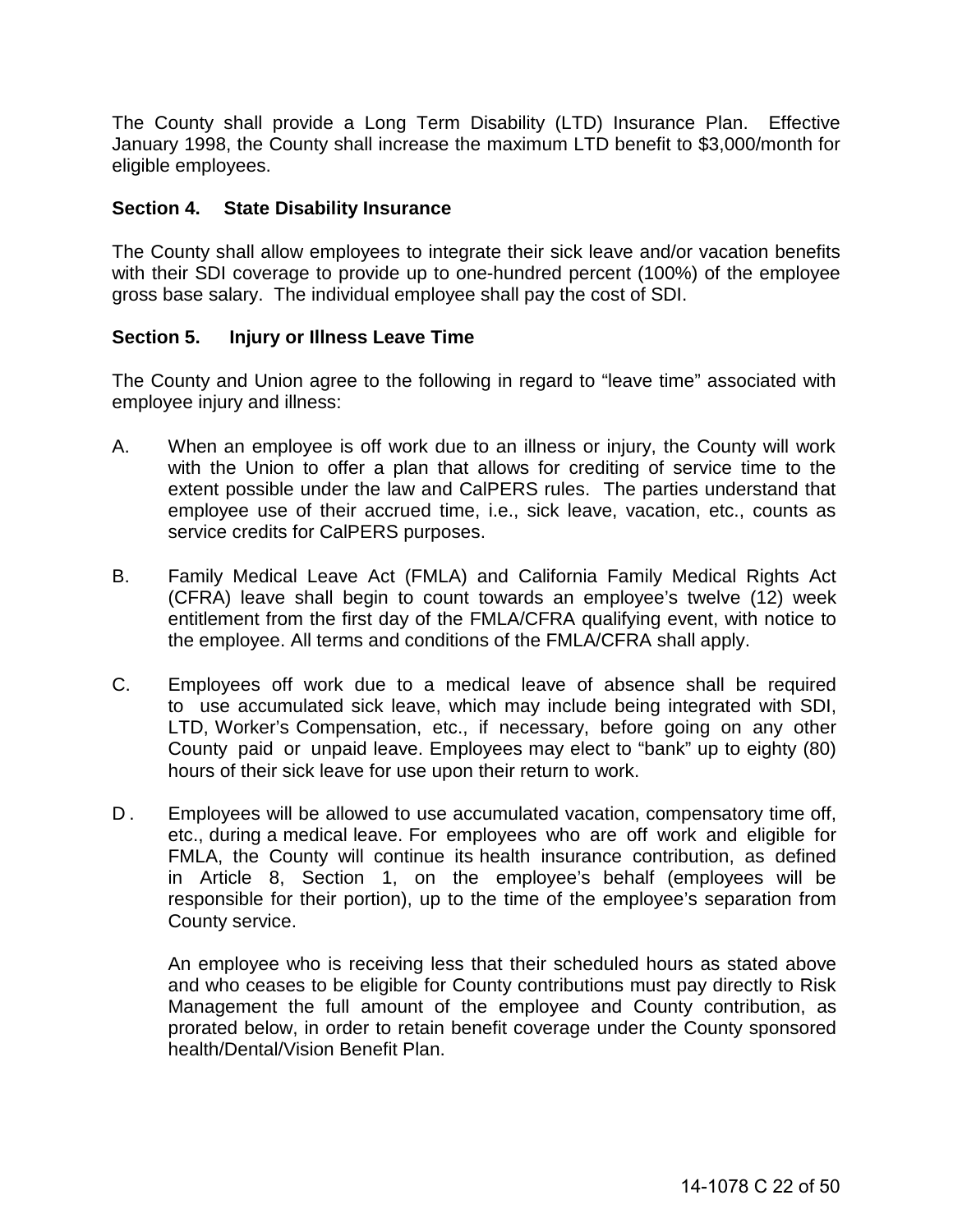The County shall provide a Long Term Disability (LTD) Insurance Plan. Effective January 1998, the County shall increase the maximum LTD benefit to $3,000/month for eligible employees.

**Section 4. State Disability Insurance**

The County shall allow employees to integrate their sick leave and/or vacation benefits with their SDI coverage to provide up to one-hundred percent (100%) of the employee gross base salary. The individual employee shall pay the cost of SDI.

**Section 5. Injury or Illness Leave Time**

The County and Union agree to the following in regard to "leave time" associated with employee injury and illness:

A. When an employee is off work due to an illness or injury, the County will work with the Union to offer a plan that allows for crediting of service time to the extent possible under the law and CalPERS rules. The parties understand that employee use of their accrued time, i.e., sick leave, vacation, etc., counts as service credits for CalPERS purposes.

B. Family Medical Leave Act (FMLA) and California Family Medical Rights Act (CFRA) leave shall begin to count towards an employee's twelve (12) week entitlement from the first day of the FMLA/CFRA qualifying event, with notice to the employee. All terms and conditions of the FMLA/CFRA shall apply.

C. Employees off work due to a medical leave of absence shall be required to use accumulated sick leave, which may include being integrated with SDI, LTD, Worker's Compensation, etc., if necessary, before going on any other County paid or unpaid leave. Employees may elect to "bank" up to eighty (80) hours of their sick leave for use upon their return to work.

D. Employees will be allowed to use accumulated vacation, compensatory time off, etc., during a medical leave. For employees who are off work and eligible for FMLA, the County will continue its health insurance contribution, as defined in Article 8, Section 1, on the employee's behalf (employees will be responsible for their portion), up to the time of the employee's separation from County service.

   An employee who is receiving less that their scheduled hours as stated above and who ceases to be eligible for County contributions must pay directly to Risk Management the full amount of the employee and County contribution, as prorated below, in order to retain benefit coverage under the County sponsored health/Dental/Vision Benefit Plan.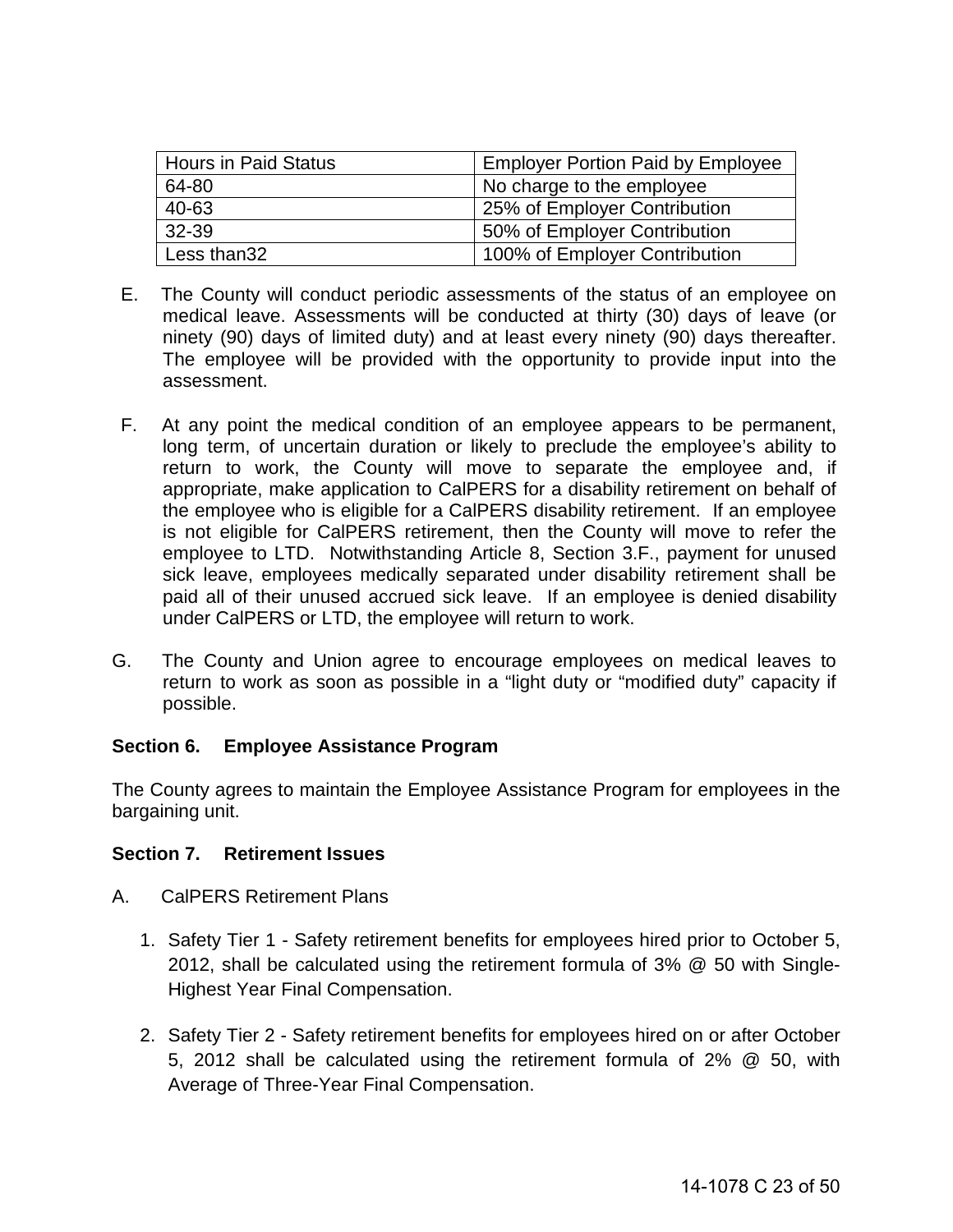| Hours in Paid Status | Employer Portion Paid by Employee |
|---|---|
| 64-80 | No charge to the employee |
| 40-63 | 25% of Employer Contribution |
| 32-39 | 50% of Employer Contribution |
| Less than32 | 100% of Employer Contribution |

E. The County will conduct periodic assessments of the status of an employee on medical leave. Assessments will be conducted at thirty (30) days of leave (or ninety (90) days of limited duty) and at least every ninety (90) days thereafter. The employee will be provided with the opportunity to provide input into the assessment.

F. At any point the medical condition of an employee appears to be permanent, long term, of uncertain duration or likely to preclude the employee's ability to return to work, the County will move to separate the employee and, if appropriate, make application to CalPERS for a disability retirement on behalf of the employee who is eligible for a CalPERS disability retirement. If an employee is not eligible for CalPERS retirement, then the County will move to refer the employee to LTD. Notwithstanding Article 8, Section 3.F., payment for unused sick leave, employees medically separated under disability retirement shall be paid all of their unused accrued sick leave. If an employee is denied disability under CalPERS or LTD, the employee will return to work.

G. The County and Union agree to encourage employees on medical leaves to return to work as soon as possible in a "light duty or "modified duty" capacity if possible.

**Section 6. Employee Assistance Program**

The County agrees to maintain the Employee Assistance Program for employees in the bargaining unit.

**Section 7. Retirement Issues**

A. CalPERS Retirement Plans

1. Safety Tier 1 - Safety retirement benefits for employees hired prior to October 5, 2012, shall be calculated using the retirement formula of 3% @ 50 with Single-Highest Year Final Compensation.

2. Safety Tier 2 - Safety retirement benefits for employees hired on or after October 5, 2012 shall be calculated using the retirement formula of 2% @ 50, with Average of Three-Year Final Compensation.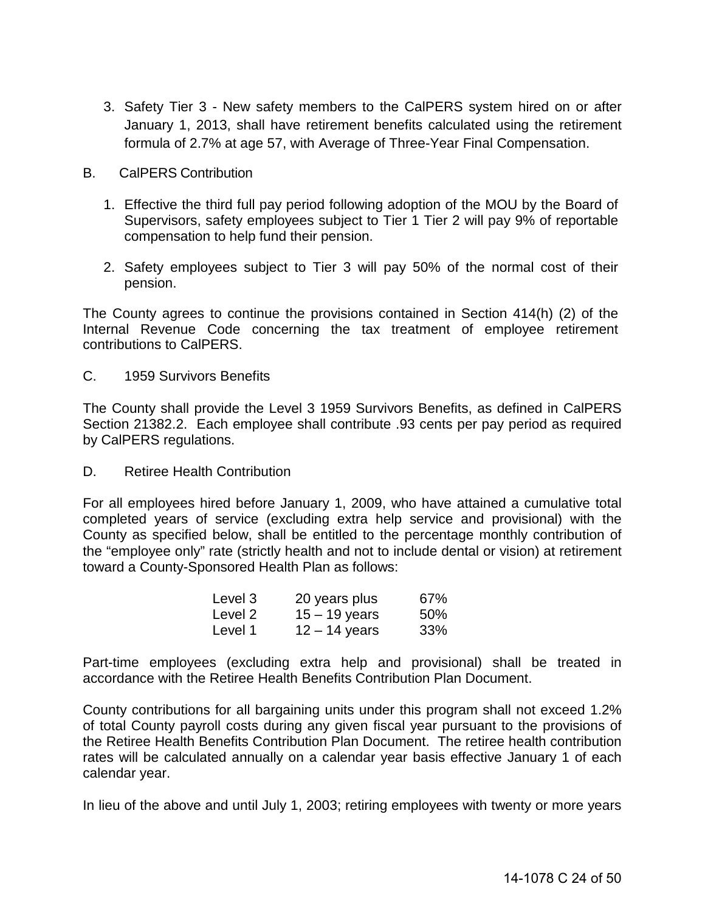3. Safety Tier 3 - New safety members to the CalPERS system hired on or after January 1, 2013, shall have retirement benefits calculated using the retirement formula of 2.7% at age 57, with Average of Three-Year Final Compensation.

B. CalPERS Contribution

1. Effective the third full pay period following adoption of the MOU by the Board of Supervisors, safety employees subject to Tier 1 Tier 2 will pay 9% of reportable compensation to help fund their pension.

2. Safety employees subject to Tier 3 will pay 50% of the normal cost of their pension.

The County agrees to continue the provisions contained in Section 414(h) (2) of the Internal Revenue Code concerning the tax treatment of employee retirement contributions to CalPERS.

C. 1959 Survivors Benefits

The County shall provide the Level 3 1959 Survivors Benefits, as defined in CalPERS Section 21382.2. Each employee shall contribute .93 cents per pay period as required by CalPERS regulations.

D. Retiree Health Contribution

For all employees hired before January 1, 2009, who have attained a cumulative total completed years of service (excluding extra help service and provisional) with the County as specified below, shall be entitled to the percentage monthly contribution of the "employee only" rate (strictly health and not to include dental or vision) at retirement toward a County-Sponsored Health Plan as follows:

| | | |
|---|---|---|
| Level 3 | 20 years plus | 67% |
| Level 2 | 15 – 19 years | 50% |
| Level 1 | 12 – 14 years | 33% |

Part-time employees (excluding extra help and provisional) shall be treated in accordance with the Retiree Health Benefits Contribution Plan Document.

County contributions for all bargaining units under this program shall not exceed 1.2% of total County payroll costs during any given fiscal year pursuant to the provisions of the Retiree Health Benefits Contribution Plan Document. The retiree health contribution rates will be calculated annually on a calendar year basis effective January 1 of each calendar year.

In lieu of the above and until July 1, 2003; retiring employees with twenty or more years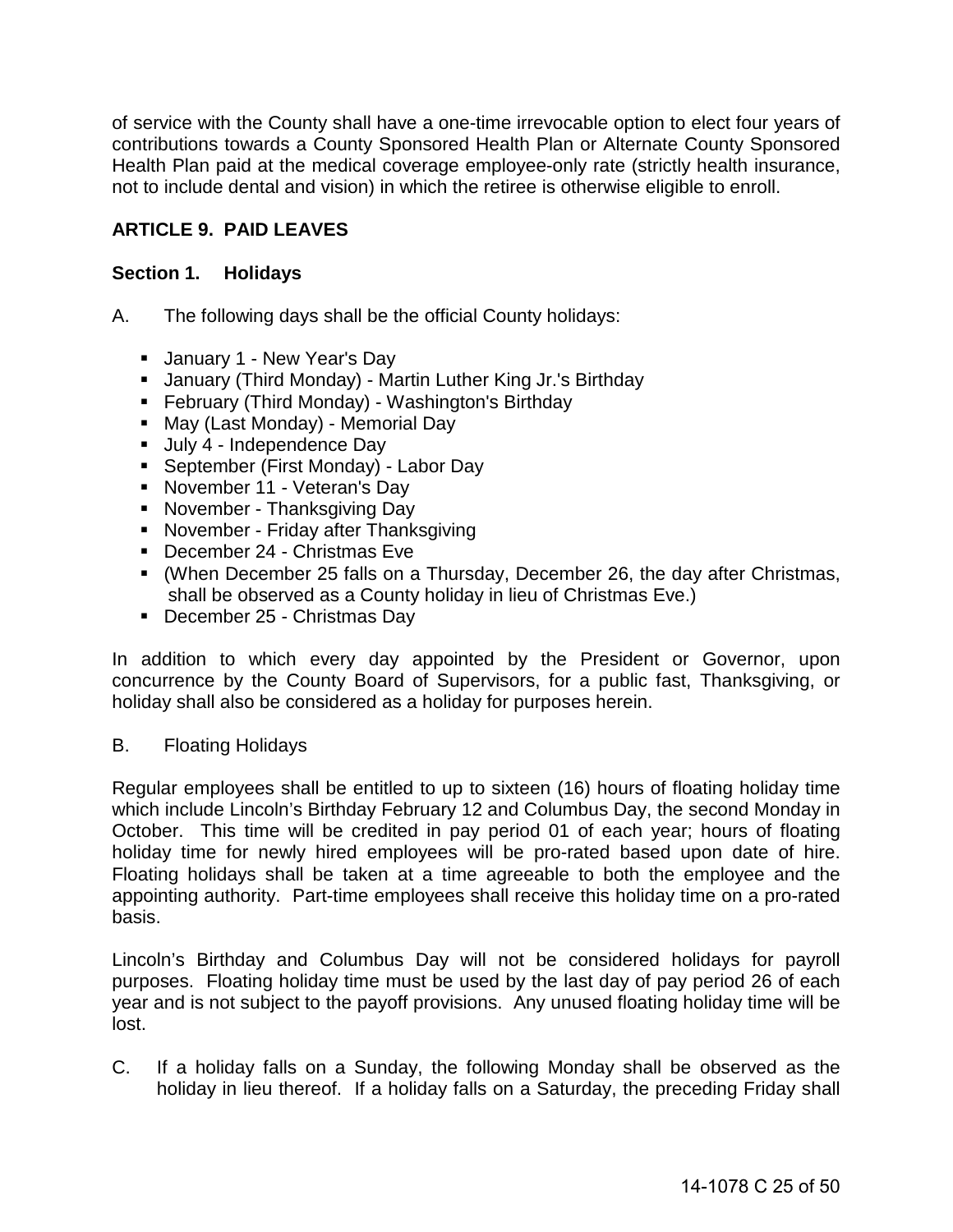of service with the County shall have a one-time irrevocable option to elect four years of contributions towards a County Sponsored Health Plan or Alternate County Sponsored Health Plan paid at the medical coverage employee-only rate (strictly health insurance, not to include dental and vision) in which the retiree is otherwise eligible to enroll.

## ARTICLE 9. PAID LEAVES

### Section 1. Holidays

A. The following days shall be the official County holidays:

- January 1 - New Year's Day
- January (Third Monday) - Martin Luther King Jr.'s Birthday
- February (Third Monday) - Washington's Birthday
- May (Last Monday) - Memorial Day
- July 4 - Independence Day
- September (First Monday) - Labor Day
- November 11 - Veteran's Day
- November - Thanksgiving Day
- November - Friday after Thanksgiving
- December 24 - Christmas Eve
- (When December 25 falls on a Thursday, December 26, the day after Christmas, shall be observed as a County holiday in lieu of Christmas Eve.)
- December 25 - Christmas Day

In addition to which every day appointed by the President or Governor, upon concurrence by the County Board of Supervisors, for a public fast, Thanksgiving, or holiday shall also be considered as a holiday for purposes herein.

B. Floating Holidays

Regular employees shall be entitled to up to sixteen (16) hours of floating holiday time which include Lincoln's Birthday February 12 and Columbus Day, the second Monday in October. This time will be credited in pay period 01 of each year; hours of floating holiday time for newly hired employees will be pro-rated based upon date of hire. Floating holidays shall be taken at a time agreeable to both the employee and the appointing authority. Part-time employees shall receive this holiday time on a pro-rated basis.

Lincoln's Birthday and Columbus Day will not be considered holidays for payroll purposes. Floating holiday time must be used by the last day of pay period 26 of each year and is not subject to the payoff provisions. Any unused floating holiday time will be lost.

C. If a holiday falls on a Sunday, the following Monday shall be observed as the holiday in lieu thereof. If a holiday falls on a Saturday, the preceding Friday shall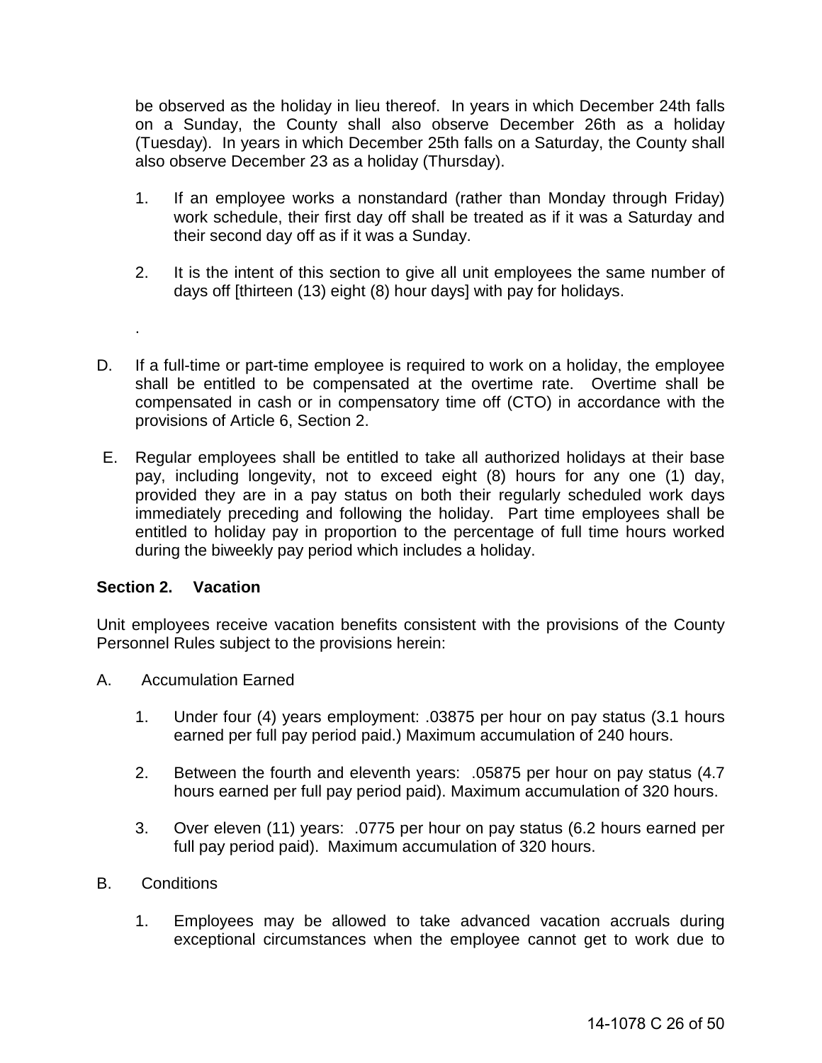be observed as the holiday in lieu thereof. In years in which December 24th falls on a Sunday, the County shall also observe December 26th as a holiday (Tuesday). In years in which December 25th falls on a Saturday, the County shall also observe December 23 as a holiday (Thursday).

1. If an employee works a nonstandard (rather than Monday through Friday) work schedule, their first day off shall be treated as if it was a Saturday and their second day off as if it was a Sunday.

2. It is the intent of this section to give all unit employees the same number of days off [thirteen (13) eight (8) hour days] with pay for holidays.

.

D. If a full-time or part-time employee is required to work on a holiday, the employee shall be entitled to be compensated at the overtime rate. Overtime shall be compensated in cash or in compensatory time off (CTO) in accordance with the provisions of Article 6, Section 2.

E. Regular employees shall be entitled to take all authorized holidays at their base pay, including longevity, not to exceed eight (8) hours for any one (1) day, provided they are in a pay status on both their regularly scheduled work days immediately preceding and following the holiday. Part time employees shall be entitled to holiday pay in proportion to the percentage of full time hours worked during the biweekly pay period which includes a holiday.

**Section 2. Vacation**

Unit employees receive vacation benefits consistent with the provisions of the County Personnel Rules subject to the provisions herein:

A. Accumulation Earned

1. Under four (4) years employment: .03875 per hour on pay status (3.1 hours earned per full pay period paid.) Maximum accumulation of 240 hours.

2. Between the fourth and eleventh years: .05875 per hour on pay status (4.7 hours earned per full pay period paid). Maximum accumulation of 320 hours.

3. Over eleven (11) years: .0775 per hour on pay status (6.2 hours earned per full pay period paid). Maximum accumulation of 320 hours.

B. Conditions

1. Employees may be allowed to take advanced vacation accruals during exceptional circumstances when the employee cannot get to work due to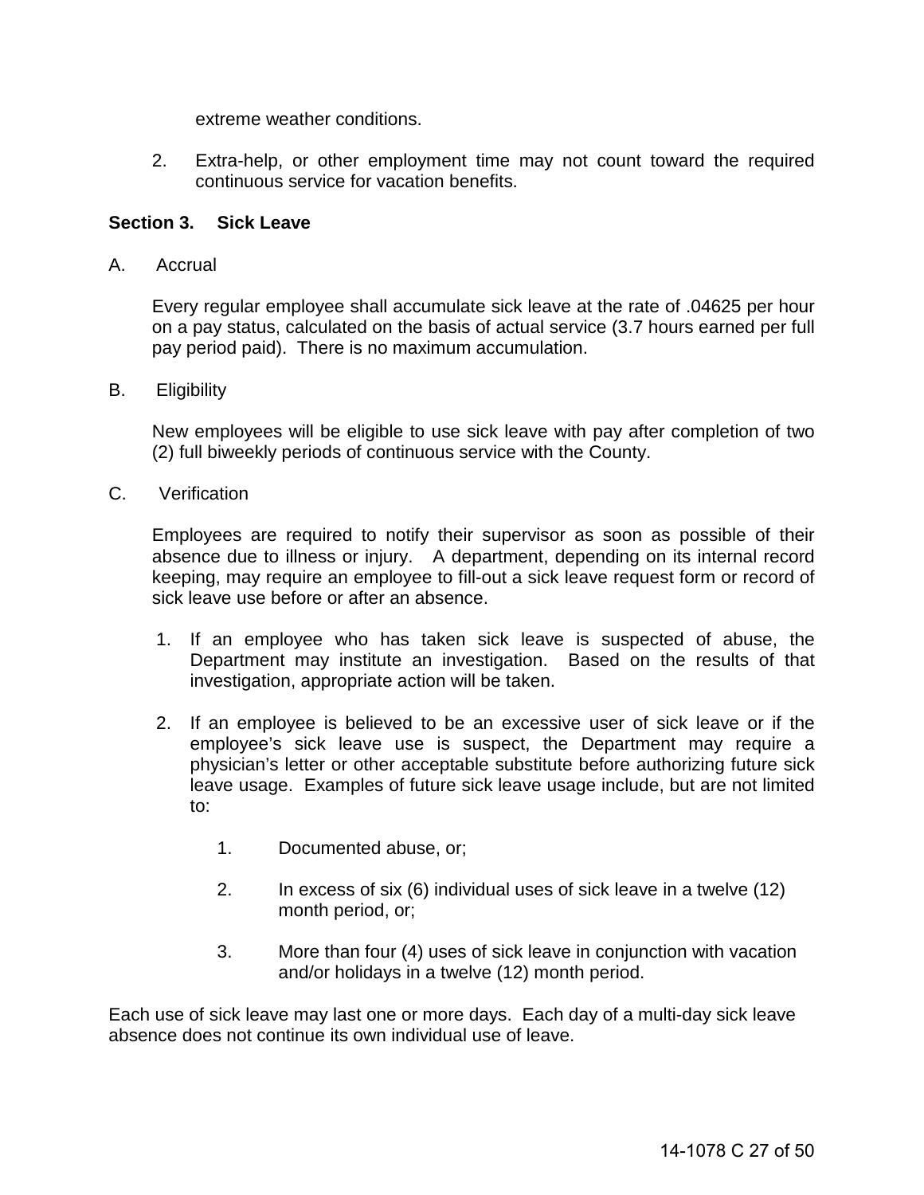extreme weather conditions.

2. Extra-help, or other employment time may not count toward the required continuous service for vacation benefits.

**Section 3. Sick Leave**

A. Accrual

Every regular employee shall accumulate sick leave at the rate of .04625 per hour on a pay status, calculated on the basis of actual service (3.7 hours earned per full pay period paid). There is no maximum accumulation.

B. Eligibility

New employees will be eligible to use sick leave with pay after completion of two (2) full biweekly periods of continuous service with the County.

C. Verification

Employees are required to notify their supervisor as soon as possible of their absence due to illness or injury. A department, depending on its internal record keeping, may require an employee to fill-out a sick leave request form or record of sick leave use before or after an absence.

1. If an employee who has taken sick leave is suspected of abuse, the Department may institute an investigation. Based on the results of that investigation, appropriate action will be taken.

2. If an employee is believed to be an excessive user of sick leave or if the employee's sick leave use is suspect, the Department may require a physician's letter or other acceptable substitute before authorizing future sick leave usage. Examples of future sick leave usage include, but are not limited to:

    1. Documented abuse, or;

    2. In excess of six (6) individual uses of sick leave in a twelve (12) month period, or;

    3. More than four (4) uses of sick leave in conjunction with vacation and/or holidays in a twelve (12) month period.

Each use of sick leave may last one or more days. Each day of a multi-day sick leave absence does not continue its own individual use of leave.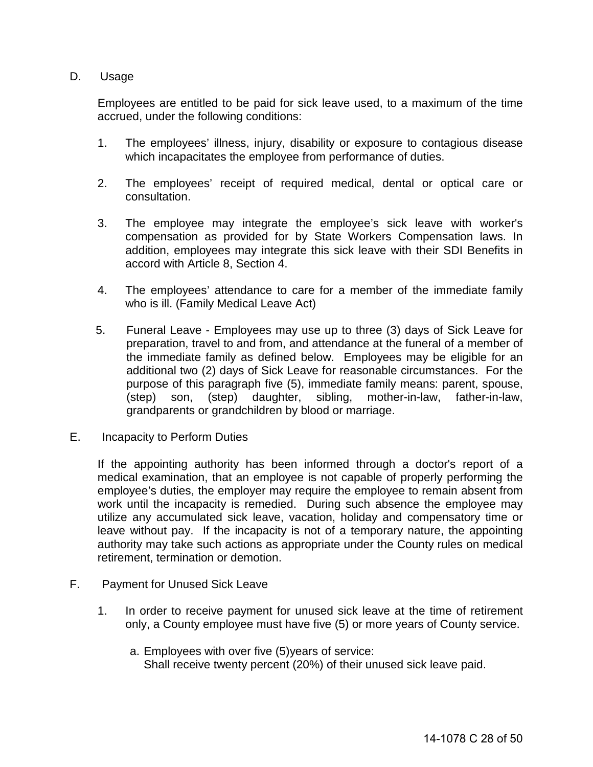D. Usage

Employees are entitled to be paid for sick leave used, to a maximum of the time accrued, under the following conditions:

1. The employees' illness, injury, disability or exposure to contagious disease which incapacitates the employee from performance of duties.

2. The employees' receipt of required medical, dental or optical care or consultation.

3. The employee may integrate the employee's sick leave with worker's compensation as provided for by State Workers Compensation laws. In addition, employees may integrate this sick leave with their SDI Benefits in accord with Article 8, Section 4.

4. The employees' attendance to care for a member of the immediate family who is ill. (Family Medical Leave Act)

5. Funeral Leave - Employees may use up to three (3) days of Sick Leave for preparation, travel to and from, and attendance at the funeral of a member of the immediate family as defined below. Employees may be eligible for an additional two (2) days of Sick Leave for reasonable circumstances. For the purpose of this paragraph five (5), immediate family means: parent, spouse, (step) son, (step) daughter, sibling, mother-in-law, father-in-law, grandparents or grandchildren by blood or marriage.

E. Incapacity to Perform Duties

If the appointing authority has been informed through a doctor's report of a medical examination, that an employee is not capable of properly performing the employee's duties, the employer may require the employee to remain absent from work until the incapacity is remedied. During such absence the employee may utilize any accumulated sick leave, vacation, holiday and compensatory time or leave without pay. If the incapacity is not of a temporary nature, the appointing authority may take such actions as appropriate under the County rules on medical retirement, termination or demotion.

F. Payment for Unused Sick Leave

1. In order to receive payment for unused sick leave at the time of retirement only, a County employee must have five (5) or more years of County service.

   a. Employees with over five (5)years of service:
      Shall receive twenty percent (20%) of their unused sick leave paid.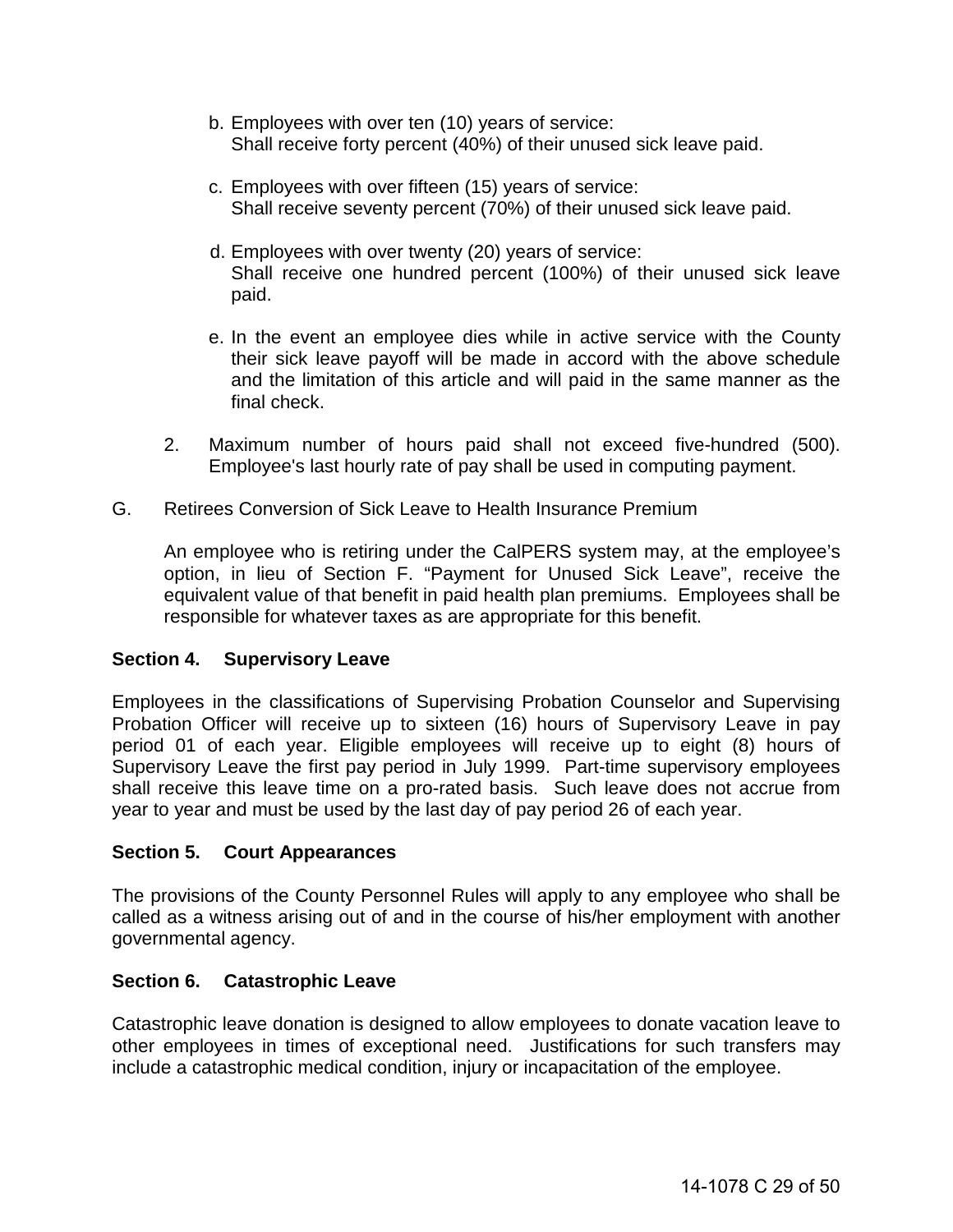b. Employees with over ten (10) years of service:
   Shall receive forty percent (40%) of their unused sick leave paid.

c. Employees with over fifteen (15) years of service:
   Shall receive seventy percent (70%) of their unused sick leave paid.

d. Employees with over twenty (20) years of service:
   Shall receive one hundred percent (100%) of their unused sick leave paid.

e. In the event an employee dies while in active service with the County their sick leave payoff will be made in accord with the above schedule and the limitation of this article and will paid in the same manner as the final check.

2. Maximum number of hours paid shall not exceed five-hundred (500). Employee's last hourly rate of pay shall be used in computing payment.

G. Retirees Conversion of Sick Leave to Health Insurance Premium

An employee who is retiring under the CalPERS system may, at the employee's option, in lieu of Section F. "Payment for Unused Sick Leave", receive the equivalent value of that benefit in paid health plan premiums. Employees shall be responsible for whatever taxes as are appropriate for this benefit.

**Section 4. Supervisory Leave**

Employees in the classifications of Supervising Probation Counselor and Supervising Probation Officer will receive up to sixteen (16) hours of Supervisory Leave in pay period 01 of each year. Eligible employees will receive up to eight (8) hours of Supervisory Leave the first pay period in July 1999. Part-time supervisory employees shall receive this leave time on a pro-rated basis. Such leave does not accrue from year to year and must be used by the last day of pay period 26 of each year.

**Section 5. Court Appearances**

The provisions of the County Personnel Rules will apply to any employee who shall be called as a witness arising out of and in the course of his/her employment with another governmental agency.

**Section 6. Catastrophic Leave**

Catastrophic leave donation is designed to allow employees to donate vacation leave to other employees in times of exceptional need. Justifications for such transfers may include a catastrophic medical condition, injury or incapacitation of the employee.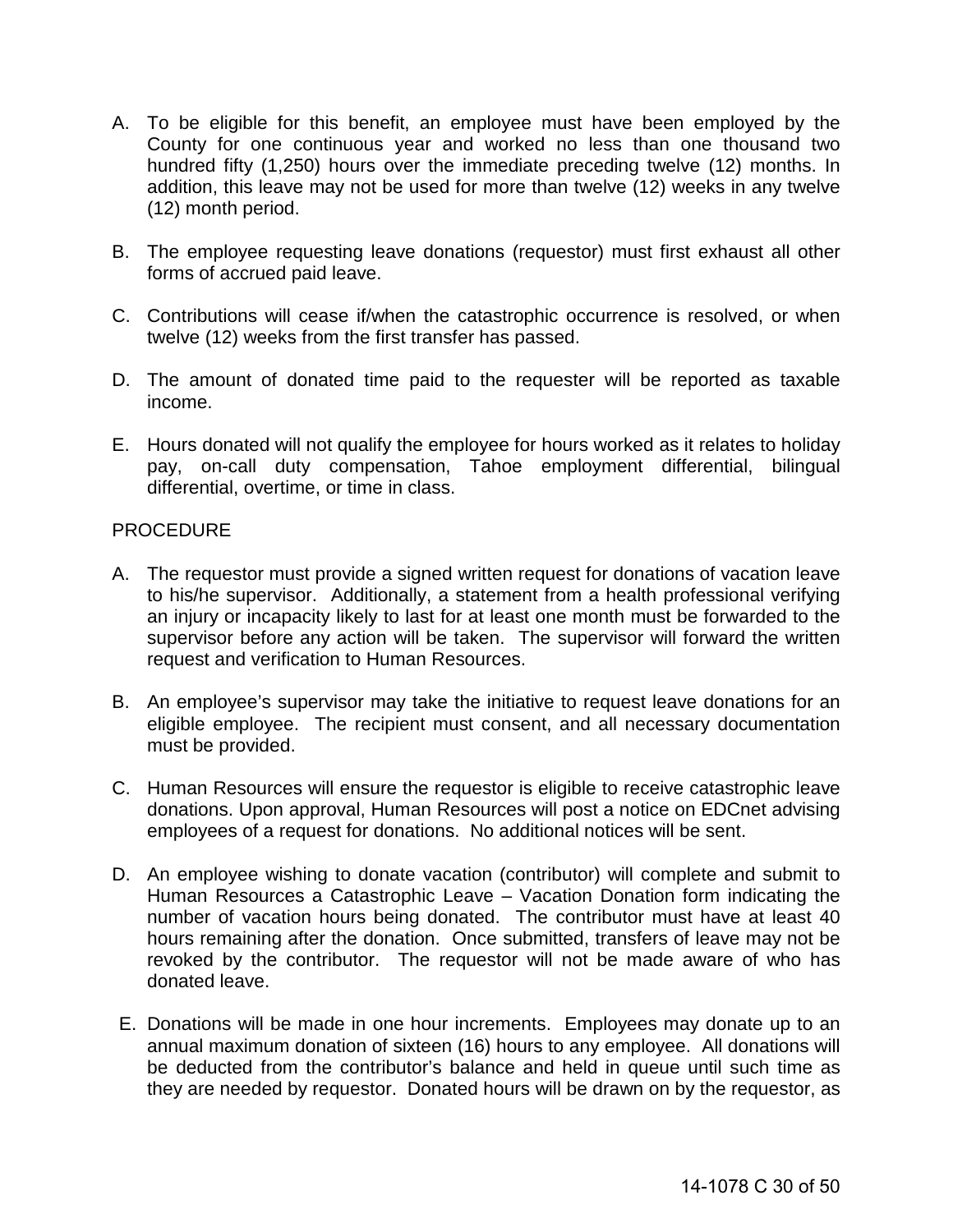A. To be eligible for this benefit, an employee must have been employed by the County for one continuous year and worked no less than one thousand two hundred fifty (1,250) hours over the immediate preceding twelve (12) months. In addition, this leave may not be used for more than twelve (12) weeks in any twelve (12) month period.

B. The employee requesting leave donations (requestor) must first exhaust all other forms of accrued paid leave.

C. Contributions will cease if/when the catastrophic occurrence is resolved, or when twelve (12) weeks from the first transfer has passed.

D. The amount of donated time paid to the requester will be reported as taxable income.

E. Hours donated will not qualify the employee for hours worked as it relates to holiday pay, on-call duty compensation, Tahoe employment differential, bilingual differential, overtime, or time in class.

PROCEDURE

A. The requestor must provide a signed written request for donations of vacation leave to his/he supervisor. Additionally, a statement from a health professional verifying an injury or incapacity likely to last for at least one month must be forwarded to the supervisor before any action will be taken. The supervisor will forward the written request and verification to Human Resources.

B. An employee's supervisor may take the initiative to request leave donations for an eligible employee. The recipient must consent, and all necessary documentation must be provided.

C. Human Resources will ensure the requestor is eligible to receive catastrophic leave donations. Upon approval, Human Resources will post a notice on EDCnet advising employees of a request for donations. No additional notices will be sent.

D. An employee wishing to donate vacation (contributor) will complete and submit to Human Resources a Catastrophic Leave – Vacation Donation form indicating the number of vacation hours being donated. The contributor must have at least 40 hours remaining after the donation. Once submitted, transfers of leave may not be revoked by the contributor. The requestor will not be made aware of who has donated leave.

E. Donations will be made in one hour increments. Employees may donate up to an annual maximum donation of sixteen (16) hours to any employee. All donations will be deducted from the contributor's balance and held in queue until such time as they are needed by requestor. Donated hours will be drawn on by the requestor, as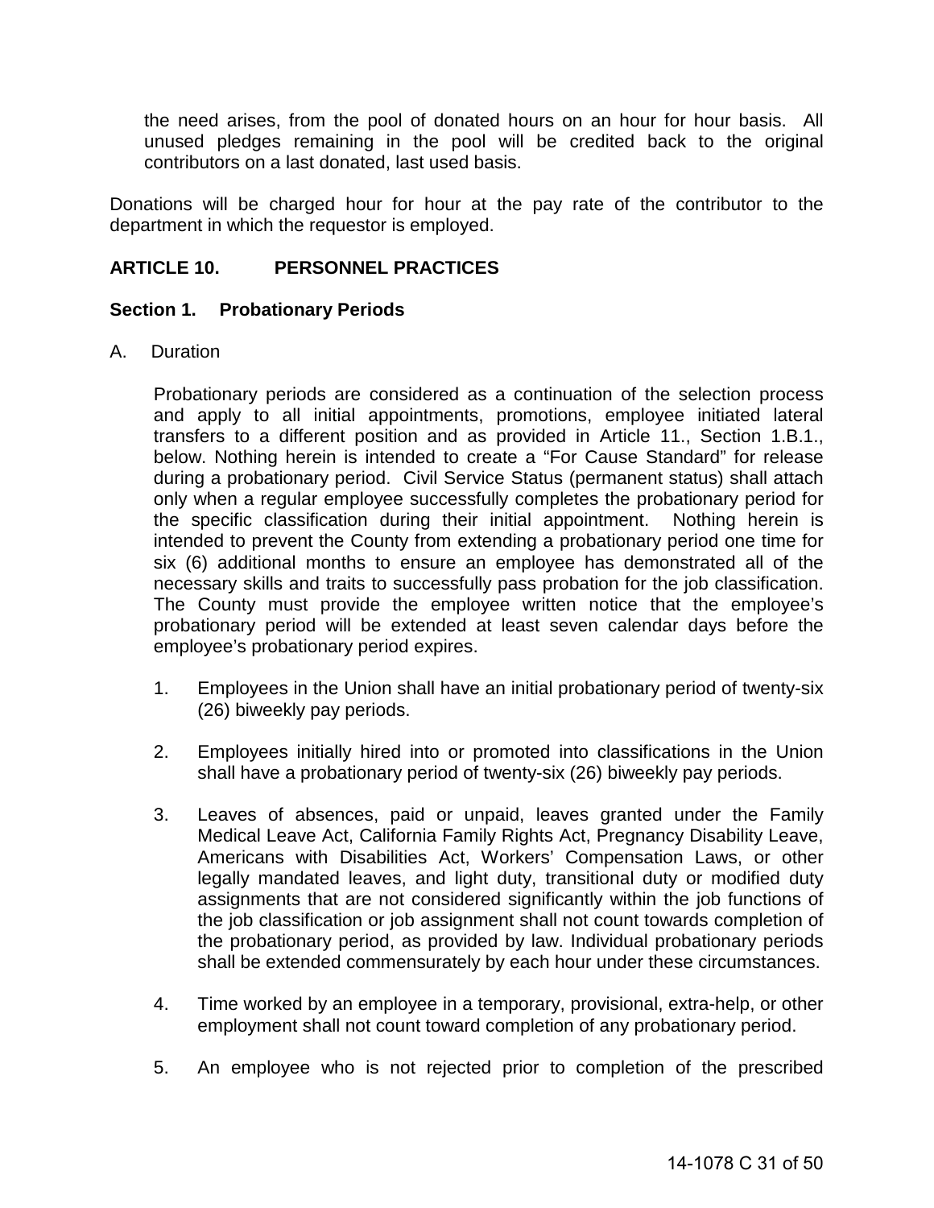the need arises, from the pool of donated hours on an hour for hour basis. All unused pledges remaining in the pool will be credited back to the original contributors on a last donated, last used basis.

Donations will be charged hour for hour at the pay rate of the contributor to the department in which the requestor is employed.

## ARTICLE 10. PERSONNEL PRACTICES

### Section 1. Probationary Periods

A. Duration

Probationary periods are considered as a continuation of the selection process and apply to all initial appointments, promotions, employee initiated lateral transfers to a different position and as provided in Article 11., Section 1.B.1., below. Nothing herein is intended to create a "For Cause Standard" for release during a probationary period. Civil Service Status (permanent status) shall attach only when a regular employee successfully completes the probationary period for the specific classification during their initial appointment. Nothing herein is intended to prevent the County from extending a probationary period one time for six (6) additional months to ensure an employee has demonstrated all of the necessary skills and traits to successfully pass probation for the job classification. The County must provide the employee written notice that the employee's probationary period will be extended at least seven calendar days before the employee's probationary period expires.

1. Employees in the Union shall have an initial probationary period of twenty-six (26) biweekly pay periods.

2. Employees initially hired into or promoted into classifications in the Union shall have a probationary period of twenty-six (26) biweekly pay periods.

3. Leaves of absences, paid or unpaid, leaves granted under the Family Medical Leave Act, California Family Rights Act, Pregnancy Disability Leave, Americans with Disabilities Act, Workers' Compensation Laws, or other legally mandated leaves, and light duty, transitional duty or modified duty assignments that are not considered significantly within the job functions of the job classification or job assignment shall not count towards completion of the probationary period, as provided by law. Individual probationary periods shall be extended commensurately by each hour under these circumstances.

4. Time worked by an employee in a temporary, provisional, extra-help, or other employment shall not count toward completion of any probationary period.

5. An employee who is not rejected prior to completion of the prescribed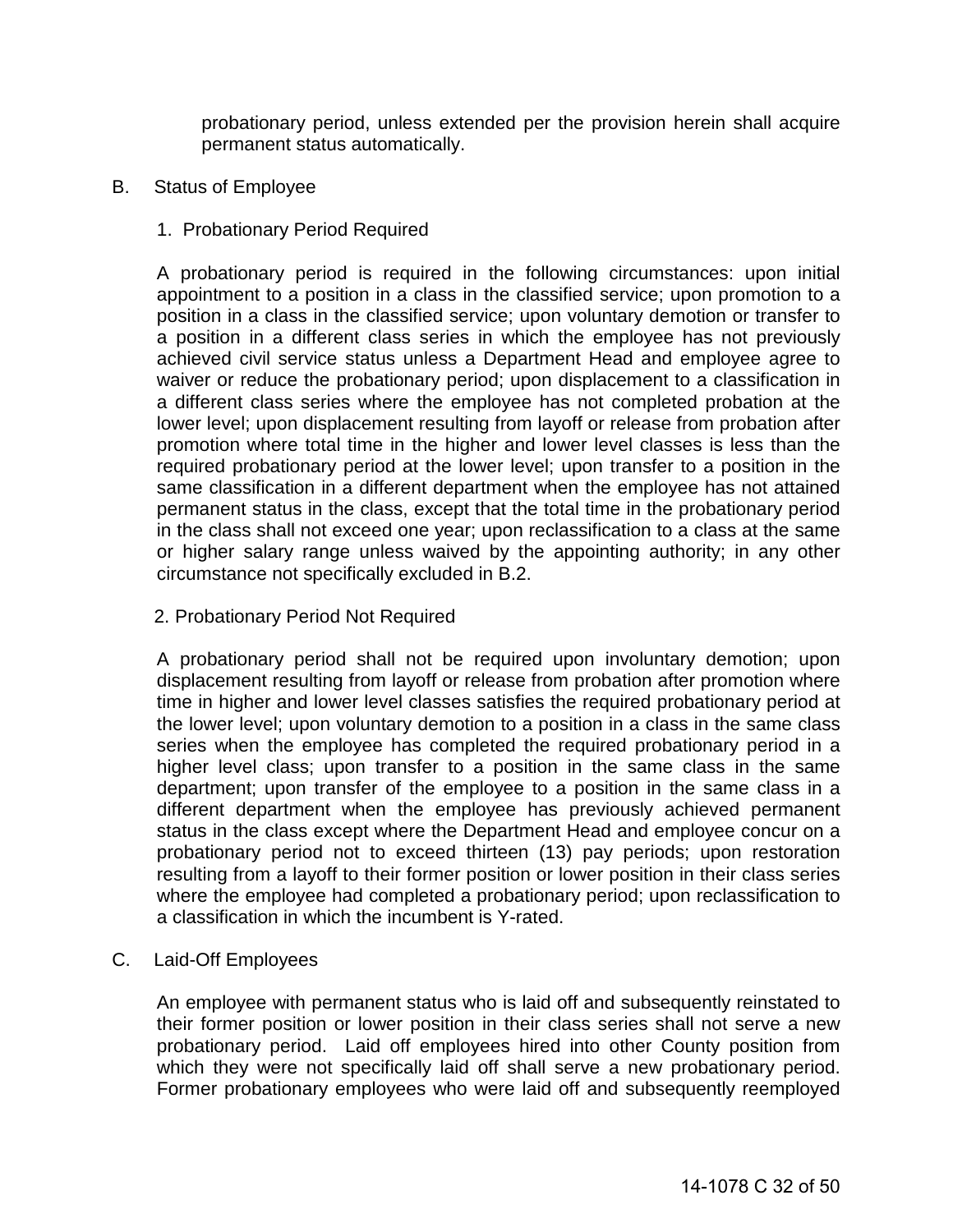probationary period, unless extended per the provision herein shall acquire permanent status automatically.

B. Status of Employee

1. Probationary Period Required

A probationary period is required in the following circumstances: upon initial appointment to a position in a class in the classified service; upon promotion to a position in a class in the classified service; upon voluntary demotion or transfer to a position in a different class series in which the employee has not previously achieved civil service status unless a Department Head and employee agree to waiver or reduce the probationary period; upon displacement to a classification in a different class series where the employee has not completed probation at the lower level; upon displacement resulting from layoff or release from probation after promotion where total time in the higher and lower level classes is less than the required probationary period at the lower level; upon transfer to a position in the same classification in a different department when the employee has not attained permanent status in the class, except that the total time in the probationary period in the class shall not exceed one year; upon reclassification to a class at the same or higher salary range unless waived by the appointing authority; in any other circumstance not specifically excluded in B.2.

2. Probationary Period Not Required

A probationary period shall not be required upon involuntary demotion; upon displacement resulting from layoff or release from probation after promotion where time in higher and lower level classes satisfies the required probationary period at the lower level; upon voluntary demotion to a position in a class in the same class series when the employee has completed the required probationary period in a higher level class; upon transfer to a position in the same class in the same department; upon transfer of the employee to a position in the same class in a different department when the employee has previously achieved permanent status in the class except where the Department Head and employee concur on a probationary period not to exceed thirteen (13) pay periods; upon restoration resulting from a layoff to their former position or lower position in their class series where the employee had completed a probationary period; upon reclassification to a classification in which the incumbent is Y-rated.

C. Laid-Off Employees

An employee with permanent status who is laid off and subsequently reinstated to their former position or lower position in their class series shall not serve a new probationary period. Laid off employees hired into other County position from which they were not specifically laid off shall serve a new probationary period. Former probationary employees who were laid off and subsequently reemployed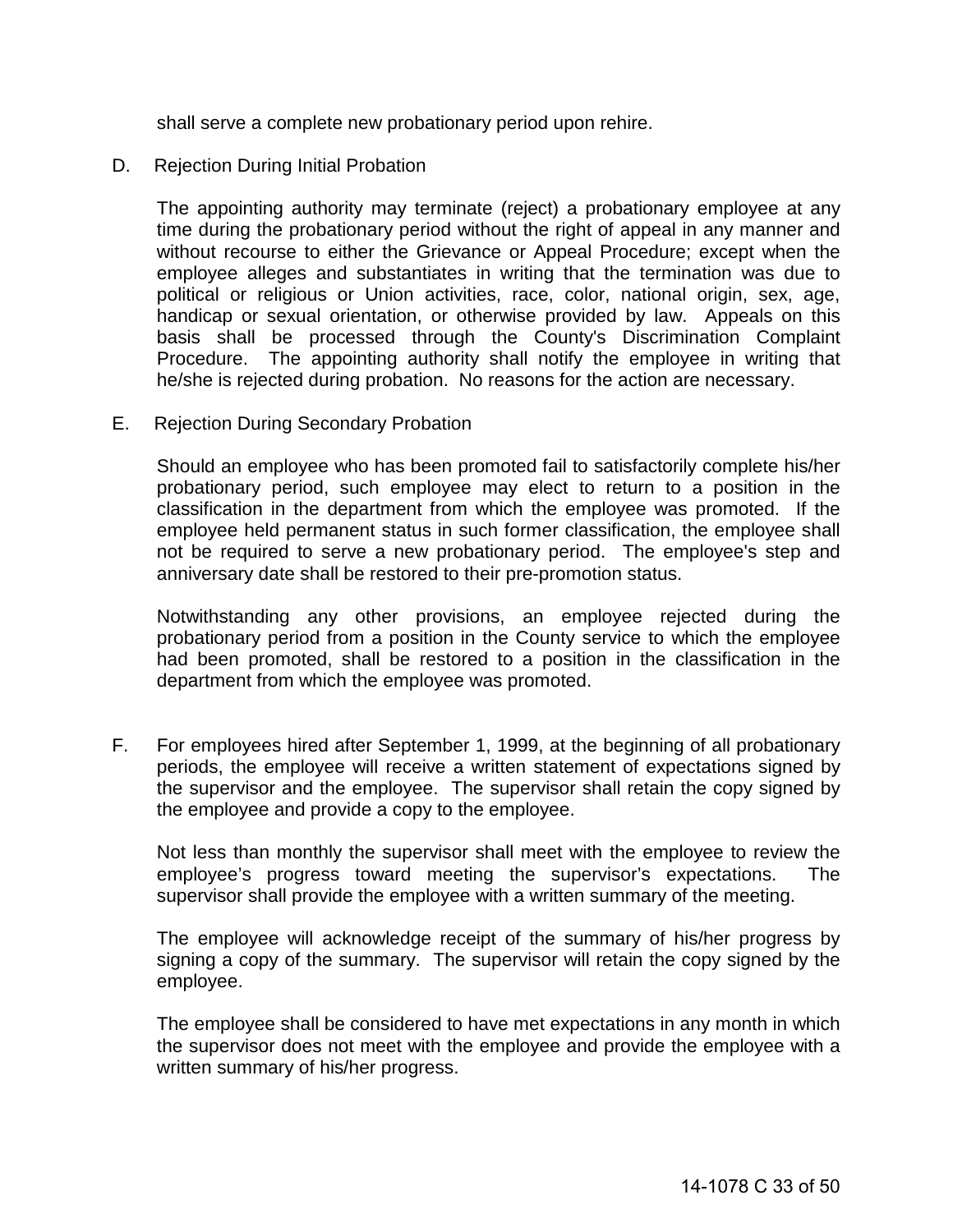shall serve a complete new probationary period upon rehire.

D. Rejection During Initial Probation

The appointing authority may terminate (reject) a probationary employee at any time during the probationary period without the right of appeal in any manner and without recourse to either the Grievance or Appeal Procedure; except when the employee alleges and substantiates in writing that the termination was due to political or religious or Union activities, race, color, national origin, sex, age, handicap or sexual orientation, or otherwise provided by law. Appeals on this basis shall be processed through the County's Discrimination Complaint Procedure. The appointing authority shall notify the employee in writing that he/she is rejected during probation. No reasons for the action are necessary.

E. Rejection During Secondary Probation

Should an employee who has been promoted fail to satisfactorily complete his/her probationary period, such employee may elect to return to a position in the classification in the department from which the employee was promoted. If the employee held permanent status in such former classification, the employee shall not be required to serve a new probationary period. The employee's step and anniversary date shall be restored to their pre-promotion status.

Notwithstanding any other provisions, an employee rejected during the probationary period from a position in the County service to which the employee had been promoted, shall be restored to a position in the classification in the department from which the employee was promoted.

F. For employees hired after September 1, 1999, at the beginning of all probationary periods, the employee will receive a written statement of expectations signed by the supervisor and the employee. The supervisor shall retain the copy signed by the employee and provide a copy to the employee.

Not less than monthly the supervisor shall meet with the employee to review the employee’s progress toward meeting the supervisor’s expectations. The supervisor shall provide the employee with a written summary of the meeting.

The employee will acknowledge receipt of the summary of his/her progress by signing a copy of the summary. The supervisor will retain the copy signed by the employee.

The employee shall be considered to have met expectations in any month in which the supervisor does not meet with the employee and provide the employee with a written summary of his/her progress.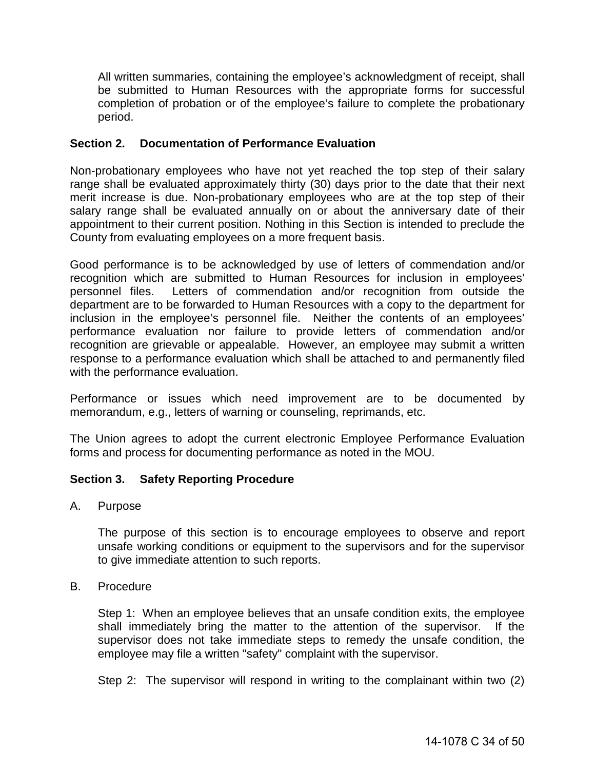All written summaries, containing the employee's acknowledgment of receipt, shall be submitted to Human Resources with the appropriate forms for successful completion of probation or of the employee's failure to complete the probationary period.

**Section 2. Documentation of Performance Evaluation**

Non-probationary employees who have not yet reached the top step of their salary range shall be evaluated approximately thirty (30) days prior to the date that their next merit increase is due. Non-probationary employees who are at the top step of their salary range shall be evaluated annually on or about the anniversary date of their appointment to their current position. Nothing in this Section is intended to preclude the County from evaluating employees on a more frequent basis.

Good performance is to be acknowledged by use of letters of commendation and/or recognition which are submitted to Human Resources for inclusion in employees' personnel files. Letters of commendation and/or recognition from outside the department are to be forwarded to Human Resources with a copy to the department for inclusion in the employee's personnel file. Neither the contents of an employees' performance evaluation nor failure to provide letters of commendation and/or recognition are grievable or appealable. However, an employee may submit a written response to a performance evaluation which shall be attached to and permanently filed with the performance evaluation.

Performance or issues which need improvement are to be documented by memorandum, e.g., letters of warning or counseling, reprimands, etc.

The Union agrees to adopt the current electronic Employee Performance Evaluation forms and process for documenting performance as noted in the MOU.

**Section 3. Safety Reporting Procedure**

A. Purpose

The purpose of this section is to encourage employees to observe and report unsafe working conditions or equipment to the supervisors and for the supervisor to give immediate attention to such reports.

B. Procedure

Step 1: When an employee believes that an unsafe condition exits, the employee shall immediately bring the matter to the attention of the supervisor. If the supervisor does not take immediate steps to remedy the unsafe condition, the employee may file a written "safety" complaint with the supervisor.

Step 2: The supervisor will respond in writing to the complainant within two (2)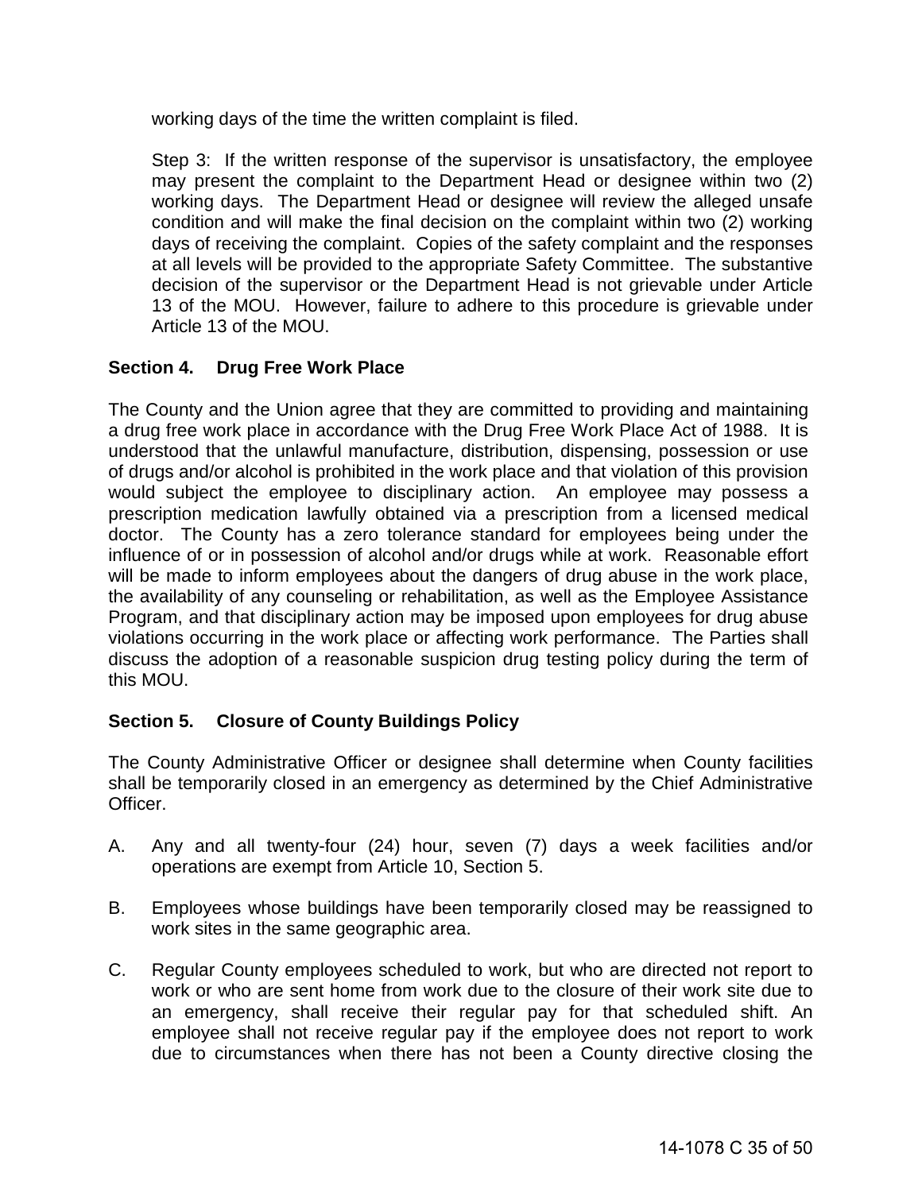working days of the time the written complaint is filed.

Step 3: If the written response of the supervisor is unsatisfactory, the employee may present the complaint to the Department Head or designee within two (2) working days. The Department Head or designee will review the alleged unsafe condition and will make the final decision on the complaint within two (2) working days of receiving the complaint. Copies of the safety complaint and the responses at all levels will be provided to the appropriate Safety Committee. The substantive decision of the supervisor or the Department Head is not grievable under Article 13 of the MOU. However, failure to adhere to this procedure is grievable under Article 13 of the MOU.

**Section 4. Drug Free Work Place**

The County and the Union agree that they are committed to providing and maintaining a drug free work place in accordance with the Drug Free Work Place Act of 1988. It is understood that the unlawful manufacture, distribution, dispensing, possession or use of drugs and/or alcohol is prohibited in the work place and that violation of this provision would subject the employee to disciplinary action. An employee may possess a prescription medication lawfully obtained via a prescription from a licensed medical doctor. The County has a zero tolerance standard for employees being under the influence of or in possession of alcohol and/or drugs while at work. Reasonable effort will be made to inform employees about the dangers of drug abuse in the work place, the availability of any counseling or rehabilitation, as well as the Employee Assistance Program, and that disciplinary action may be imposed upon employees for drug abuse violations occurring in the work place or affecting work performance. The Parties shall discuss the adoption of a reasonable suspicion drug testing policy during the term of this MOU.

**Section 5. Closure of County Buildings Policy**

The County Administrative Officer or designee shall determine when County facilities shall be temporarily closed in an emergency as determined by the Chief Administrative Officer.

A. Any and all twenty-four (24) hour, seven (7) days a week facilities and/or operations are exempt from Article 10, Section 5.

B. Employees whose buildings have been temporarily closed may be reassigned to work sites in the same geographic area.

C. Regular County employees scheduled to work, but who are directed not report to work or who are sent home from work due to the closure of their work site due to an emergency, shall receive their regular pay for that scheduled shift. An employee shall not receive regular pay if the employee does not report to work due to circumstances when there has not been a County directive closing the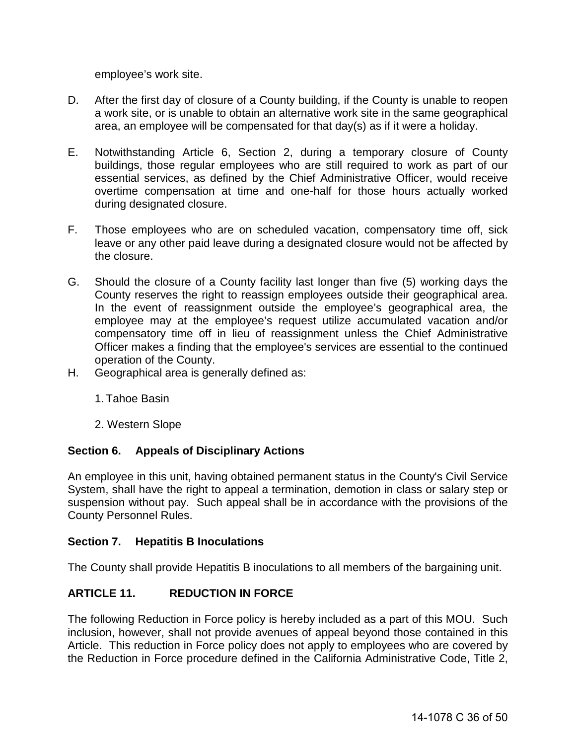employee's work site.

D. After the first day of closure of a County building, if the County is unable to reopen a work site, or is unable to obtain an alternative work site in the same geographical area, an employee will be compensated for that day(s) as if it were a holiday.

E. Notwithstanding Article 6, Section 2, during a temporary closure of County buildings, those regular employees who are still required to work as part of our essential services, as defined by the Chief Administrative Officer, would receive overtime compensation at time and one-half for those hours actually worked during designated closure.

F. Those employees who are on scheduled vacation, compensatory time off, sick leave or any other paid leave during a designated closure would not be affected by the closure.

G. Should the closure of a County facility last longer than five (5) working days the County reserves the right to reassign employees outside their geographical area. In the event of reassignment outside the employee's geographical area, the employee may at the employee's request utilize accumulated vacation and/or compensatory time off in lieu of reassignment unless the Chief Administrative Officer makes a finding that the employee's services are essential to the continued operation of the County.

H. Geographical area is generally defined as:

   1. Tahoe Basin

   2. Western Slope

**Section 6. Appeals of Disciplinary Actions**

An employee in this unit, having obtained permanent status in the County's Civil Service System, shall have the right to appeal a termination, demotion in class or salary step or suspension without pay. Such appeal shall be in accordance with the provisions of the County Personnel Rules.

**Section 7. Hepatitis B Inoculations**

The County shall provide Hepatitis B inoculations to all members of the bargaining unit.

## ARTICLE 11. REDUCTION IN FORCE

The following Reduction in Force policy is hereby included as a part of this MOU. Such inclusion, however, shall not provide avenues of appeal beyond those contained in this Article. This reduction in Force policy does not apply to employees who are covered by the Reduction in Force procedure defined in the California Administrative Code, Title 2,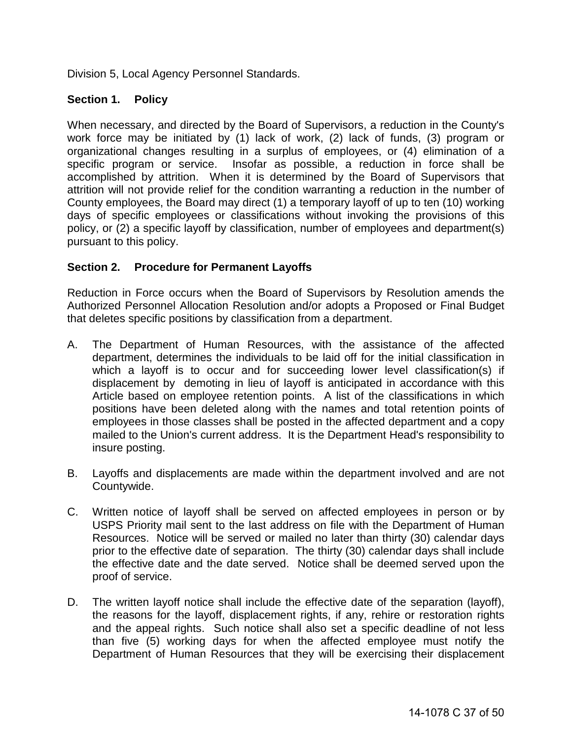Division 5, Local Agency Personnel Standards.

**Section 1. Policy**

When necessary, and directed by the Board of Supervisors, a reduction in the County's work force may be initiated by (1) lack of work, (2) lack of funds, (3) program or organizational changes resulting in a surplus of employees, or (4) elimination of a specific program or service. Insofar as possible, a reduction in force shall be accomplished by attrition. When it is determined by the Board of Supervisors that attrition will not provide relief for the condition warranting a reduction in the number of County employees, the Board may direct (1) a temporary layoff of up to ten (10) working days of specific employees or classifications without invoking the provisions of this policy, or (2) a specific layoff by classification, number of employees and department(s) pursuant to this policy.

**Section 2. Procedure for Permanent Layoffs**

Reduction in Force occurs when the Board of Supervisors by Resolution amends the Authorized Personnel Allocation Resolution and/or adopts a Proposed or Final Budget that deletes specific positions by classification from a department.

A. The Department of Human Resources, with the assistance of the affected department, determines the individuals to be laid off for the initial classification in which a layoff is to occur and for succeeding lower level classification(s) if displacement by demoting in lieu of layoff is anticipated in accordance with this Article based on employee retention points. A list of the classifications in which positions have been deleted along with the names and total retention points of employees in those classes shall be posted in the affected department and a copy mailed to the Union's current address. It is the Department Head's responsibility to insure posting.

B. Layoffs and displacements are made within the department involved and are not Countywide.

C. Written notice of layoff shall be served on affected employees in person or by USPS Priority mail sent to the last address on file with the Department of Human Resources. Notice will be served or mailed no later than thirty (30) calendar days prior to the effective date of separation. The thirty (30) calendar days shall include the effective date and the date served. Notice shall be deemed served upon the proof of service.

D. The written layoff notice shall include the effective date of the separation (layoff), the reasons for the layoff, displacement rights, if any, rehire or restoration rights and the appeal rights. Such notice shall also set a specific deadline of not less than five (5) working days for when the affected employee must notify the Department of Human Resources that they will be exercising their displacement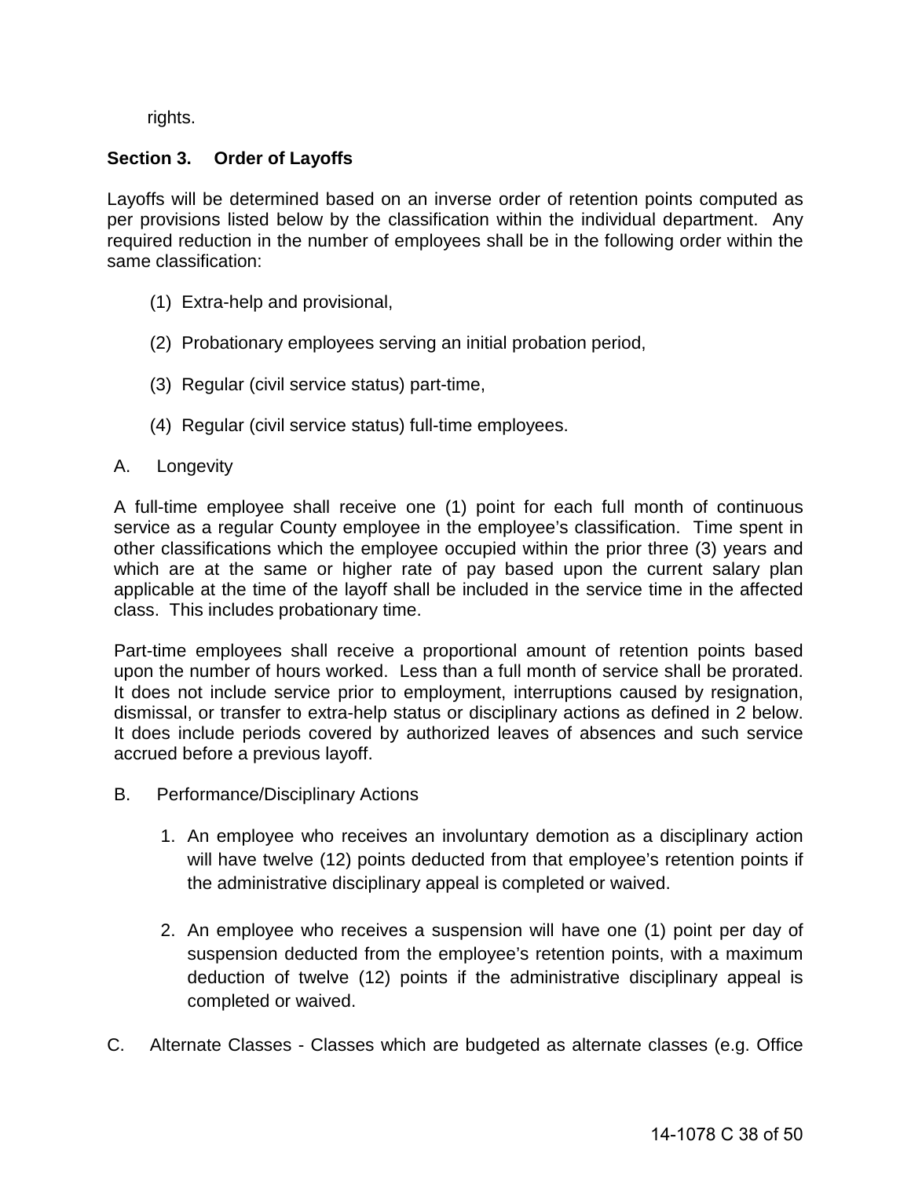rights.

**Section 3. Order of Layoffs**

Layoffs will be determined based on an inverse order of retention points computed as per provisions listed below by the classification within the individual department. Any required reduction in the number of employees shall be in the following order within the same classification:

(1) Extra-help and provisional,

(2) Probationary employees serving an initial probation period,

(3) Regular (civil service status) part-time,

(4) Regular (civil service status) full-time employees.

A. Longevity

A full-time employee shall receive one (1) point for each full month of continuous service as a regular County employee in the employee's classification. Time spent in other classifications which the employee occupied within the prior three (3) years and which are at the same or higher rate of pay based upon the current salary plan applicable at the time of the layoff shall be included in the service time in the affected class. This includes probationary time.

Part-time employees shall receive a proportional amount of retention points based upon the number of hours worked. Less than a full month of service shall be prorated. It does not include service prior to employment, interruptions caused by resignation, dismissal, or transfer to extra-help status or disciplinary actions as defined in 2 below. It does include periods covered by authorized leaves of absences and such service accrued before a previous layoff.

B. Performance/Disciplinary Actions

1. An employee who receives an involuntary demotion as a disciplinary action will have twelve (12) points deducted from that employee's retention points if the administrative disciplinary appeal is completed or waived.

2. An employee who receives a suspension will have one (1) point per day of suspension deducted from the employee's retention points, with a maximum deduction of twelve (12) points if the administrative disciplinary appeal is completed or waived.

C. Alternate Classes - Classes which are budgeted as alternate classes (e.g. Office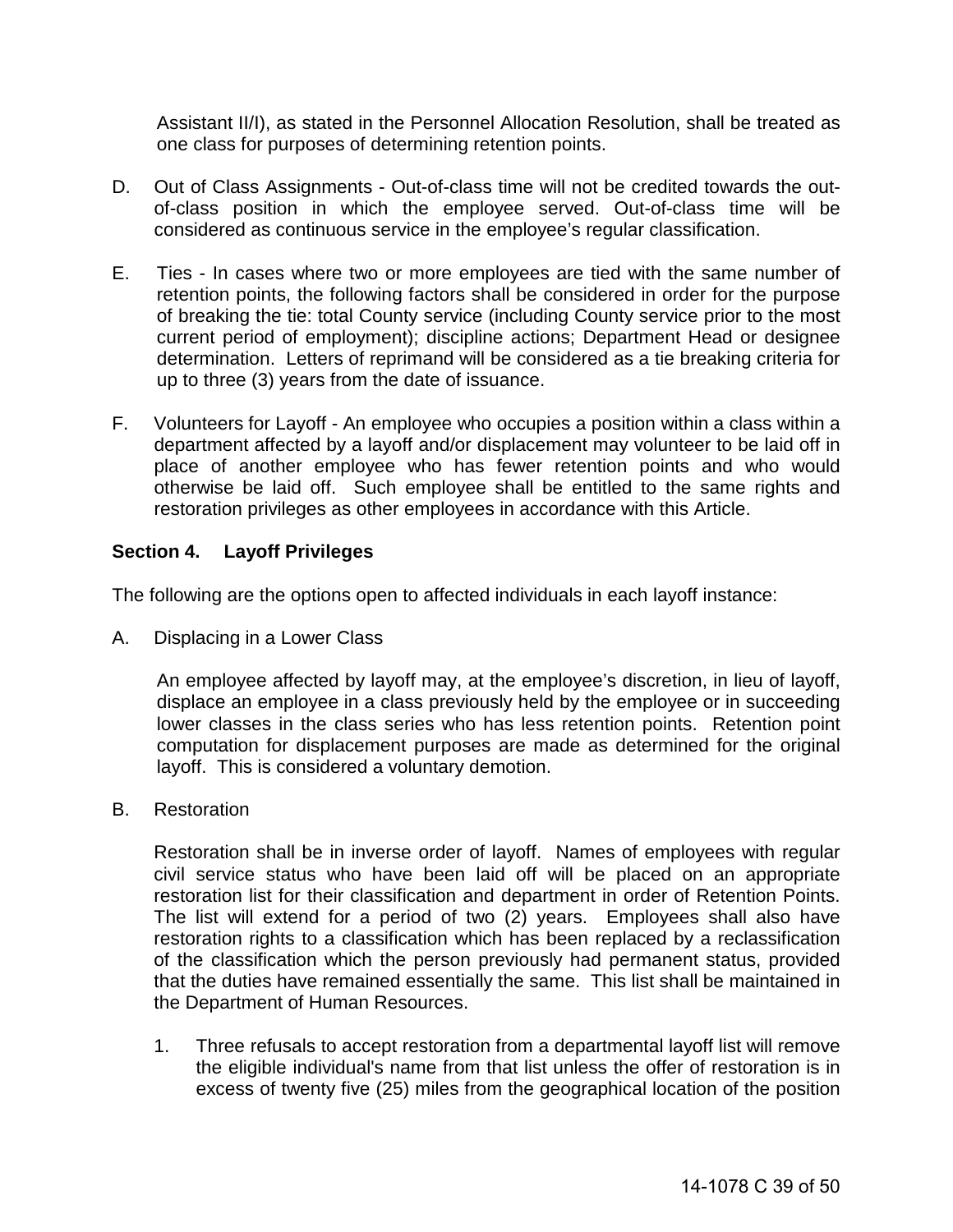Assistant II/I), as stated in the Personnel Allocation Resolution, shall be treated as one class for purposes of determining retention points.

D. Out of Class Assignments - Out-of-class time will not be credited towards the out-of-class position in which the employee served. Out-of-class time will be considered as continuous service in the employee's regular classification.

E. Ties - In cases where two or more employees are tied with the same number of retention points, the following factors shall be considered in order for the purpose of breaking the tie: total County service (including County service prior to the most current period of employment); discipline actions; Department Head or designee determination. Letters of reprimand will be considered as a tie breaking criteria for up to three (3) years from the date of issuance.

F. Volunteers for Layoff - An employee who occupies a position within a class within a department affected by a layoff and/or displacement may volunteer to be laid off in place of another employee who has fewer retention points and who would otherwise be laid off. Such employee shall be entitled to the same rights and restoration privileges as other employees in accordance with this Article.

**Section 4. Layoff Privileges**

The following are the options open to affected individuals in each layoff instance:

A. Displacing in a Lower Class

An employee affected by layoff may, at the employee's discretion, in lieu of layoff, displace an employee in a class previously held by the employee or in succeeding lower classes in the class series who has less retention points. Retention point computation for displacement purposes are made as determined for the original layoff. This is considered a voluntary demotion.

B. Restoration

Restoration shall be in inverse order of layoff. Names of employees with regular civil service status who have been laid off will be placed on an appropriate restoration list for their classification and department in order of Retention Points. The list will extend for a period of two (2) years. Employees shall also have restoration rights to a classification which has been replaced by a reclassification of the classification which the person previously had permanent status, provided that the duties have remained essentially the same. This list shall be maintained in the Department of Human Resources.

1. Three refusals to accept restoration from a departmental layoff list will remove the eligible individual's name from that list unless the offer of restoration is in excess of twenty five (25) miles from the geographical location of the position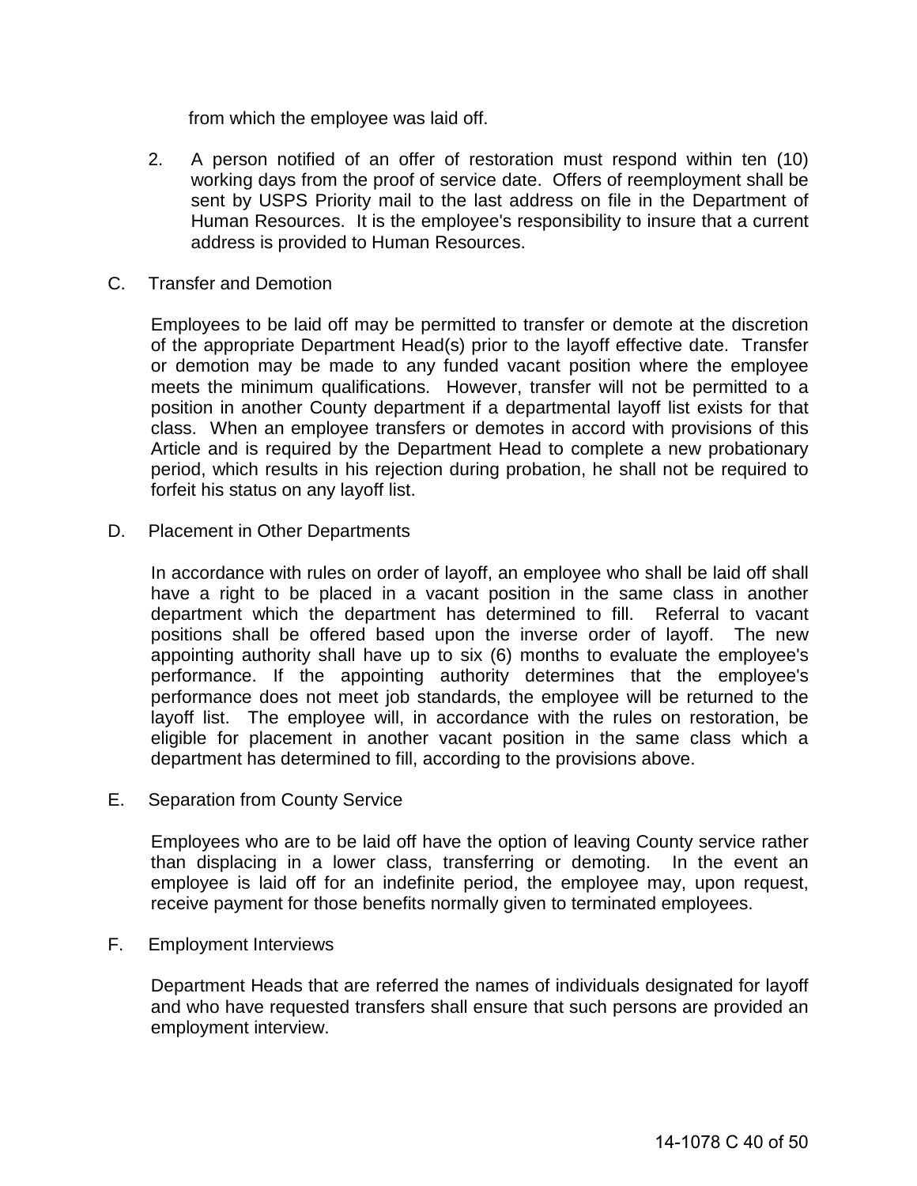from which the employee was laid off.

2. A person notified of an offer of restoration must respond within ten (10) working days from the proof of service date. Offers of reemployment shall be sent by USPS Priority mail to the last address on file in the Department of Human Resources. It is the employee's responsibility to insure that a current address is provided to Human Resources.

C. Transfer and Demotion

Employees to be laid off may be permitted to transfer or demote at the discretion of the appropriate Department Head(s) prior to the layoff effective date. Transfer or demotion may be made to any funded vacant position where the employee meets the minimum qualifications. However, transfer will not be permitted to a position in another County department if a departmental layoff list exists for that class. When an employee transfers or demotes in accord with provisions of this Article and is required by the Department Head to complete a new probationary period, which results in his rejection during probation, he shall not be required to forfeit his status on any layoff list.

D. Placement in Other Departments

In accordance with rules on order of layoff, an employee who shall be laid off shall have a right to be placed in a vacant position in the same class in another department which the department has determined to fill. Referral to vacant positions shall be offered based upon the inverse order of layoff. The new appointing authority shall have up to six (6) months to evaluate the employee's performance. If the appointing authority determines that the employee's performance does not meet job standards, the employee will be returned to the layoff list. The employee will, in accordance with the rules on restoration, be eligible for placement in another vacant position in the same class which a department has determined to fill, according to the provisions above.

E. Separation from County Service

Employees who are to be laid off have the option of leaving County service rather than displacing in a lower class, transferring or demoting. In the event an employee is laid off for an indefinite period, the employee may, upon request, receive payment for those benefits normally given to terminated employees.

F. Employment Interviews

Department Heads that are referred the names of individuals designated for layoff and who have requested transfers shall ensure that such persons are provided an employment interview.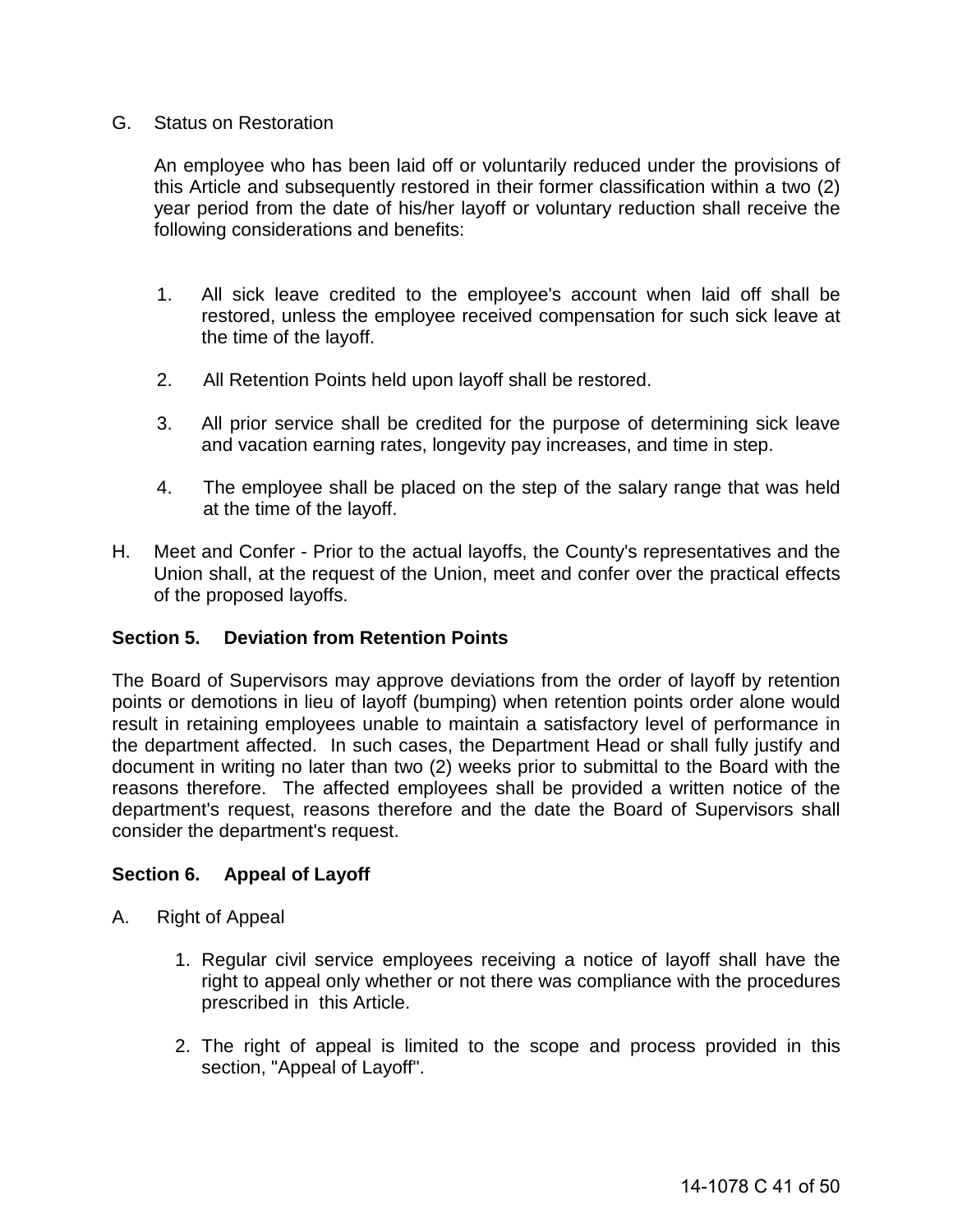G. Status on Restoration

An employee who has been laid off or voluntarily reduced under the provisions of this Article and subsequently restored in their former classification within a two (2) year period from the date of his/her layoff or voluntary reduction shall receive the following considerations and benefits:

1. All sick leave credited to the employee's account when laid off shall be restored, unless the employee received compensation for such sick leave at the time of the layoff.

2. All Retention Points held upon layoff shall be restored.

3. All prior service shall be credited for the purpose of determining sick leave and vacation earning rates, longevity pay increases, and time in step.

4. The employee shall be placed on the step of the salary range that was held at the time of the layoff.

H. Meet and Confer - Prior to the actual layoffs, the County's representatives and the Union shall, at the request of the Union, meet and confer over the practical effects of the proposed layoffs.

**Section 5. Deviation from Retention Points**

The Board of Supervisors may approve deviations from the order of layoff by retention points or demotions in lieu of layoff (bumping) when retention points order alone would result in retaining employees unable to maintain a satisfactory level of performance in the department affected. In such cases, the Department Head or shall fully justify and document in writing no later than two (2) weeks prior to submittal to the Board with the reasons therefore. The affected employees shall be provided a written notice of the department's request, reasons therefore and the date the Board of Supervisors shall consider the department's request.

**Section 6. Appeal of Layoff**

A. Right of Appeal

1. Regular civil service employees receiving a notice of layoff shall have the right to appeal only whether or not there was compliance with the procedures prescribed in this Article.

2. The right of appeal is limited to the scope and process provided in this section, "Appeal of Layoff".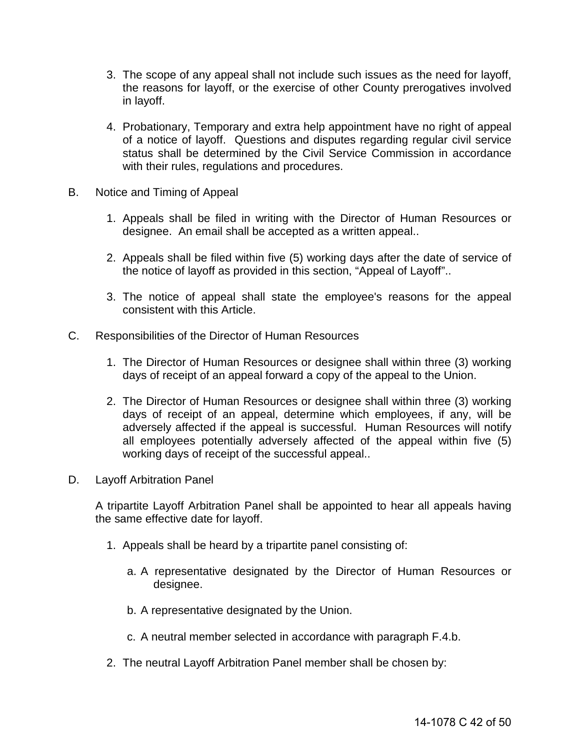3. The scope of any appeal shall not include such issues as the need for layoff, the reasons for layoff, or the exercise of other County prerogatives involved in layoff.

4. Probationary, Temporary and extra help appointment have no right of appeal of a notice of layoff. Questions and disputes regarding regular civil service status shall be determined by the Civil Service Commission in accordance with their rules, regulations and procedures.

B. Notice and Timing of Appeal

1. Appeals shall be filed in writing with the Director of Human Resources or designee. An email shall be accepted as a written appeal..

2. Appeals shall be filed within five (5) working days after the date of service of the notice of layoff as provided in this section, "Appeal of Layoff"..

3. The notice of appeal shall state the employee's reasons for the appeal consistent with this Article.

C. Responsibilities of the Director of Human Resources

1. The Director of Human Resources or designee shall within three (3) working days of receipt of an appeal forward a copy of the appeal to the Union.

2. The Director of Human Resources or designee shall within three (3) working days of receipt of an appeal, determine which employees, if any, will be adversely affected if the appeal is successful. Human Resources will notify all employees potentially adversely affected of the appeal within five (5) working days of receipt of the successful appeal..

D. Layoff Arbitration Panel

A tripartite Layoff Arbitration Panel shall be appointed to hear all appeals having the same effective date for layoff.

1. Appeals shall be heard by a tripartite panel consisting of:

   a. A representative designated by the Director of Human Resources or designee.

   b. A representative designated by the Union.

   c. A neutral member selected in accordance with paragraph F.4.b.

2. The neutral Layoff Arbitration Panel member shall be chosen by: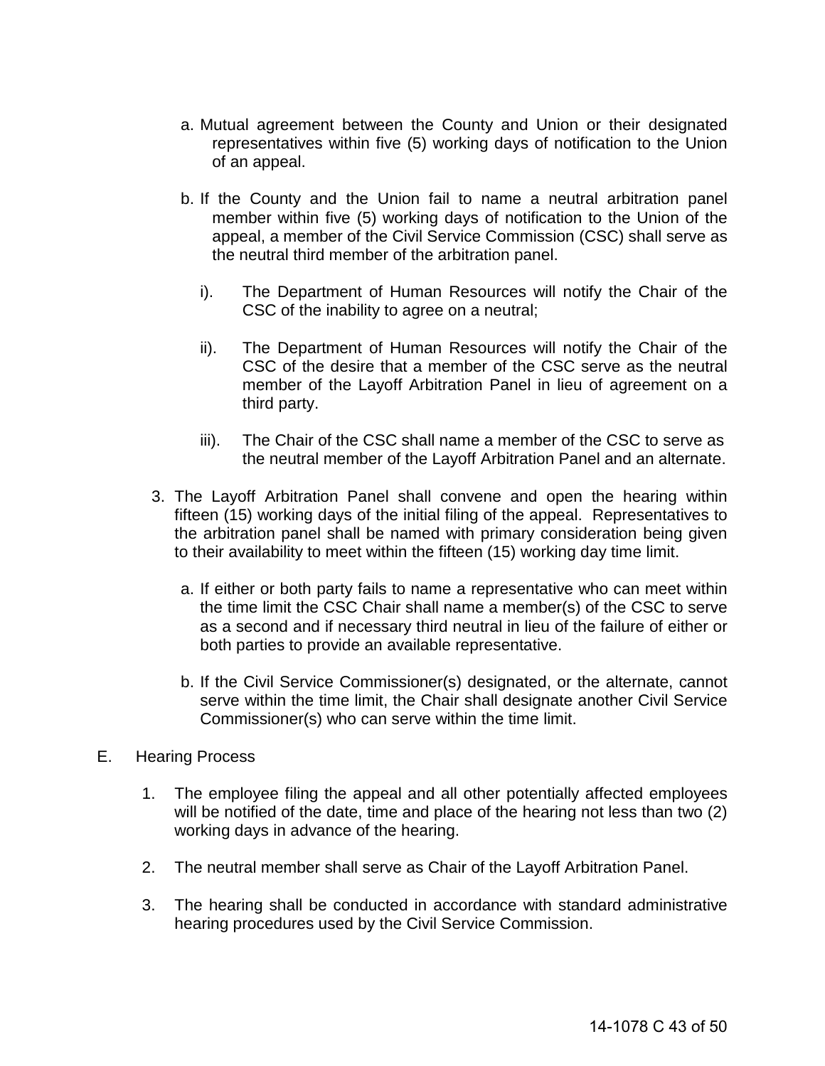a. Mutual agreement between the County and Union or their designated representatives within five (5) working days of notification to the Union of an appeal.

   b. If the County and the Union fail to name a neutral arbitration panel member within five (5) working days of notification to the Union of the appeal, a member of the Civil Service Commission (CSC) shall serve as the neutral third member of the arbitration panel.

      i). The Department of Human Resources will notify the Chair of the CSC of the inability to agree on a neutral;

      ii). The Department of Human Resources will notify the Chair of the CSC of the desire that a member of the CSC serve as the neutral member of the Layoff Arbitration Panel in lieu of agreement on a third party.

      iii). The Chair of the CSC shall name a member of the CSC to serve as the neutral member of the Layoff Arbitration Panel and an alternate.

3. The Layoff Arbitration Panel shall convene and open the hearing within fifteen (15) working days of the initial filing of the appeal. Representatives to the arbitration panel shall be named with primary consideration being given to their availability to meet within the fifteen (15) working day time limit.

   a. If either or both party fails to name a representative who can meet within the time limit the CSC Chair shall name a member(s) of the CSC to serve as a second and if necessary third neutral in lieu of the failure of either or both parties to provide an available representative.

   b. If the Civil Service Commissioner(s) designated, or the alternate, cannot serve within the time limit, the Chair shall designate another Civil Service Commissioner(s) who can serve within the time limit.

E. Hearing Process

1. The employee filing the appeal and all other potentially affected employees will be notified of the date, time and place of the hearing not less than two (2) working days in advance of the hearing.

2. The neutral member shall serve as Chair of the Layoff Arbitration Panel.

3. The hearing shall be conducted in accordance with standard administrative hearing procedures used by the Civil Service Commission.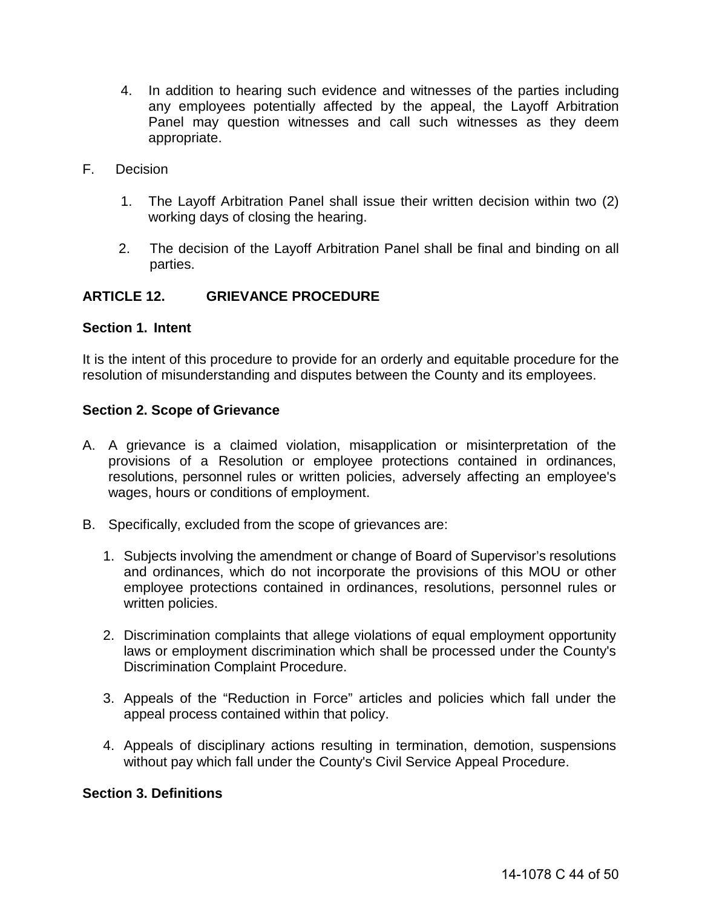4. In addition to hearing such evidence and witnesses of the parties including any employees potentially affected by the appeal, the Layoff Arbitration Panel may question witnesses and call such witnesses as they deem appropriate.

F. Decision

1. The Layoff Arbitration Panel shall issue their written decision within two (2) working days of closing the hearing.

2. The decision of the Layoff Arbitration Panel shall be final and binding on all parties.

## ARTICLE 12. GRIEVANCE PROCEDURE

### Section 1. Intent

It is the intent of this procedure to provide for an orderly and equitable procedure for the resolution of misunderstanding and disputes between the County and its employees.

### Section 2. Scope of Grievance

A. A grievance is a claimed violation, misapplication or misinterpretation of the provisions of a Resolution or employee protections contained in ordinances, resolutions, personnel rules or written policies, adversely affecting an employee's wages, hours or conditions of employment.

B. Specifically, excluded from the scope of grievances are:

1. Subjects involving the amendment or change of Board of Supervisor's resolutions and ordinances, which do not incorporate the provisions of this MOU or other employee protections contained in ordinances, resolutions, personnel rules or written policies.

2. Discrimination complaints that allege violations of equal employment opportunity laws or employment discrimination which shall be processed under the County's Discrimination Complaint Procedure.

3. Appeals of the "Reduction in Force" articles and policies which fall under the appeal process contained within that policy.

4. Appeals of disciplinary actions resulting in termination, demotion, suspensions without pay which fall under the County's Civil Service Appeal Procedure.

### Section 3. Definitions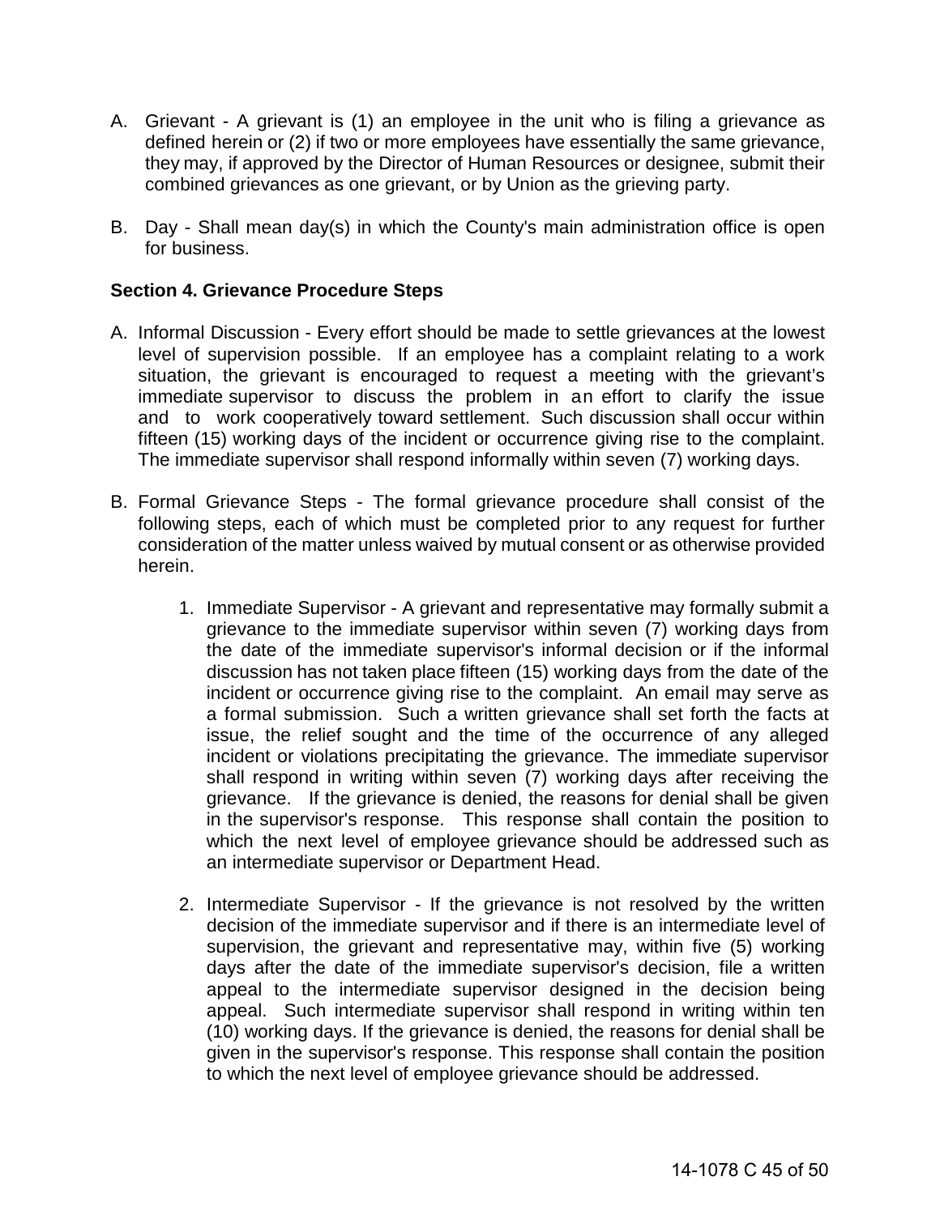A. Grievant - A grievant is (1) an employee in the unit who is filing a grievance as defined herein or (2) if two or more employees have essentially the same grievance, they may, if approved by the Director of Human Resources or designee, submit their combined grievances as one grievant, or by Union as the grieving party.

B. Day - Shall mean day(s) in which the County's main administration office is open for business.

**Section 4. Grievance Procedure Steps**

A. Informal Discussion - Every effort should be made to settle grievances at the lowest level of supervision possible. If an employee has a complaint relating to a work situation, the grievant is encouraged to request a meeting with the grievant's immediate supervisor to discuss the problem in an effort to clarify the issue and to work cooperatively toward settlement. Such discussion shall occur within fifteen (15) working days of the incident or occurrence giving rise to the complaint. The immediate supervisor shall respond informally within seven (7) working days.

B. Formal Grievance Steps - The formal grievance procedure shall consist of the following steps, each of which must be completed prior to any request for further consideration of the matter unless waived by mutual consent or as otherwise provided herein.

1. Immediate Supervisor - A grievant and representative may formally submit a grievance to the immediate supervisor within seven (7) working days from the date of the immediate supervisor's informal decision or if the informal discussion has not taken place fifteen (15) working days from the date of the incident or occurrence giving rise to the complaint. An email may serve as a formal submission. Such a written grievance shall set forth the facts at issue, the relief sought and the time of the occurrence of any alleged incident or violations precipitating the grievance. The immediate supervisor shall respond in writing within seven (7) working days after receiving the grievance. If the grievance is denied, the reasons for denial shall be given in the supervisor's response. This response shall contain the position to which the next level of employee grievance should be addressed such as an intermediate supervisor or Department Head.

2. Intermediate Supervisor - If the grievance is not resolved by the written decision of the immediate supervisor and if there is an intermediate level of supervision, the grievant and representative may, within five (5) working days after the date of the immediate supervisor's decision, file a written appeal to the intermediate supervisor designed in the decision being appeal. Such intermediate supervisor shall respond in writing within ten (10) working days. If the grievance is denied, the reasons for denial shall be given in the supervisor's response. This response shall contain the position to which the next level of employee grievance should be addressed.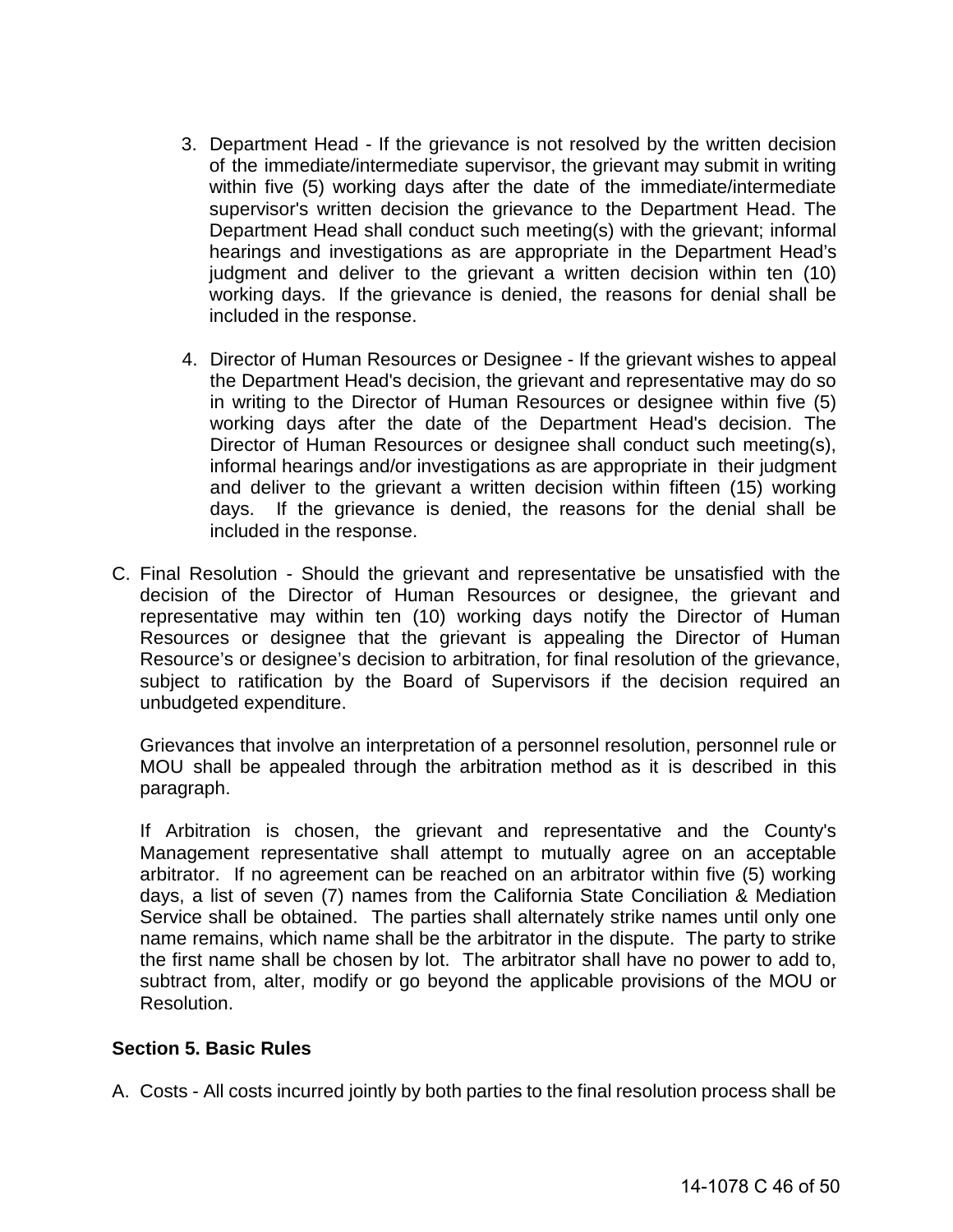3. Department Head - If the grievance is not resolved by the written decision of the immediate/intermediate supervisor, the grievant may submit in writing within five (5) working days after the date of the immediate/intermediate supervisor's written decision the grievance to the Department Head. The Department Head shall conduct such meeting(s) with the grievant; informal hearings and investigations as are appropriate in the Department Head's judgment and deliver to the grievant a written decision within ten (10) working days. If the grievance is denied, the reasons for denial shall be included in the response.

4. Director of Human Resources or Designee - If the grievant wishes to appeal the Department Head's decision, the grievant and representative may do so in writing to the Director of Human Resources or designee within five (5) working days after the date of the Department Head's decision. The Director of Human Resources or designee shall conduct such meeting(s), informal hearings and/or investigations as are appropriate in their judgment and deliver to the grievant a written decision within fifteen (15) working days. If the grievance is denied, the reasons for the denial shall be included in the response.

C. Final Resolution - Should the grievant and representative be unsatisfied with the decision of the Director of Human Resources or designee, the grievant and representative may within ten (10) working days notify the Director of Human Resources or designee that the grievant is appealing the Director of Human Resource's or designee's decision to arbitration, for final resolution of the grievance, subject to ratification by the Board of Supervisors if the decision required an unbudgeted expenditure.

   Grievances that involve an interpretation of a personnel resolution, personnel rule or MOU shall be appealed through the arbitration method as it is described in this paragraph.

   If Arbitration is chosen, the grievant and representative and the County's Management representative shall attempt to mutually agree on an acceptable arbitrator. If no agreement can be reached on an arbitrator within five (5) working days, a list of seven (7) names from the California State Conciliation & Mediation Service shall be obtained. The parties shall alternately strike names until only one name remains, which name shall be the arbitrator in the dispute. The party to strike the first name shall be chosen by lot. The arbitrator shall have no power to add to, subtract from, alter, modify or go beyond the applicable provisions of the MOU or Resolution.

**Section 5. Basic Rules**

A. Costs - All costs incurred jointly by both parties to the final resolution process shall be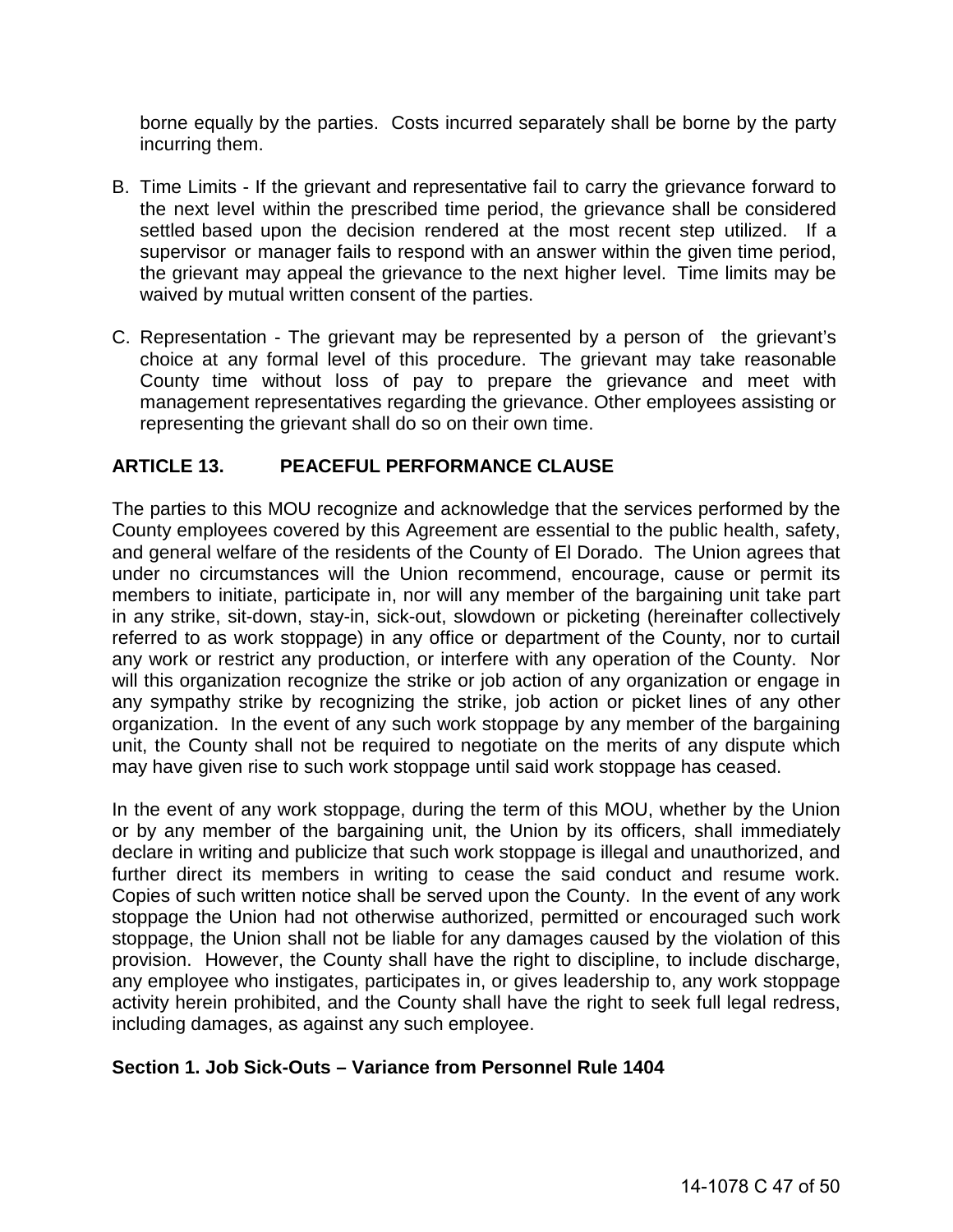borne equally by the parties. Costs incurred separately shall be borne by the party incurring them.

B. Time Limits - If the grievant and representative fail to carry the grievance forward to the next level within the prescribed time period, the grievance shall be considered settled based upon the decision rendered at the most recent step utilized. If a supervisor or manager fails to respond with an answer within the given time period, the grievant may appeal the grievance to the next higher level. Time limits may be waived by mutual written consent of the parties.

C. Representation - The grievant may be represented by a person of the grievant's choice at any formal level of this procedure. The grievant may take reasonable County time without loss of pay to prepare the grievance and meet with management representatives regarding the grievance. Other employees assisting or representing the grievant shall do so on their own time.

## ARTICLE 13. PEACEFUL PERFORMANCE CLAUSE

The parties to this MOU recognize and acknowledge that the services performed by the County employees covered by this Agreement are essential to the public health, safety, and general welfare of the residents of the County of El Dorado. The Union agrees that under no circumstances will the Union recommend, encourage, cause or permit its members to initiate, participate in, nor will any member of the bargaining unit take part in any strike, sit-down, stay-in, sick-out, slowdown or picketing (hereinafter collectively referred to as work stoppage) in any office or department of the County, nor to curtail any work or restrict any production, or interfere with any operation of the County. Nor will this organization recognize the strike or job action of any organization or engage in any sympathy strike by recognizing the strike, job action or picket lines of any other organization. In the event of any such work stoppage by any member of the bargaining unit, the County shall not be required to negotiate on the merits of any dispute which may have given rise to such work stoppage until said work stoppage has ceased.

In the event of any work stoppage, during the term of this MOU, whether by the Union or by any member of the bargaining unit, the Union by its officers, shall immediately declare in writing and publicize that such work stoppage is illegal and unauthorized, and further direct its members in writing to cease the said conduct and resume work. Copies of such written notice shall be served upon the County. In the event of any work stoppage the Union had not otherwise authorized, permitted or encouraged such work stoppage, the Union shall not be liable for any damages caused by the violation of this provision. However, the County shall have the right to discipline, to include discharge, any employee who instigates, participates in, or gives leadership to, any work stoppage activity herein prohibited, and the County shall have the right to seek full legal redress, including damages, as against any such employee.

### Section 1. Job Sick-Outs – Variance from Personnel Rule 1404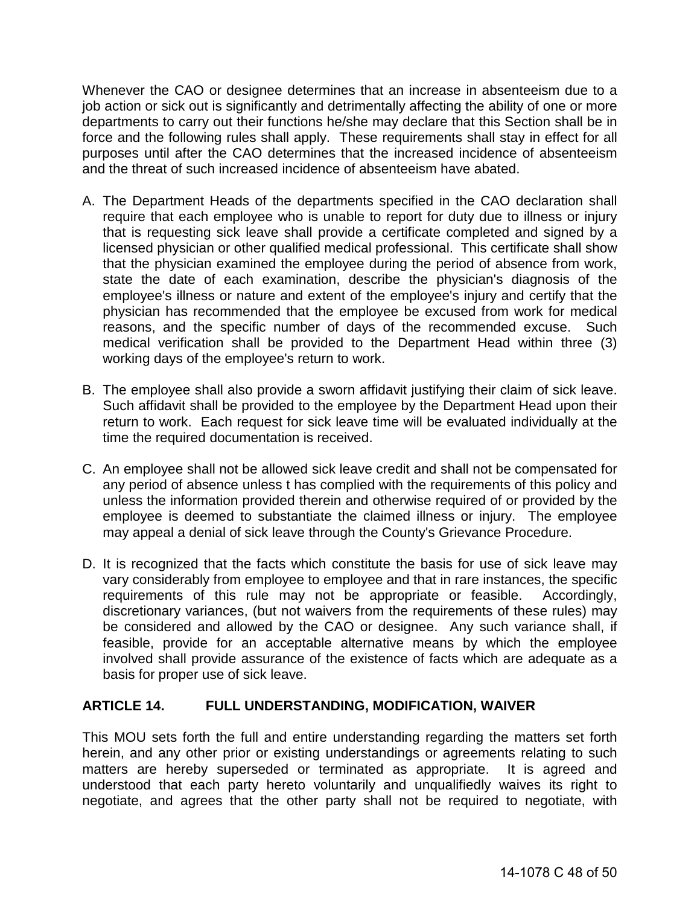Whenever the CAO or designee determines that an increase in absenteeism due to a job action or sick out is significantly and detrimentally affecting the ability of one or more departments to carry out their functions he/she may declare that this Section shall be in force and the following rules shall apply. These requirements shall stay in effect for all purposes until after the CAO determines that the increased incidence of absenteeism and the threat of such increased incidence of absenteeism have abated.

A. The Department Heads of the departments specified in the CAO declaration shall require that each employee who is unable to report for duty due to illness or injury that is requesting sick leave shall provide a certificate completed and signed by a licensed physician or other qualified medical professional. This certificate shall show that the physician examined the employee during the period of absence from work, state the date of each examination, describe the physician's diagnosis of the employee's illness or nature and extent of the employee's injury and certify that the physician has recommended that the employee be excused from work for medical reasons, and the specific number of days of the recommended excuse. Such medical verification shall be provided to the Department Head within three (3) working days of the employee's return to work.

B. The employee shall also provide a sworn affidavit justifying their claim of sick leave. Such affidavit shall be provided to the employee by the Department Head upon their return to work. Each request for sick leave time will be evaluated individually at the time the required documentation is received.

C. An employee shall not be allowed sick leave credit and shall not be compensated for any period of absence unless t has complied with the requirements of this policy and unless the information provided therein and otherwise required of or provided by the employee is deemed to substantiate the claimed illness or injury. The employee may appeal a denial of sick leave through the County's Grievance Procedure.

D. It is recognized that the facts which constitute the basis for use of sick leave may vary considerably from employee to employee and that in rare instances, the specific requirements of this rule may not be appropriate or feasible. Accordingly, discretionary variances, (but not waivers from the requirements of these rules) may be considered and allowed by the CAO or designee. Any such variance shall, if feasible, provide for an acceptable alternative means by which the employee involved shall provide assurance of the existence of facts which are adequate as a basis for proper use of sick leave.

## ARTICLE 14. FULL UNDERSTANDING, MODIFICATION, WAIVER

This MOU sets forth the full and entire understanding regarding the matters set forth herein, and any other prior or existing understandings or agreements relating to such matters are hereby superseded or terminated as appropriate. It is agreed and understood that each party hereto voluntarily and unqualifiedly waives its right to negotiate, and agrees that the other party shall not be required to negotiate, with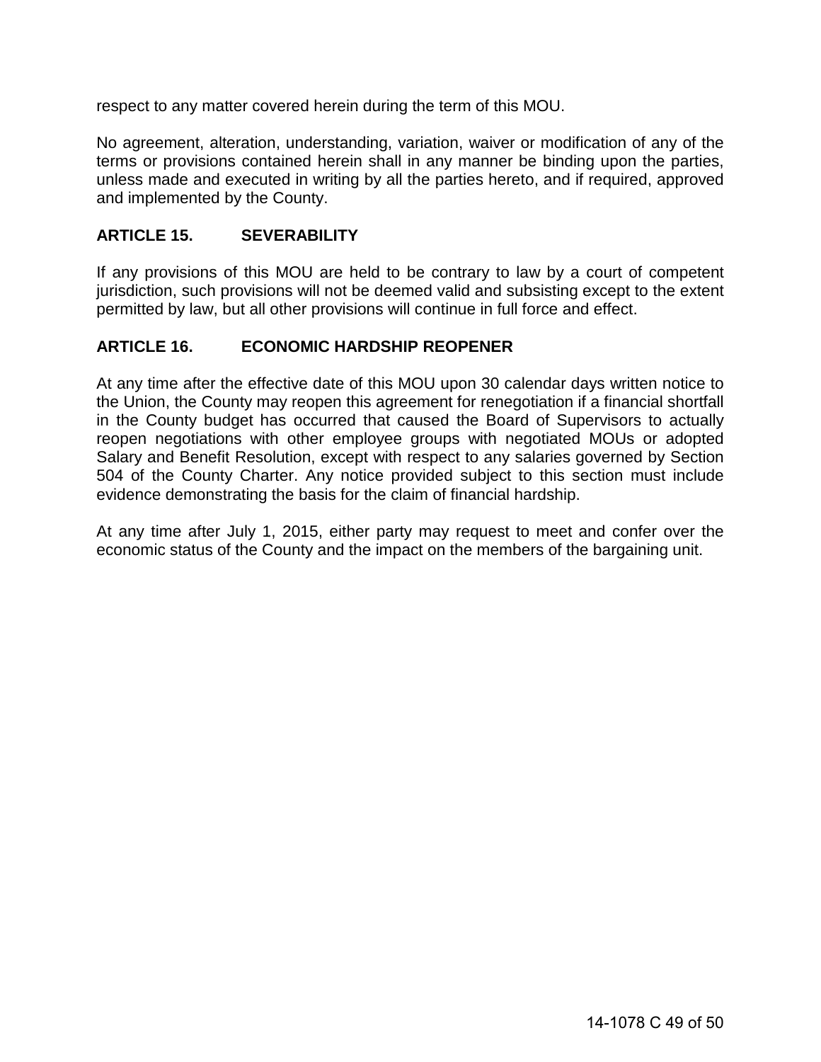respect to any matter covered herein during the term of this MOU.

No agreement, alteration, understanding, variation, waiver or modification of any of the terms or provisions contained herein shall in any manner be binding upon the parties, unless made and executed in writing by all the parties hereto, and if required, approved and implemented by the County.

## ARTICLE 15. SEVERABILITY

If any provisions of this MOU are held to be contrary to law by a court of competent jurisdiction, such provisions will not be deemed valid and subsisting except to the extent permitted by law, but all other provisions will continue in full force and effect.

## ARTICLE 16. ECONOMIC HARDSHIP REOPENER

At any time after the effective date of this MOU upon 30 calendar days written notice to the Union, the County may reopen this agreement for renegotiation if a financial shortfall in the County budget has occurred that caused the Board of Supervisors to actually reopen negotiations with other employee groups with negotiated MOUs or adopted Salary and Benefit Resolution, except with respect to any salaries governed by Section 504 of the County Charter. Any notice provided subject to this section must include evidence demonstrating the basis for the claim of financial hardship.

At any time after July 1, 2015, either party may request to meet and confer over the economic status of the County and the impact on the members of the bargaining unit.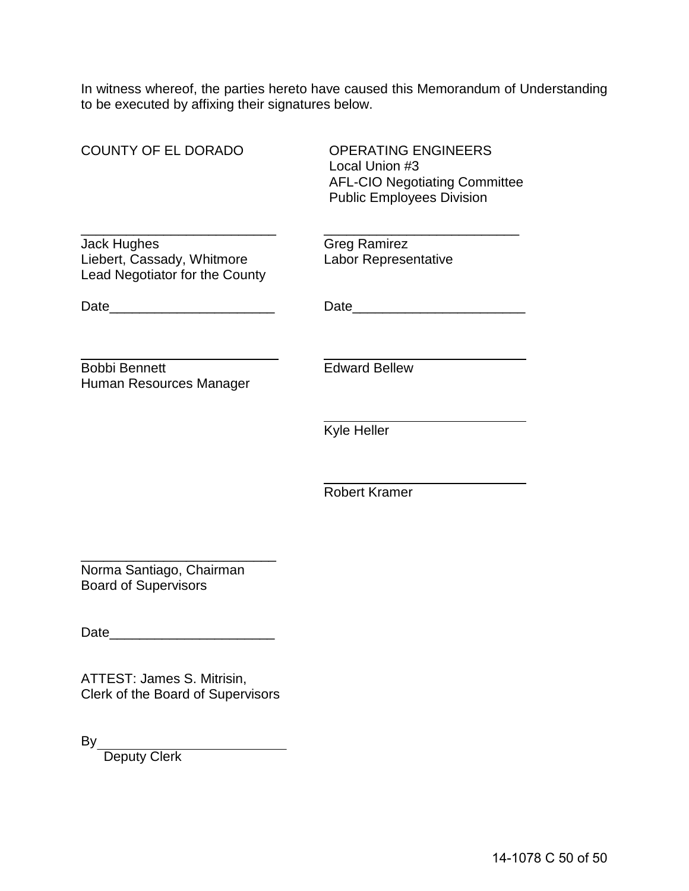In witness whereof, the parties hereto have caused this Memorandum of Understanding to be executed by affixing their signatures below.

COUNTY OF EL DORADO

OPERATING ENGINEERS
Local Union #3
AFL-CIO Negotiating Committee
Public Employees Division

\_\_\_\_\_\_\_\_\_\_\_\_\_\_\_\_\_\_\_\_\_\_\_\_\_\_\_\_
Jack Hughes
Liebert, Cassady, Whitmore
Lead Negotiator for the County

Date\_\_\_\_\_\_\_\_\_\_\_\_\_\_\_\_\_\_\_\_\_\_

\_\_\_\_\_\_\_\_\_\_\_\_\_\_\_\_\_\_\_\_\_\_\_\_\_\_\_\_
Greg Ramirez
Labor Representative

Date\_\_\_\_\_\_\_\_\_\_\_\_\_\_\_\_\_\_\_\_\_\_\_

\_\_\_\_\_\_\_\_\_\_\_\_\_\_\_\_\_\_\_\_\_\_\_\_\_\_\_\_
Bobbi Bennett
Human Resources Manager

\_\_\_\_\_\_\_\_\_\_\_\_\_\_\_\_\_\_\_\_\_\_\_\_\_\_\_\_
Edward Bellew

\_\_\_\_\_\_\_\_\_\_\_\_\_\_\_\_\_\_\_\_\_\_\_\_\_\_\_\_
Kyle Heller

\_\_\_\_\_\_\_\_\_\_\_\_\_\_\_\_\_\_\_\_\_\_\_\_\_\_\_\_
Robert Kramer

\_\_\_\_\_\_\_\_\_\_\_\_\_\_\_\_\_\_\_\_\_\_\_\_\_\_\_\_
Norma Santiago, Chairman
Board of Supervisors

Date\_\_\_\_\_\_\_\_\_\_\_\_\_\_\_\_\_\_\_\_\_\_

ATTEST: James S. Mitrisin,
Clerk of the Board of Supervisors

By\_\_\_\_\_\_\_\_\_\_\_\_\_\_\_\_\_\_\_\_\_\_\_\_\_\_
Deputy Clerk